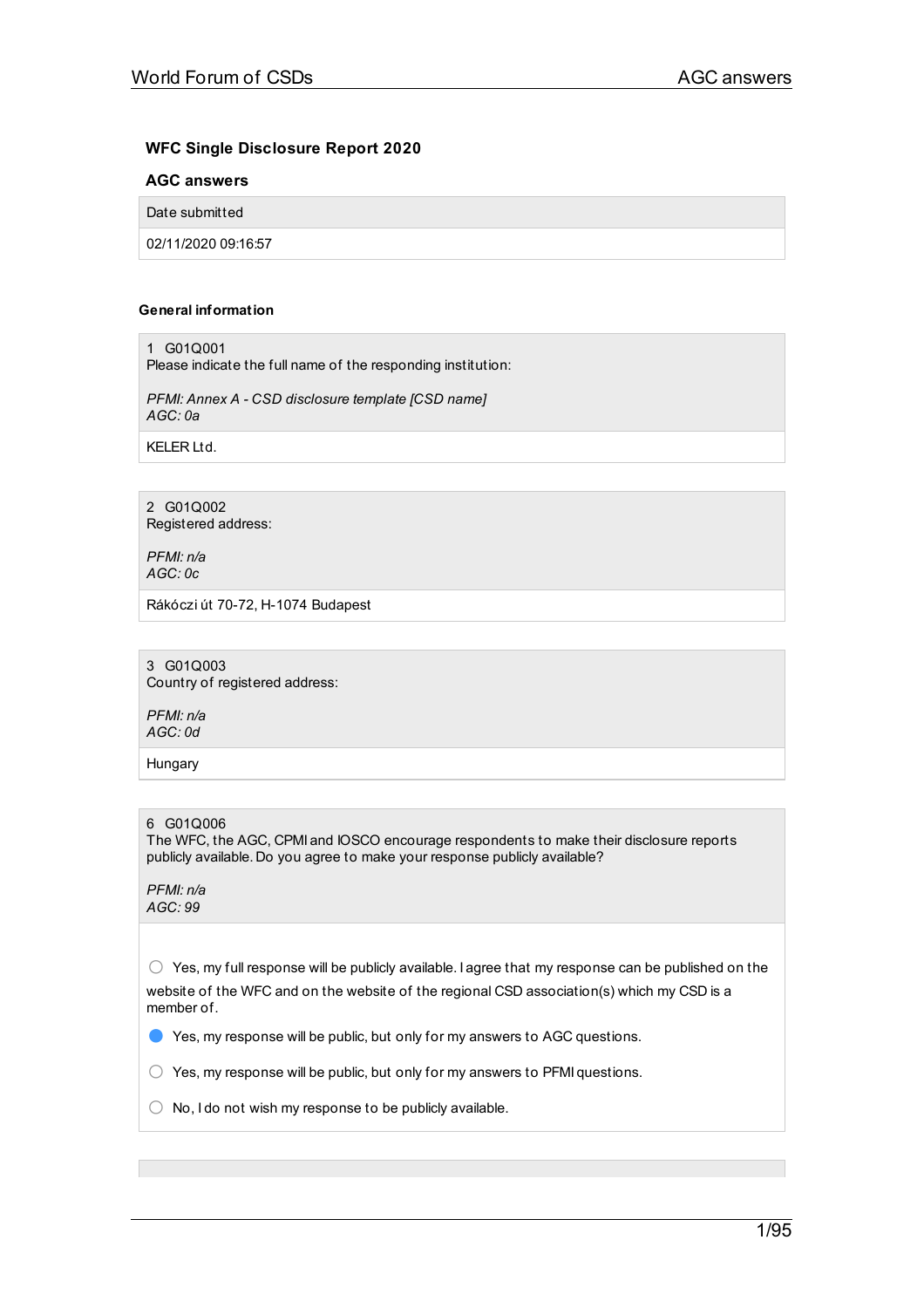# WFC Single Disclosure Report 2020

## AGC answers

| Date submitted |
| --- |
| 02/11/2020 09:16:57 |

### General information

**1 G01Q001**
Please indicate the full name of the responding institution:

*PFMI: Annex A - CSD disclosure template [CSD name]*
*AGC: 0a*

KELER Ltd.

**2 G01Q002**
Registered address:

*PFMI: n/a*
*AGC: 0c*

Rákóczi út 70-72, H-1074 Budapest

**3 G01Q003**
Country of registered address:

*PFMI: n/a*
*AGC: 0d*

Hungary

**6 G01Q006**
The WFC, the AGC, CPMI and IOSCO encourage respondents to make their disclosure reports publicly available. Do you agree to make your response publicly available?

*PFMI: n/a*
*AGC: 99*

- ◯ Yes, my full response will be publicly available. I agree that my response can be published on the website of the WFC and on the website of the regional CSD association(s) which my CSD is a member of.
- ● Yes, my response will be public, but only for my answers to AGC questions.
- ◯ Yes, my response will be public, but only for my answers to PFMI questions.
- ◯ No, I do not wish my response to be publicly available.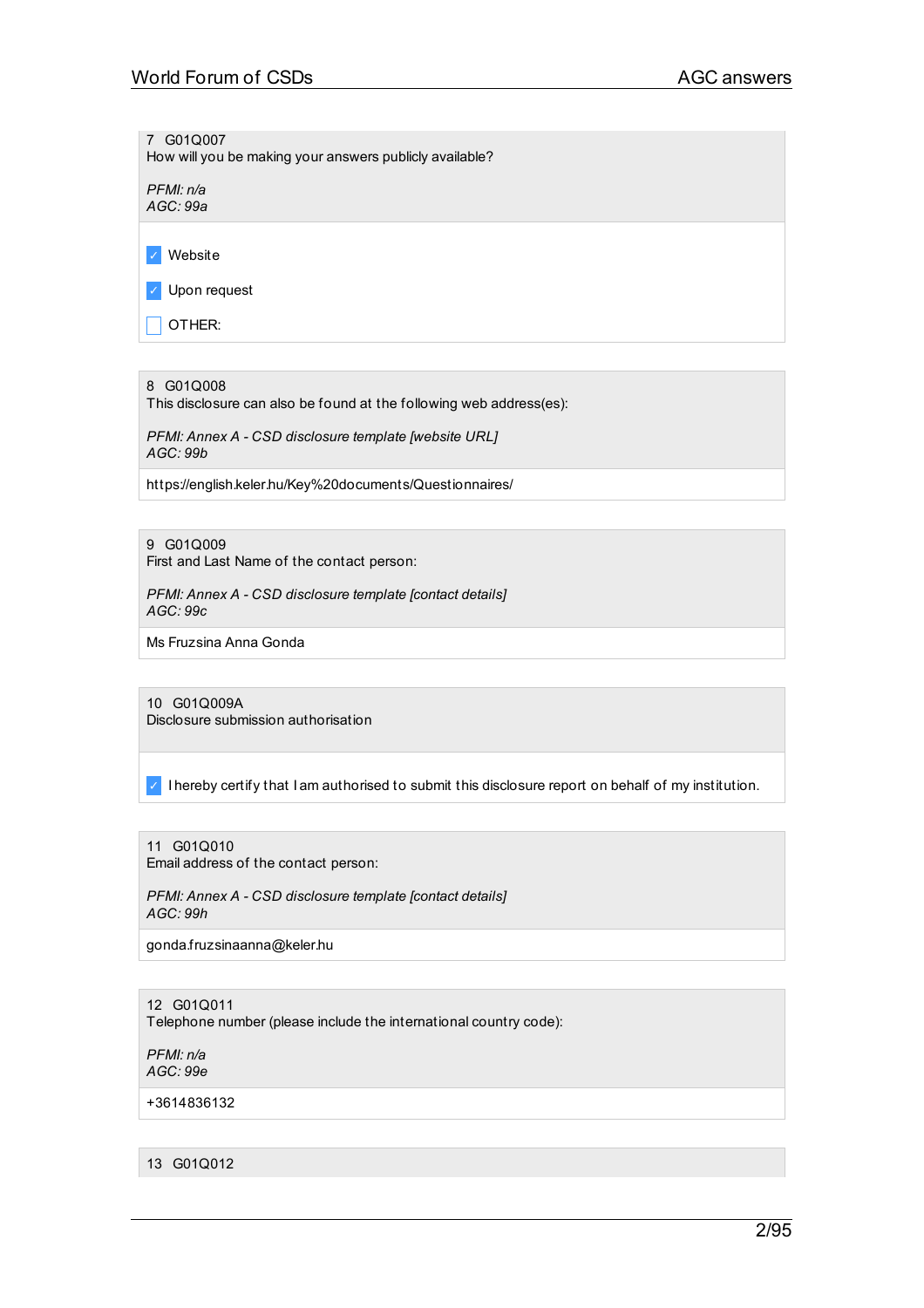7 G01Q007
How will you be making your answers publicly available?

*PFMI: n/a*
*AGC: 99a*

- [x] Website
- [x] Upon request
- [ ] OTHER:

8 G01Q008
This disclosure can also be found at the following web address(es):

*PFMI: Annex A - CSD disclosure template [website URL]*
*AGC: 99b*

https://english.keler.hu/Key%20documents/Questionnaires/

9 G01Q009
First and Last Name of the contact person:

*PFMI: Annex A - CSD disclosure template [contact details]*
*AGC: 99c*

Ms Fruzsina Anna Gonda

10 G01Q009A
Disclosure submission authorisation

- [x] I hereby certify that I am authorised to submit this disclosure report on behalf of my institution.

11 G01Q010
Email address of the contact person:

*PFMI: Annex A - CSD disclosure template [contact details]*
*AGC: 99h*

gonda.fruzsinaanna@keler.hu

12 G01Q011
Telephone number (please include the international country code):

*PFMI: n/a*
*AGC: 99e*

+3614836132

13 G01Q012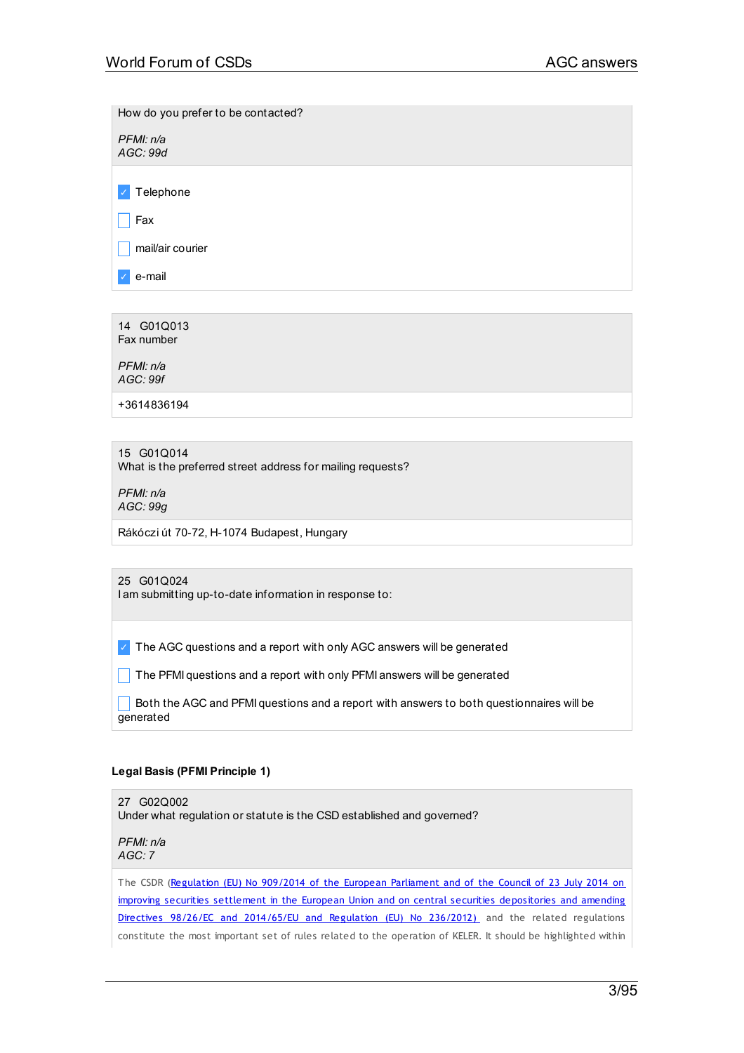How do you prefer to be contacted?

*PFMI: n/a*
*AGC: 99d*

- [x] Telephone
- [ ] Fax
- [ ] mail/air courier
- [x] e-mail

14 G01Q013
Fax number

*PFMI: n/a*
*AGC: 99f*

+3614836194

15 G01Q014
What is the preferred street address for mailing requests?

*PFMI: n/a*
*AGC: 99g*

Rákóczi út 70-72, H-1074 Budapest, Hungary

25 G01Q024
I am submitting up-to-date information in response to:

- [x] The AGC questions and a report with only AGC answers will be generated
- [ ] The PFMI questions and a report with only PFMI answers will be generated
- [ ] Both the AGC and PFMI questions and a report with answers to both questionnaires will be generated

**Legal Basis (PFMI Principle 1)**

27 G02Q002
Under what regulation or statute is the CSD established and governed?

*PFMI: n/a*
*AGC: 7*

The CSDR (Regulation (EU) No 909/2014 of the European Parliament and of the Council of 23 July 2014 on improving securities settlement in the European Union and on central securities depositories and amending Directives 98/26/EC and 2014/65/EU and Regulation (EU) No 236/2012) and the related regulations constitute the most important set of rules related to the operation of KELER. It should be highlighted within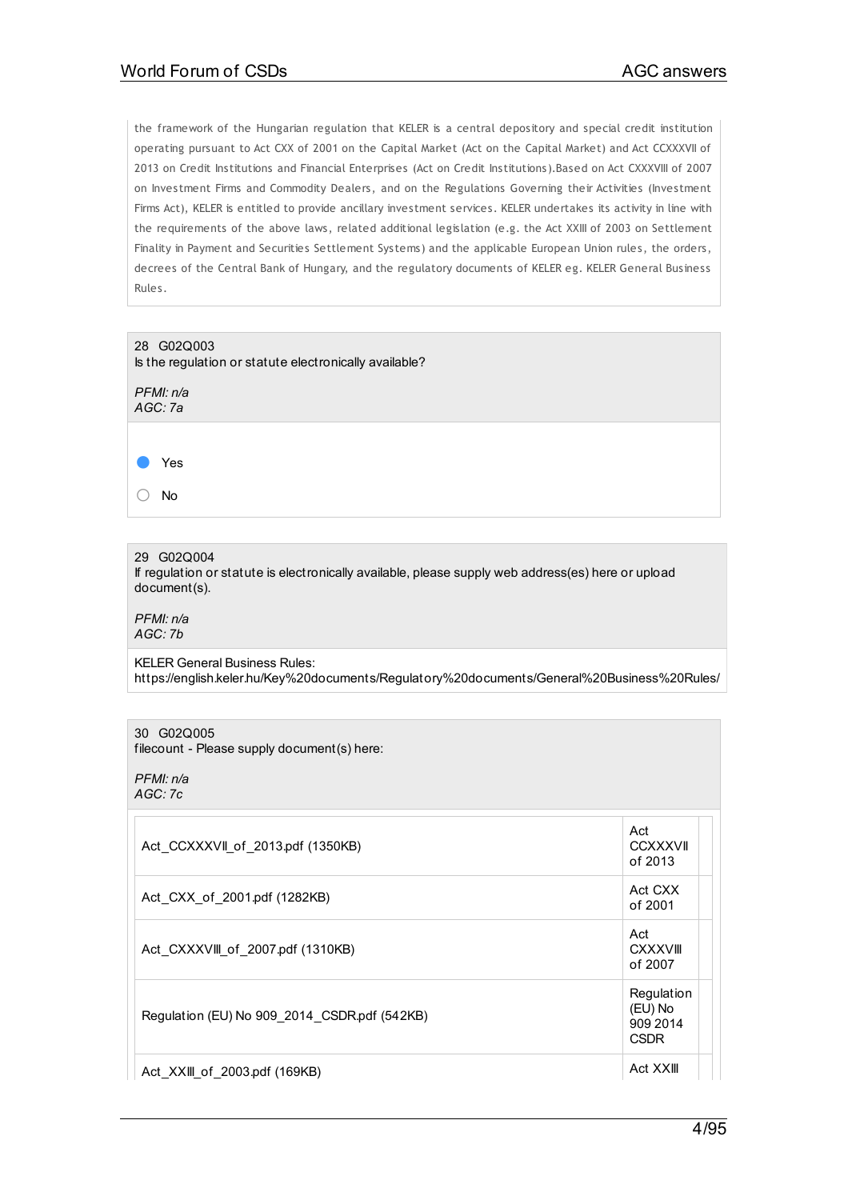the framework of the Hungarian regulation that KELER is a central depository and special credit institution operating pursuant to Act CXX of 2001 on the Capital Market (Act on the Capital Market) and Act CCXXXVII of 2013 on Credit Institutions and Financial Enterprises (Act on Credit Institutions).Based on Act CXXXVIII of 2007 on Investment Firms and Commodity Dealers, and on the Regulations Governing their Activities (Investment Firms Act), KELER is entitled to provide ancillary investment services. KELER undertakes its activity in line with the requirements of the above laws, related additional legislation (e.g. the Act XXIII of 2003 on Settlement Finality in Payment and Securities Settlement Systems) and the applicable European Union rules, the orders, decrees of the Central Bank of Hungary, and the regulatory documents of KELER eg. KELER General Business Rules.

28 G02Q003
Is the regulation or statute electronically available?

*PFMI: n/a*
*AGC: 7a*

- (●) Yes
- ( ) No

29 G02Q004
If regulation or statute is electronically available, please supply web address(es) here or upload document(s).

*PFMI: n/a*
*AGC: 7b*

KELER General Business Rules:
https://english.keler.hu/Key%20documents/Regulatory%20documents/General%20Business%20Rules/

30 G02Q005
filecount - Please supply document(s) here:

*PFMI: n/a*
*AGC: 7c*

| | | |
|---|---|---|
| Act_CCXXXVII_of_2013.pdf (1350KB) | Act CCXXXVII of 2013 | |
| Act_CXX_of_2001.pdf (1282KB) | Act CXX of 2001 | |
| Act_CXXXVIII_of_2007.pdf (1310KB) | Act CXXXVIII of 2007 | |
| Regulation (EU) No 909_2014_CSDR.pdf (542KB) | Regulation (EU) No 909 2014 CSDR | |
| Act_XXIII_of_2003.pdf (169KB) | Act XXIII | |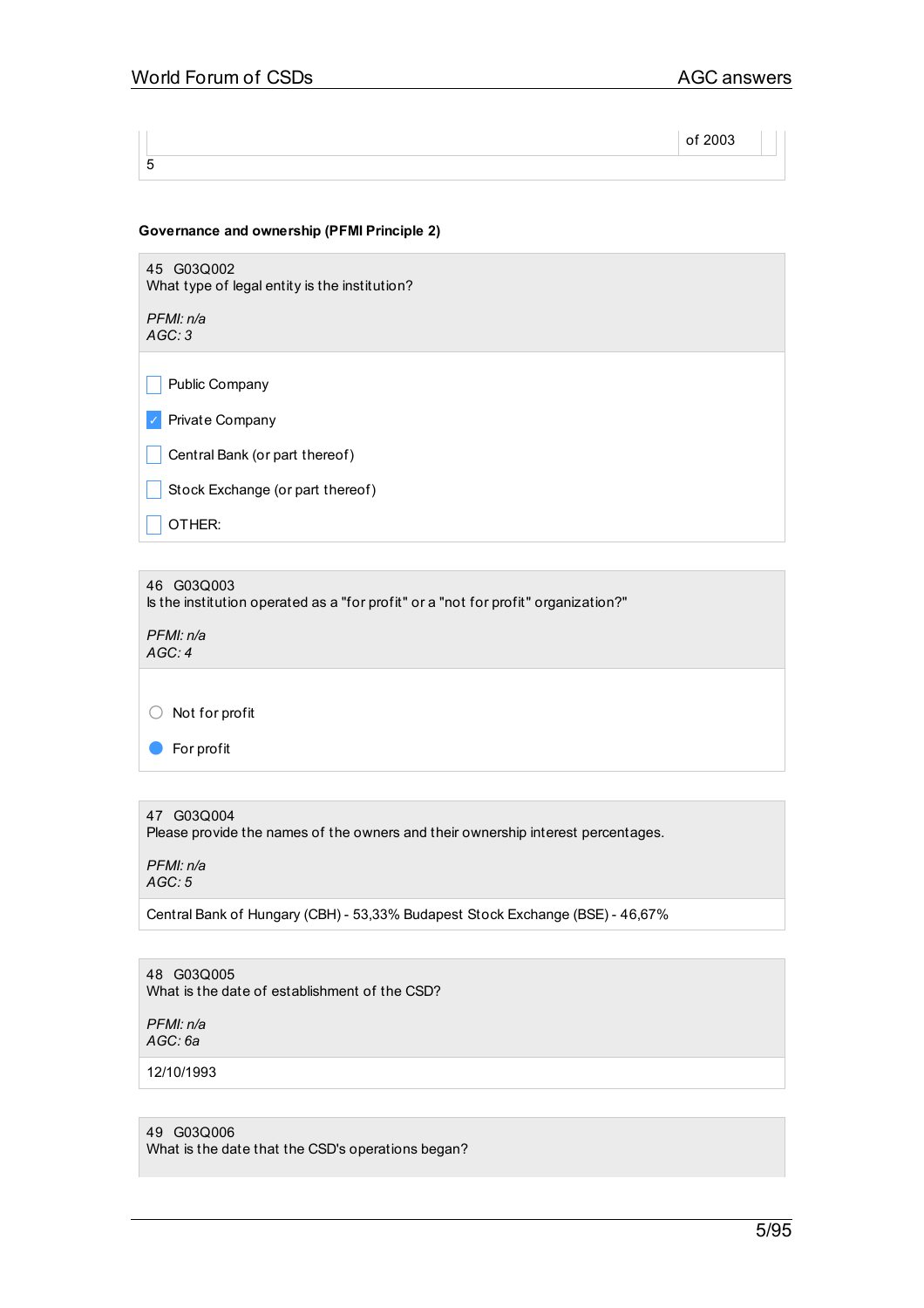| | of 2003 |
|---|---|
| 5 | |

**Governance and ownership (PFMI Principle 2)**

45 G03Q002
What type of legal entity is the institution?

*PFMI: n/a*
*AGC: 3*

- [ ] Public Company
- [x] Private Company
- [ ] Central Bank (or part thereof)
- [ ] Stock Exchange (or part thereof)
- [ ] OTHER:

46 G03Q003
Is the institution operated as a "for profit" or a "not for profit" organization?"

*PFMI: n/a*
*AGC: 4*

- ○ Not for profit
- ● For profit

47 G03Q004
Please provide the names of the owners and their ownership interest percentages.

*PFMI: n/a*
*AGC: 5*

Central Bank of Hungary (CBH) - 53,33% Budapest Stock Exchange (BSE) - 46,67%

48 G03Q005
What is the date of establishment of the CSD?

*PFMI: n/a*
*AGC: 6a*

12/10/1993

49 G03Q006
What is the date that the CSD's operations began?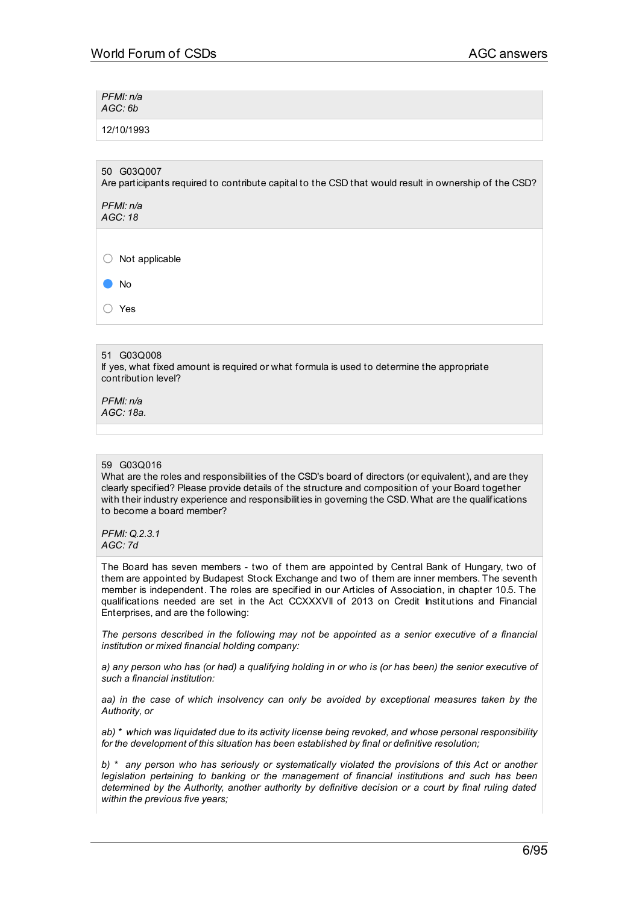*PFMI: n/a*
*AGC: 6b*

12/10/1993

50 G03Q007
Are participants required to contribute capital to the CSD that would result in ownership of the CSD?

*PFMI: n/a*
*AGC: 18*

- ○ Not applicable
- ● No
- ○ Yes

51 G03Q008
If yes, what fixed amount is required or what formula is used to determine the appropriate contribution level?

*PFMI: n/a*
*AGC: 18a.*

59 G03Q016
What are the roles and responsibilities of the CSD's board of directors (or equivalent), and are they clearly specified? Please provide details of the structure and composition of your Board together with their industry experience and responsibilities in governing the CSD. What are the qualifications to become a board member?

*PFMI: Q.2.3.1*
*AGC: 7d*

The Board has seven members - two of them are appointed by Central Bank of Hungary, two of them are appointed by Budapest Stock Exchange and two of them are inner members. The seventh member is independent. The roles are specified in our Articles of Association, in chapter 10.5. The qualifications needed are set in the Act CCXXXVII of 2013 on Credit Institutions and Financial Enterprises, and are the following:

*The persons described in the following may not be appointed as a senior executive of a financial institution or mixed financial holding company:*

*a) any person who has (or had) a qualifying holding in or who is (or has been) the senior executive of such a financial institution:*

*aa) in the case of which insolvency can only be avoided by exceptional measures taken by the Authority, or*

*ab) * which was liquidated due to its activity license being revoked, and whose personal responsibility for the development of this situation has been established by final or definitive resolution;*

*b) * any person who has seriously or systematically violated the provisions of this Act or another legislation pertaining to banking or the management of financial institutions and such has been determined by the Authority, another authority by definitive decision or a court by final ruling dated within the previous five years;*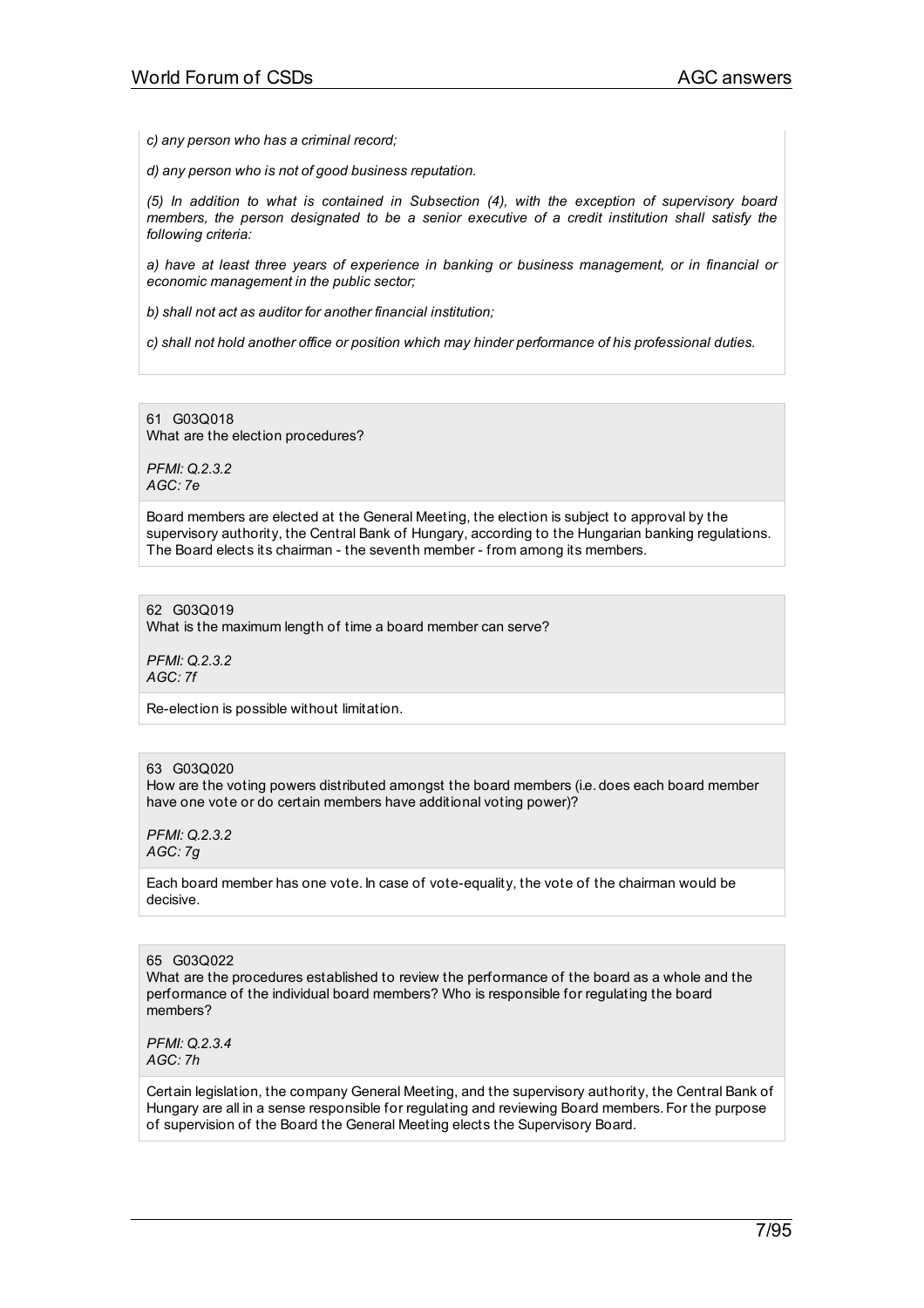*c) any person who has a criminal record;*

*d) any person who is not of good business reputation.*

*(5) In addition to what is contained in Subsection (4), with the exception of supervisory board members, the person designated to be a senior executive of a credit institution shall satisfy the following criteria:*

*a) have at least three years of experience in banking or business management, or in financial or economic management in the public sector;*

*b) shall not act as auditor for another financial institution;*

*c) shall not hold another office or position which may hinder performance of his professional duties.*

61 G03Q018
What are the election procedures?

*PFMI: Q.2.3.2*
*AGC: 7e*

Board members are elected at the General Meeting, the election is subject to approval by the supervisory authority, the Central Bank of Hungary, according to the Hungarian banking regulations. The Board elects its chairman - the seventh member - from among its members.

62 G03Q019
What is the maximum length of time a board member can serve?

*PFMI: Q.2.3.2*
*AGC: 7f*

Re-election is possible without limitation.

63 G03Q020
How are the voting powers distributed amongst the board members (i.e. does each board member have one vote or do certain members have additional voting power)?

*PFMI: Q.2.3.2*
*AGC: 7g*

Each board member has one vote. In case of vote-equality, the vote of the chairman would be decisive.

65 G03Q022
What are the procedures established to review the performance of the board as a whole and the performance of the individual board members? Who is responsible for regulating the board members?

*PFMI: Q.2.3.4*
*AGC: 7h*

Certain legislation, the company General Meeting, and the supervisory authority, the Central Bank of Hungary are all in a sense responsible for regulating and reviewing Board members. For the purpose of supervision of the Board the General Meeting elects the Supervisory Board.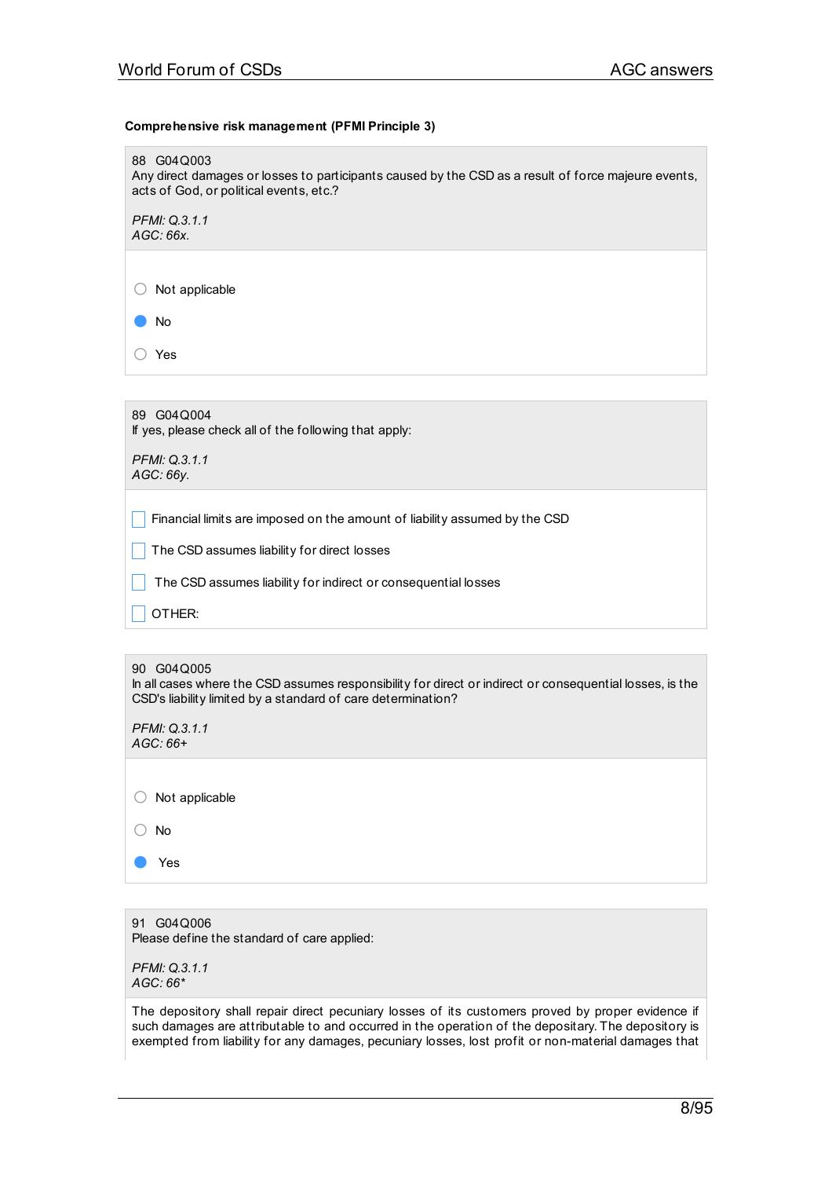**Comprehensive risk management (PFMI Principle 3)**

88 G04Q003
Any direct damages or losses to participants caused by the CSD as a result of force majeure events, acts of God, or political events, etc.?

*PFMI: Q.3.1.1*
*AGC: 66x.*

- ○ Not applicable
- ● No
- ○ Yes

89 G04Q004
If yes, please check all of the following that apply:

*PFMI: Q.3.1.1*
*AGC: 66y.*

- ☐ Financial limits are imposed on the amount of liability assumed by the CSD
- ☐ The CSD assumes liability for direct losses
- ☐ The CSD assumes liability for indirect or consequential losses
- ☐ OTHER:

90 G04Q005
In all cases where the CSD assumes responsibility for direct or indirect or consequential losses, is the CSD's liability limited by a standard of care determination?

*PFMI: Q.3.1.1*
*AGC: 66+*

- ○ Not applicable
- ○ No
- ● Yes

91 G04Q006
Please define the standard of care applied:

*PFMI: Q.3.1.1*
*AGC: 66**

The depository shall repair direct pecuniary losses of its customers proved by proper evidence if such damages are attributable to and occurred in the operation of the depositary. The depository is exempted from liability for any damages, pecuniary losses, lost profit or non-material damages that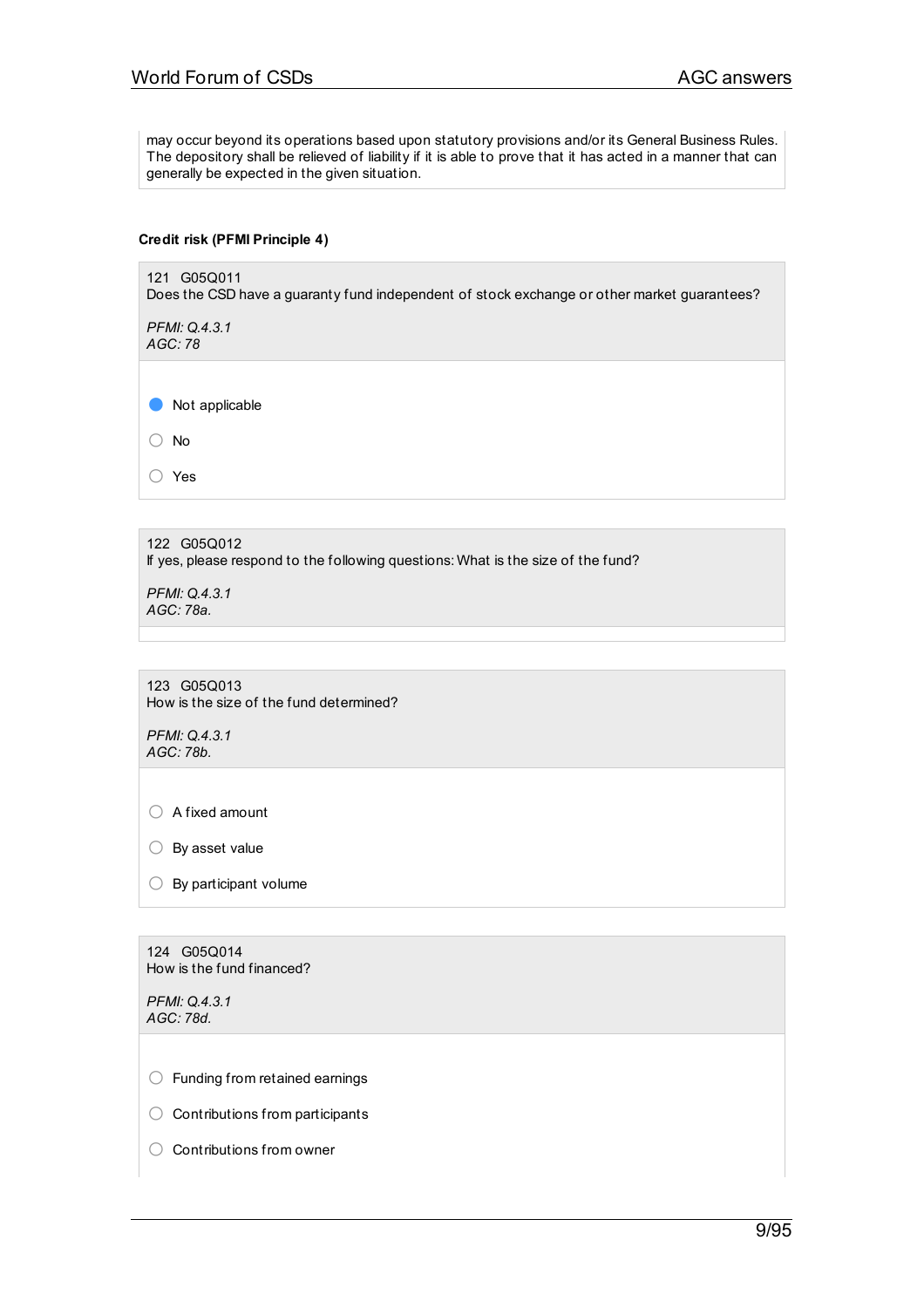may occur beyond its operations based upon statutory provisions and/or its General Business Rules. The depository shall be relieved of liability if it is able to prove that it has acted in a manner that can generally be expected in the given situation.

### Credit risk (PFMI Principle 4)

121 G05Q011
Does the CSD have a guaranty fund independent of stock exchange or other market guarantees?

*PFMI: Q.4.3.1*
*AGC: 78*

- (•) Not applicable
- ( ) No
- ( ) Yes

122 G05Q012
If yes, please respond to the following questions: What is the size of the fund?

*PFMI: Q.4.3.1*
*AGC: 78a.*

123 G05Q013
How is the size of the fund determined?

*PFMI: Q.4.3.1*
*AGC: 78b.*

- ( ) A fixed amount
- ( ) By asset value
- ( ) By participant volume

124 G05Q014
How is the fund financed?

*PFMI: Q.4.3.1*
*AGC: 78d.*

- ( ) Funding from retained earnings
- ( ) Contributions from participants
- ( ) Contributions from owner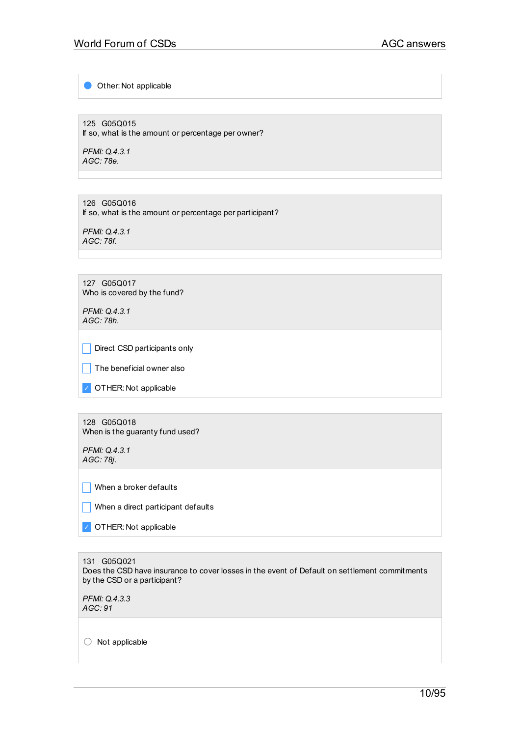- [x] Other: Not applicable

125 G05Q015
If so, what is the amount or percentage per owner?

*PFMI: Q.4.3.1*
*AGC: 78e.*

126 G05Q016
If so, what is the amount or percentage per participant?

*PFMI: Q.4.3.1*
*AGC: 78f.*

127 G05Q017
Who is covered by the fund?

*PFMI: Q.4.3.1*
*AGC: 78h.*

- [ ] Direct CSD participants only
- [ ] The beneficial owner also
- [x] OTHER: Not applicable

128 G05Q018
When is the guaranty fund used?

*PFMI: Q.4.3.1*
*AGC: 78j.*

- [ ] When a broker defaults
- [ ] When a direct participant defaults
- [x] OTHER: Not applicable

131 G05Q021
Does the CSD have insurance to cover losses in the event of Default on settlement commitments by the CSD or a participant?

*PFMI: Q.4.3.3*
*AGC: 91*

- [ ] Not applicable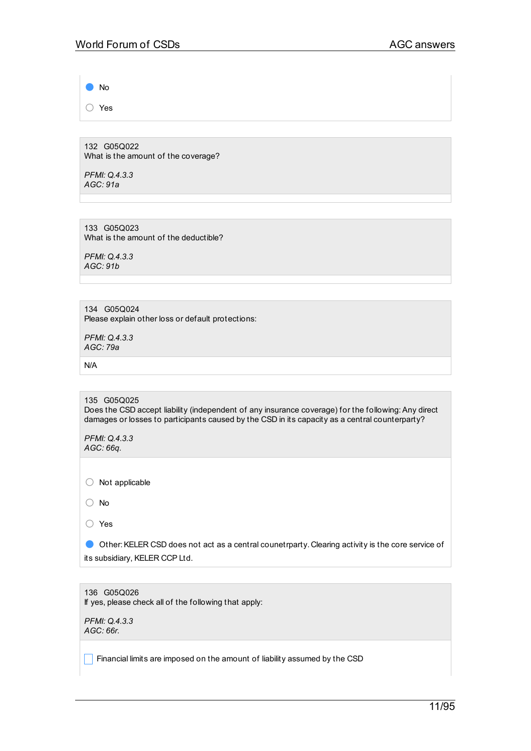- [x] No
- [ ] Yes

132 G05Q022
What is the amount of the coverage?

*PFMI: Q.4.3.3*
*AGC: 91a*

133 G05Q023
What is the amount of the deductible?

*PFMI: Q.4.3.3*
*AGC: 91b*

134 G05Q024
Please explain other loss or default protections:

*PFMI: Q.4.3.3*
*AGC: 79a*

N/A

135 G05Q025
Does the CSD accept liability (independent of any insurance coverage) for the following: Any direct damages or losses to participants caused by the CSD in its capacity as a central counterparty?

*PFMI: Q.4.3.3*
*AGC: 66q.*

- [ ] Not applicable
- [ ] No
- [ ] Yes
- [x] Other: KELER CSD does not act as a central counetrparty. Clearing activity is the core service of its subsidiary, KELER CCP Ltd.

136 G05Q026
If yes, please check all of the following that apply:

*PFMI: Q.4.3.3*
*AGC: 66r.*

- [ ] Financial limits are imposed on the amount of liability assumed by the CSD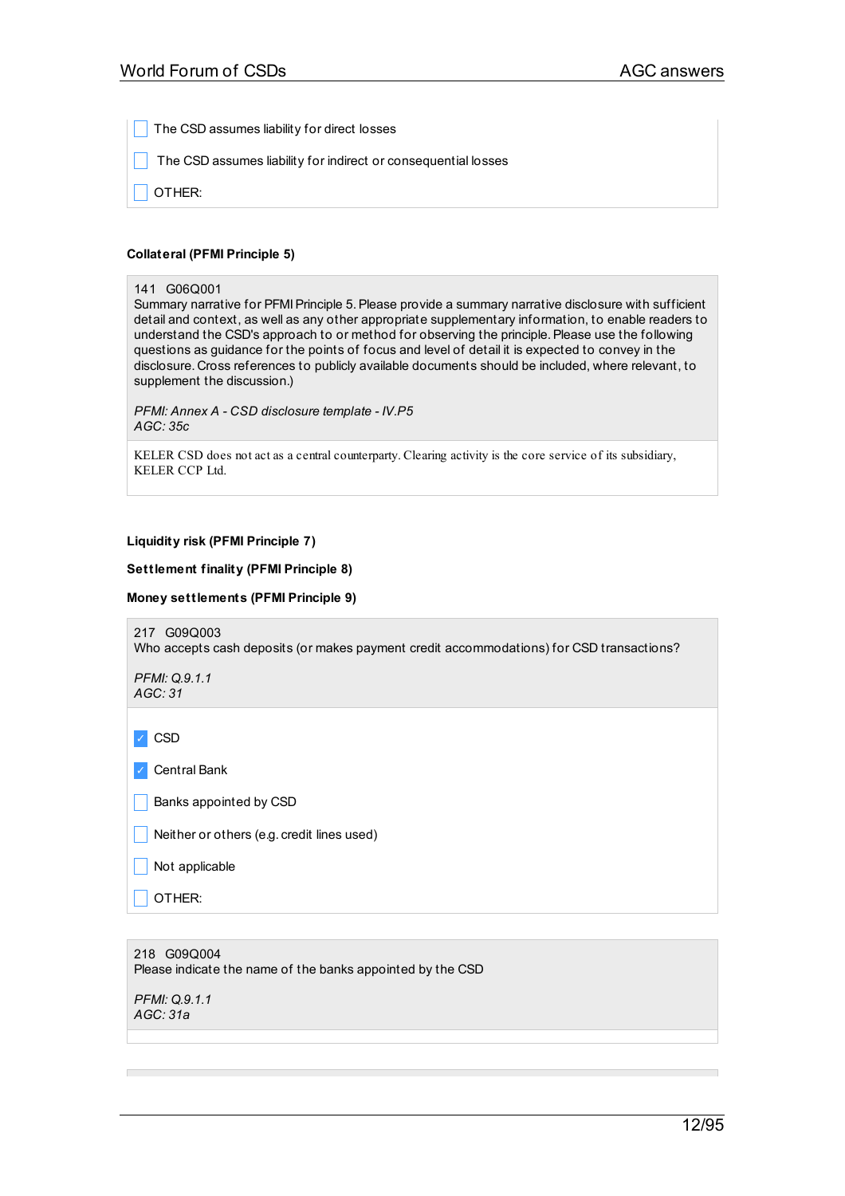- [ ] The CSD assumes liability for direct losses
- [ ] The CSD assumes liability for indirect or consequential losses
- [ ] OTHER:

**Collateral (PFMI Principle 5)**

141 G06Q001
Summary narrative for PFMI Principle 5. Please provide a summary narrative disclosure with sufficient detail and context, as well as any other appropriate supplementary information, to enable readers to understand the CSD's approach to or method for observing the principle. Please use the following questions as guidance for the points of focus and level of detail it is expected to convey in the disclosure. Cross references to publicly available documents should be included, where relevant, to supplement the discussion.)

*PFMI: Annex A - CSD disclosure template - IV.P5*
*AGC: 35c*

KELER CSD does not act as a central counterparty. Clearing activity is the core service of its subsidiary, KELER CCP Ltd.

**Liquidity risk (PFMI Principle 7)**

**Settlement finality (PFMI Principle 8)**

**Money settlements (PFMI Principle 9)**

217 G09Q003
Who accepts cash deposits (or makes payment credit accommodations) for CSD transactions?

*PFMI: Q.9.1.1*
*AGC: 31*

- [x] CSD
- [x] Central Bank
- [ ] Banks appointed by CSD
- [ ] Neither or others (e.g. credit lines used)
- [ ] Not applicable
- [ ] OTHER:

218 G09Q004
Please indicate the name of the banks appointed by the CSD

*PFMI: Q.9.1.1*
*AGC: 31a*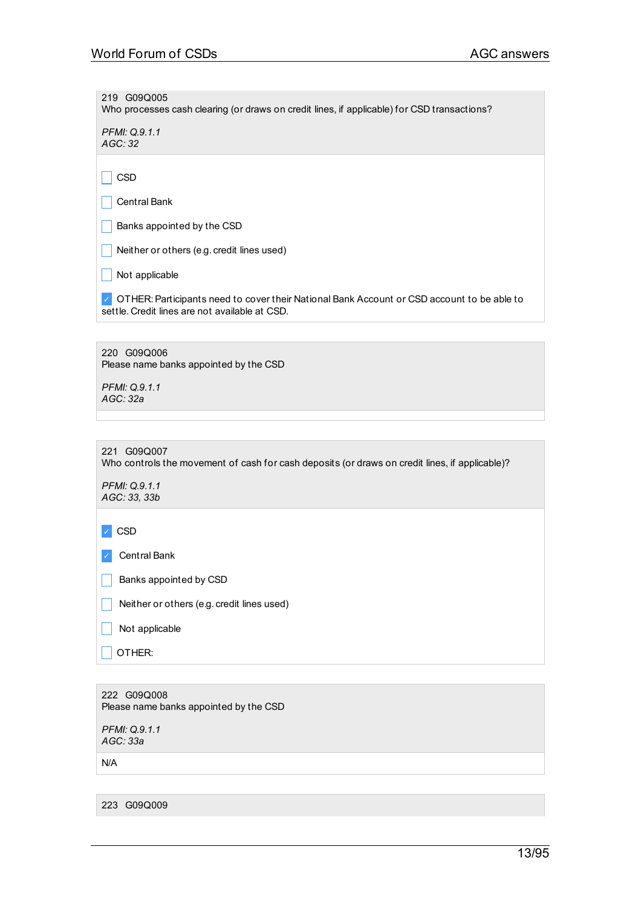219 G09Q005
Who processes cash clearing (or draws on credit lines, if applicable) for CSD transactions?

*PFMI: Q.9.1.1*
*AGC: 32*

- [ ] CSD
- [ ] Central Bank
- [ ] Banks appointed by the CSD
- [ ] Neither or others (e.g. credit lines used)
- [ ] Not applicable
- [x] OTHER: Participants need to cover their National Bank Account or CSD account to be able to settle. Credit lines are not available at CSD.

220 G09Q006
Please name banks appointed by the CSD

*PFMI: Q.9.1.1*
*AGC: 32a*

221 G09Q007
Who controls the movement of cash for cash deposits (or draws on credit lines, if applicable)?

*PFMI: Q.9.1.1*
*AGC: 33, 33b*

- [x] CSD
- [x] Central Bank
- [ ] Banks appointed by CSD
- [ ] Neither or others (e.g. credit lines used)
- [ ] Not applicable
- [ ] OTHER:

222 G09Q008
Please name banks appointed by the CSD

*PFMI: Q.9.1.1*
*AGC: 33a*

N/A

223 G09Q009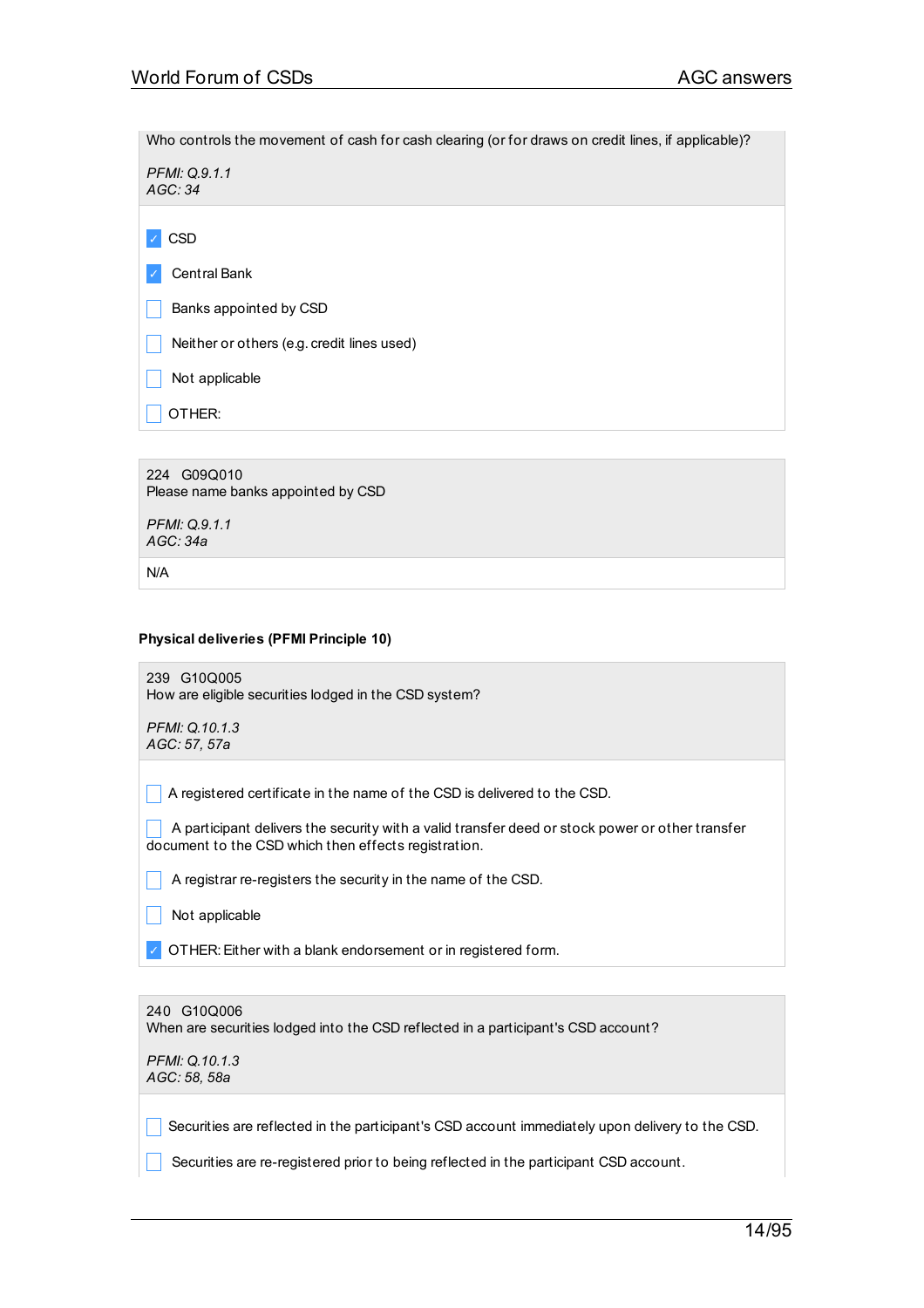Who controls the movement of cash for cash clearing (or for draws on credit lines, if applicable)?

*PFMI: Q.9.1.1*
*AGC: 34*

- [x] CSD
- [x] Central Bank
- [ ] Banks appointed by CSD
- [ ] Neither or others (e.g. credit lines used)
- [ ] Not applicable
- [ ] OTHER:

224 G09Q010
Please name banks appointed by CSD

*PFMI: Q.9.1.1*
*AGC: 34a*

N/A

**Physical deliveries (PFMI Principle 10)**

239 G10Q005
How are eligible securities lodged in the CSD system?

*PFMI: Q.10.1.3*
*AGC: 57, 57a*

- [ ] A registered certificate in the name of the CSD is delivered to the CSD.
- [ ] A participant delivers the security with a valid transfer deed or stock power or other transfer document to the CSD which then effects registration.
- [ ] A registrar re-registers the security in the name of the CSD.
- [ ] Not applicable
- [x] OTHER: Either with a blank endorsement or in registered form.

240 G10Q006
When are securities lodged into the CSD reflected in a participant's CSD account?

*PFMI: Q.10.1.3*
*AGC: 58, 58a*

- [ ] Securities are reflected in the participant's CSD account immediately upon delivery to the CSD.
- [ ] Securities are re-registered prior to being reflected in the participant CSD account.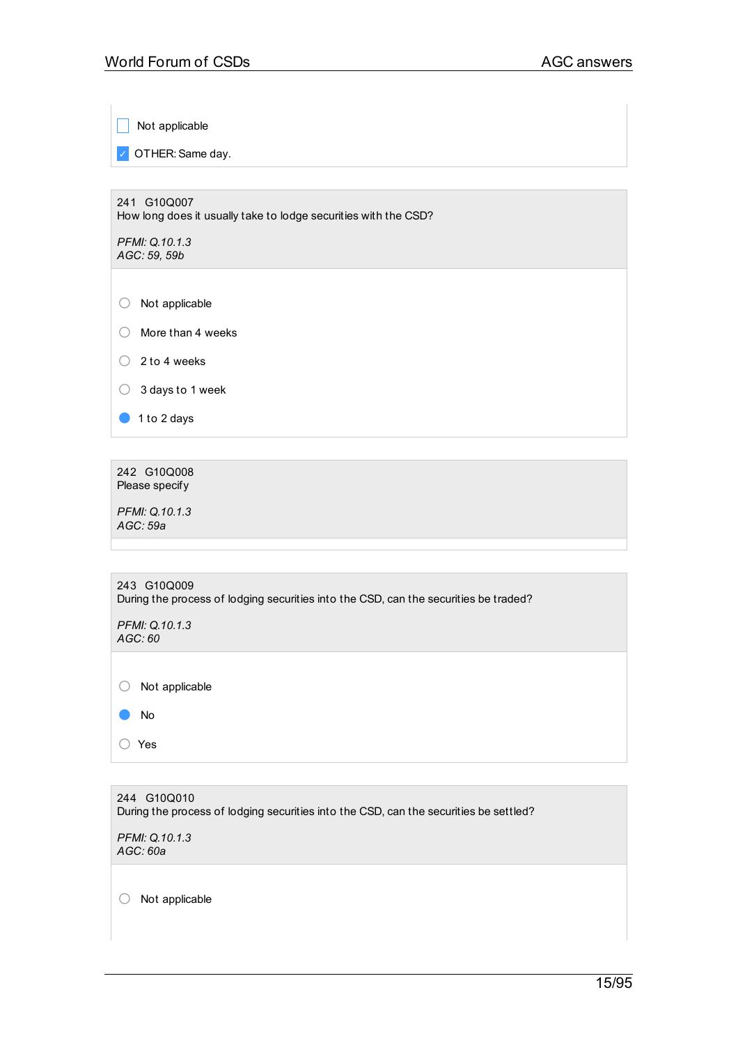- [ ] Not applicable
- [x] OTHER: Same day.

241 G10Q007
How long does it usually take to lodge securities with the CSD?

*PFMI: Q.10.1.3*
*AGC: 59, 59b*

- ○ Not applicable
- ○ More than 4 weeks
- ○ 2 to 4 weeks
- ○ 3 days to 1 week
- ● 1 to 2 days

242 G10Q008
Please specify

*PFMI: Q.10.1.3*
*AGC: 59a*

243 G10Q009
During the process of lodging securities into the CSD, can the securities be traded?

*PFMI: Q.10.1.3*
*AGC: 60*

- ○ Not applicable
- ● No
- ○ Yes

244 G10Q010
During the process of lodging securities into the CSD, can the securities be settled?

*PFMI: Q.10.1.3*
*AGC: 60a*

- ○ Not applicable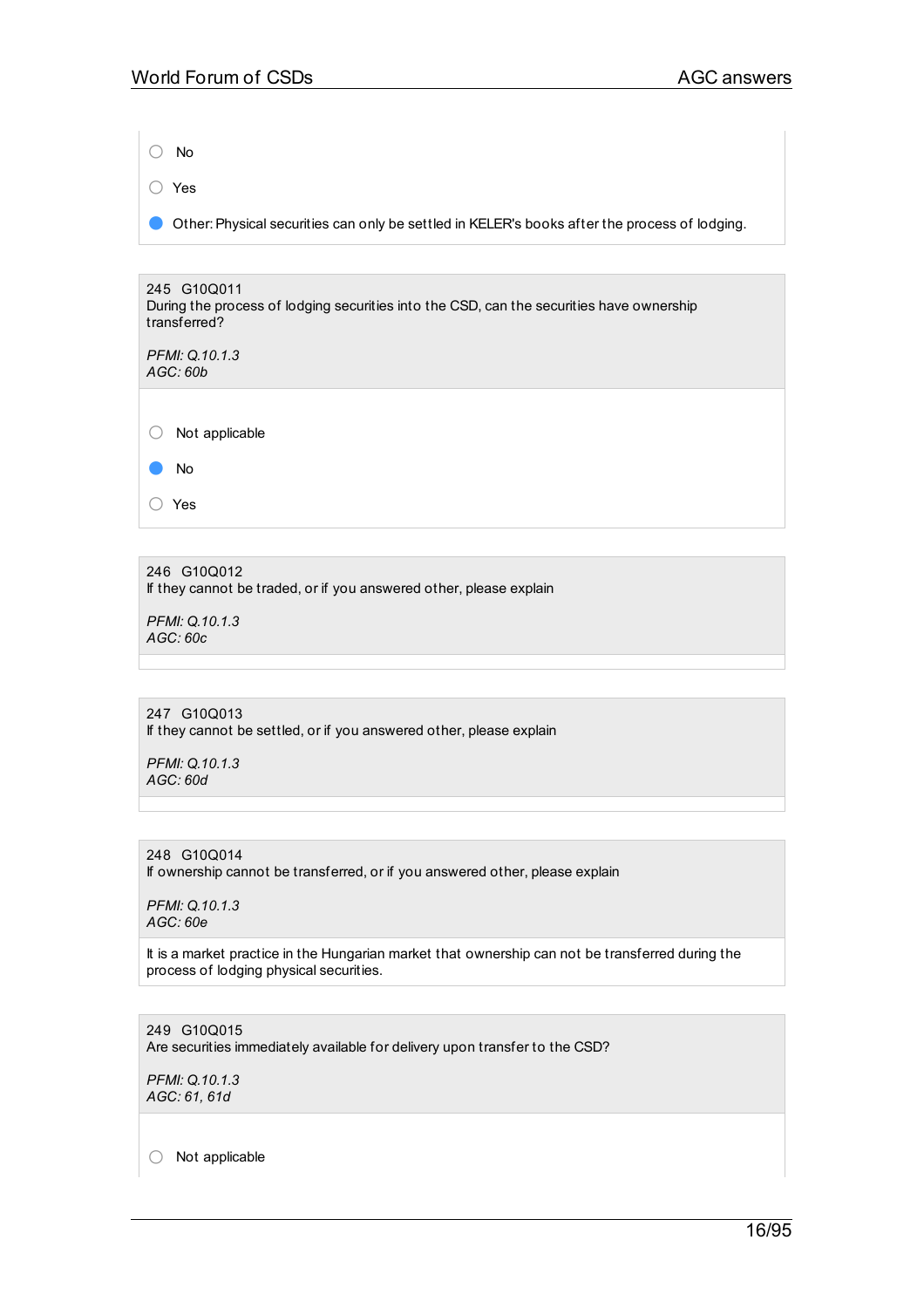- ○ No
- ○ Yes
- ● Other: Physical securities can only be settled in KELER's books after the process of lodging.

**245 G10Q011**
During the process of lodging securities into the CSD, can the securities have ownership transferred?

*PFMI: Q.10.1.3*
*AGC: 60b*

- ○ Not applicable
- ● No
- ○ Yes

**246 G10Q012**
If they cannot be traded, or if you answered other, please explain

*PFMI: Q.10.1.3*
*AGC: 60c*

**247 G10Q013**
If they cannot be settled, or if you answered other, please explain

*PFMI: Q.10.1.3*
*AGC: 60d*

**248 G10Q014**
If ownership cannot be transferred, or if you answered other, please explain

*PFMI: Q.10.1.3*
*AGC: 60e*

It is a market practice in the Hungarian market that ownership can not be transferred during the process of lodging physical securities.

**249 G10Q015**
Are securities immediately available for delivery upon transfer to the CSD?

*PFMI: Q.10.1.3*
*AGC: 61, 61d*

- ○ Not applicable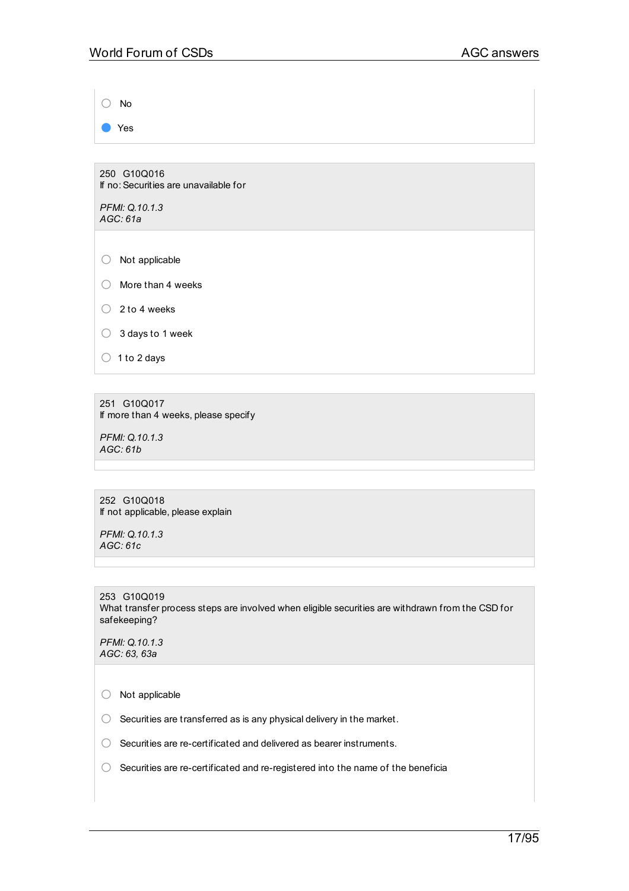- ○ No
- ● Yes

---

250 G10Q016
If no: Securities are unavailable for

*PFMI: Q.10.1.3*
*AGC: 61a*

- ○ Not applicable
- ○ More than 4 weeks
- ○ 2 to 4 weeks
- ○ 3 days to 1 week
- ○ 1 to 2 days

---

251 G10Q017
If more than 4 weeks, please specify

*PFMI: Q.10.1.3*
*AGC: 61b*

---

252 G10Q018
If not applicable, please explain

*PFMI: Q.10.1.3*
*AGC: 61c*

---

253 G10Q019
What transfer process steps are involved when eligible securities are withdrawn from the CSD for safekeeping?

*PFMI: Q.10.1.3*
*AGC: 63, 63a*

- ○ Not applicable
- ○ Securities are transferred as is any physical delivery in the market.
- ○ Securities are re-certificated and delivered as bearer instruments.
- ○ Securities are re-certificated and re-registered into the name of the beneficia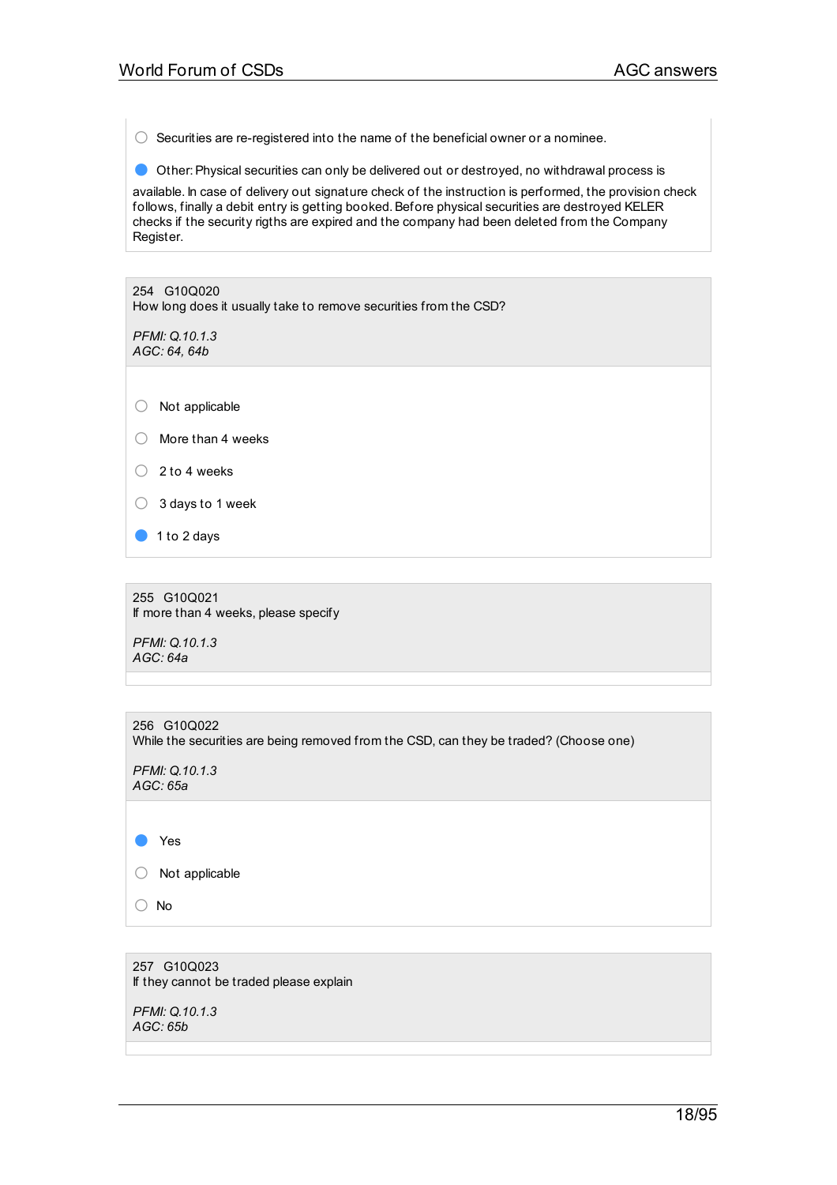- ○ Securities are re-registered into the name of the beneficial owner or a nominee.
- ● Other: Physical securities can only be delivered out or destroyed, no withdrawal process is available. In case of delivery out signature check of the instruction is performed, the provision check follows, finally a debit entry is getting booked. Before physical securities are destroyed KELER checks if the security rigths are expired and the company had been deleted from the Company Register.

---

254 G10Q020
How long does it usually take to remove securities from the CSD?

*PFMI: Q.10.1.3*
*AGC: 64, 64b*

- ○ Not applicable
- ○ More than 4 weeks
- ○ 2 to 4 weeks
- ○ 3 days to 1 week
- ● 1 to 2 days

---

255 G10Q021
If more than 4 weeks, please specify

*PFMI: Q.10.1.3*
*AGC: 64a*

---

256 G10Q022
While the securities are being removed from the CSD, can they be traded? (Choose one)

*PFMI: Q.10.1.3*
*AGC: 65a*

- ● Yes
- ○ Not applicable
- ○ No

---

257 G10Q023
If they cannot be traded please explain

*PFMI: Q.10.1.3*
*AGC: 65b*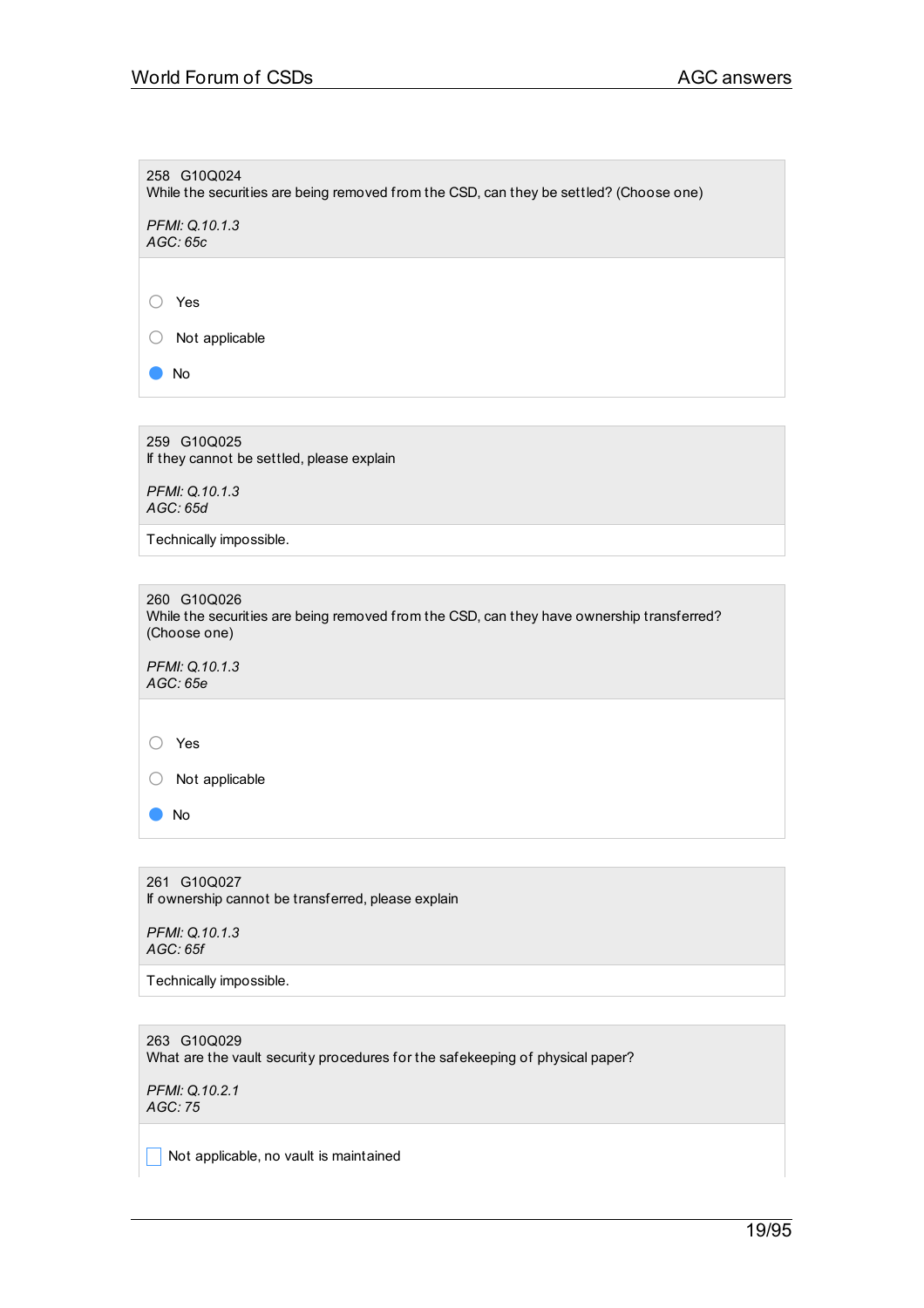258 G10Q024
While the securities are being removed from the CSD, can they be settled? (Choose one)

*PFMI: Q.10.1.3*
*AGC: 65c*

- ○ Yes
- ○ Not applicable
- ● No

259 G10Q025
If they cannot be settled, please explain

*PFMI: Q.10.1.3*
*AGC: 65d*

Technically impossible.

260 G10Q026
While the securities are being removed from the CSD, can they have ownership transferred? (Choose one)

*PFMI: Q.10.1.3*
*AGC: 65e*

- ○ Yes
- ○ Not applicable
- ● No

261 G10Q027
If ownership cannot be transferred, please explain

*PFMI: Q.10.1.3*
*AGC: 65f*

Technically impossible.

263 G10Q029
What are the vault security procedures for the safekeeping of physical paper?

*PFMI: Q.10.2.1*
*AGC: 75*

- ☐ Not applicable, no vault is maintained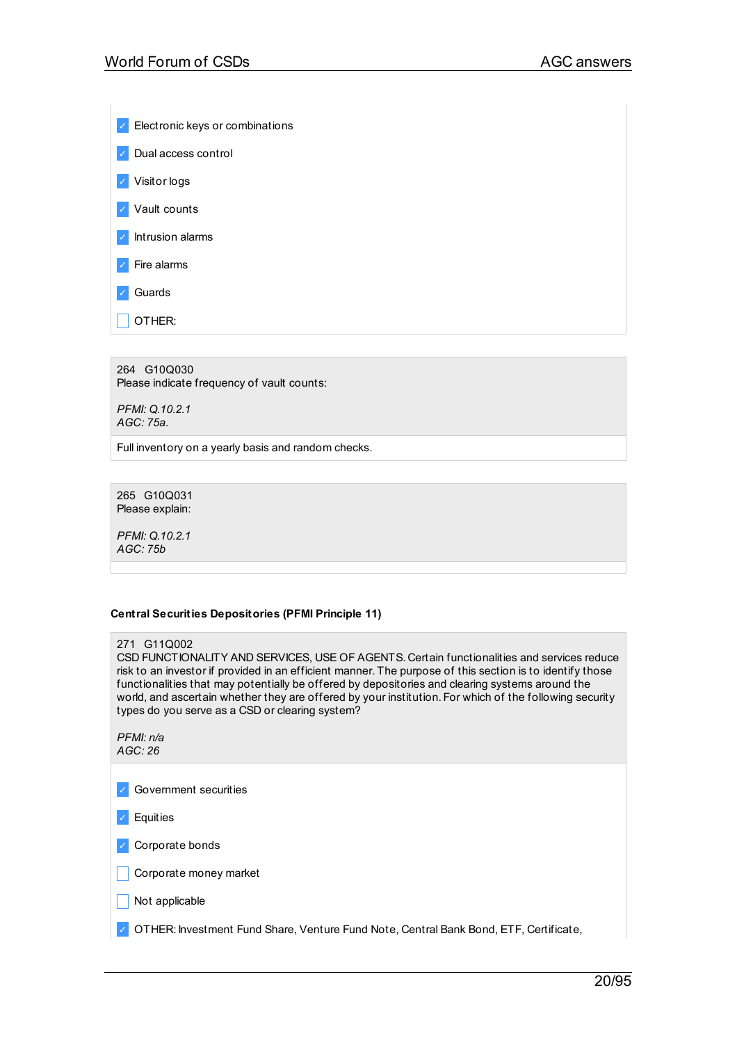- [x] Electronic keys or combinations
- [x] Dual access control
- [x] Visitor logs
- [x] Vault counts
- [x] Intrusion alarms
- [x] Fire alarms
- [x] Guards
- [ ] OTHER:

264 G10Q030
Please indicate frequency of vault counts:

*PFMI: Q.10.2.1*
*AGC: 75a.*

Full inventory on a yearly basis and random checks.

265 G10Q031
Please explain:

*PFMI: Q.10.2.1*
*AGC: 75b*

**Central Securities Depositories (PFMI Principle 11)**

271 G11Q002
CSD FUNCTIONALITY AND SERVICES, USE OF AGENTS. Certain functionalities and services reduce risk to an investor if provided in an efficient manner. The purpose of this section is to identify those functionalities that may potentially be offered by depositories and clearing systems around the world, and ascertain whether they are offered by your institution. For which of the following security types do you serve as a CSD or clearing system?

*PFMI: n/a*
*AGC: 26*

- [x] Government securities
- [x] Equities
- [x] Corporate bonds
- [ ] Corporate money market
- [ ] Not applicable
- [x] OTHER: Investment Fund Share, Venture Fund Note, Central Bank Bond, ETF, Certificate,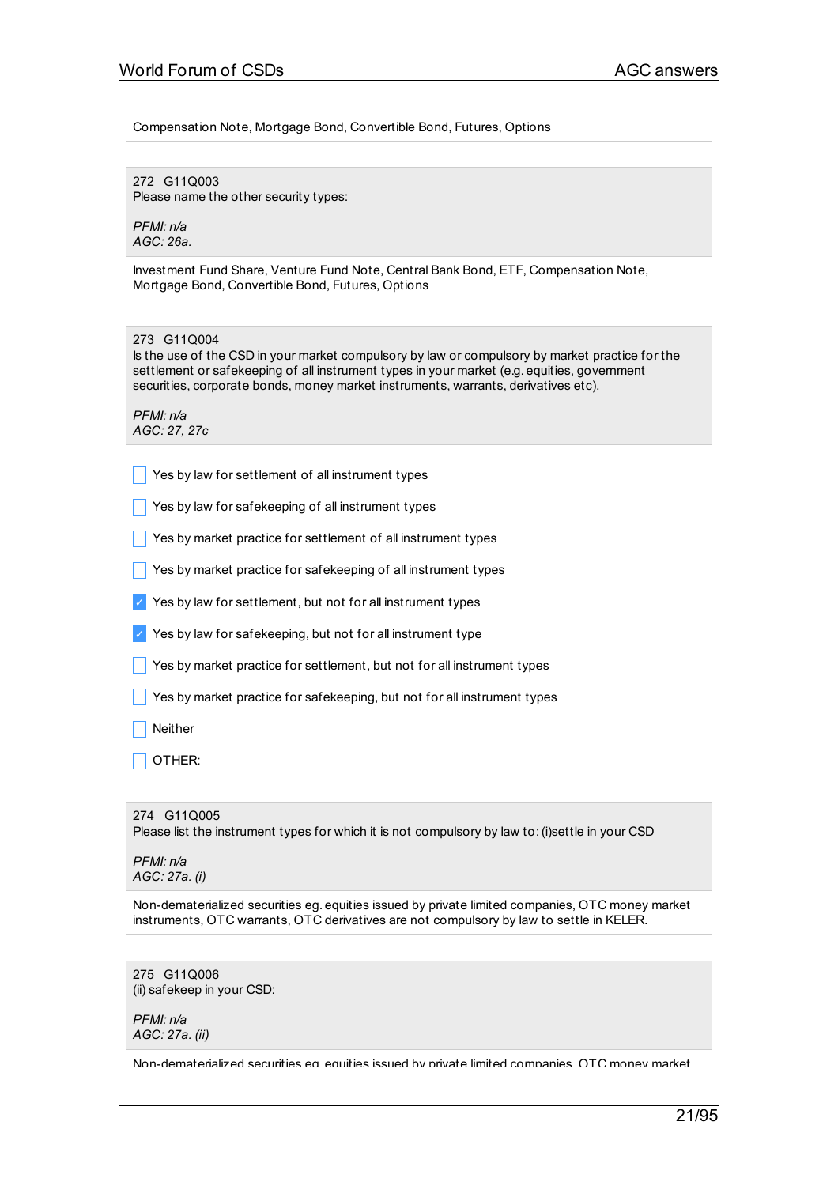Compensation Note, Mortgage Bond, Convertible Bond, Futures, Options

272 G11Q003
Please name the other security types:

*PFMI: n/a*
*AGC: 26a.*

Investment Fund Share, Venture Fund Note, Central Bank Bond, ETF, Compensation Note, Mortgage Bond, Convertible Bond, Futures, Options

273 G11Q004
Is the use of the CSD in your market compulsory by law or compulsory by market practice for the settlement or safekeeping of all instrument types in your market (e.g. equities, government securities, corporate bonds, money market instruments, warrants, derivatives etc).

*PFMI: n/a*
*AGC: 27, 27c*

- [ ] Yes by law for settlement of all instrument types
- [ ] Yes by law for safekeeping of all instrument types
- [ ] Yes by market practice for settlement of all instrument types
- [ ] Yes by market practice for safekeeping of all instrument types
- [x] Yes by law for settlement, but not for all instrument types
- [x] Yes by law for safekeeping, but not for all instrument type
- [ ] Yes by market practice for settlement, but not for all instrument types
- [ ] Yes by market practice for safekeeping, but not for all instrument types
- [ ] Neither
- [ ] OTHER:

274 G11Q005
Please list the instrument types for which it is not compulsory by law to: (i)settle in your CSD

*PFMI: n/a*
*AGC: 27a. (i)*

Non-dematerialized securities eg. equities issued by private limited companies, OTC money market instruments, OTC warrants, OTC derivatives are not compulsory by law to settle in KELER.

275 G11Q006
(ii) safekeep in your CSD:

*PFMI: n/a*
*AGC: 27a. (ii)*

Non-dematerialized securities eg. equities issued by private limited companies, OTC money market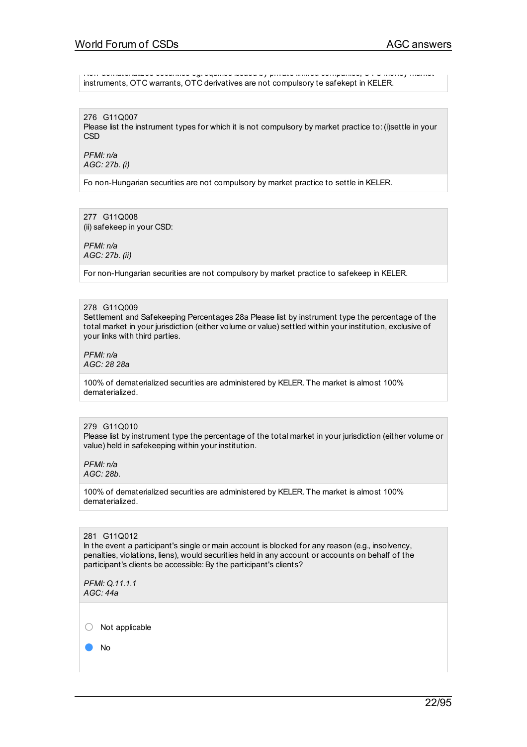Non-dematerialized securities eg. equities issued by private limited companies, OTC money market instruments, OTC warrants, OTC derivatives are not compulsory te safekept in KELER.

276 G11Q007
Please list the instrument types for which it is not compulsory by market practice to: (i)settle in your CSD

*PFMI: n/a*
*AGC: 27b. (i)*

Fo non-Hungarian securities are not compulsory by market practice to settle in KELER.

277 G11Q008
(ii) safekeep in your CSD:

*PFMI: n/a*
*AGC: 27b. (ii)*

For non-Hungarian securities are not compulsory by market practice to safekeep in KELER.

278 G11Q009
Settlement and Safekeeping Percentages 28a Please list by instrument type the percentage of the total market in your jurisdiction (either volume or value) settled within your institution, exclusive of your links with third parties.

*PFMI: n/a*
*AGC: 28 28a*

100% of dematerialized securities are administered by KELER. The market is almost 100% dematerialized.

279 G11Q010
Please list by instrument type the percentage of the total market in your jurisdiction (either volume or value) held in safekeeping within your institution.

*PFMI: n/a*
*AGC: 28b.*

100% of dematerialized securities are administered by KELER. The market is almost 100% dematerialized.

281 G11Q012
In the event a participant's single or main account is blocked for any reason (e.g., insolvency, penalties, violations, liens), would securities held in any account or accounts on behalf of the participant's clients be accessible: By the participant's clients?

*PFMI: Q.11.1.1*
*AGC: 44a*

- ○ Not applicable
- ● No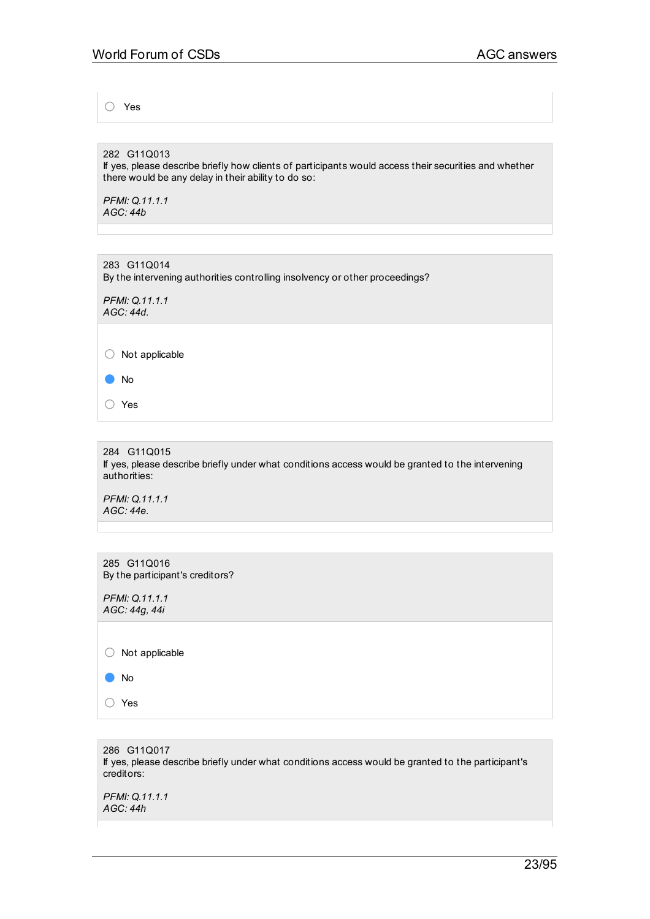- ○ Yes

282 G11Q013
If yes, please describe briefly how clients of participants would access their securities and whether there would be any delay in their ability to do so:

*PFMI: Q.11.1.1*
*AGC: 44b*

283 G11Q014
By the intervening authorities controlling insolvency or other proceedings?

*PFMI: Q.11.1.1*
*AGC: 44d.*

- ○ Not applicable
- ● No
- ○ Yes

284 G11Q015
If yes, please describe briefly under what conditions access would be granted to the intervening authorities:

*PFMI: Q.11.1.1*
*AGC: 44e.*

285 G11Q016
By the participant's creditors?

*PFMI: Q.11.1.1*
*AGC: 44g, 44i*

- ○ Not applicable
- ● No
- ○ Yes

286 G11Q017
If yes, please describe briefly under what conditions access would be granted to the participant's creditors:

*PFMI: Q.11.1.1*
*AGC: 44h*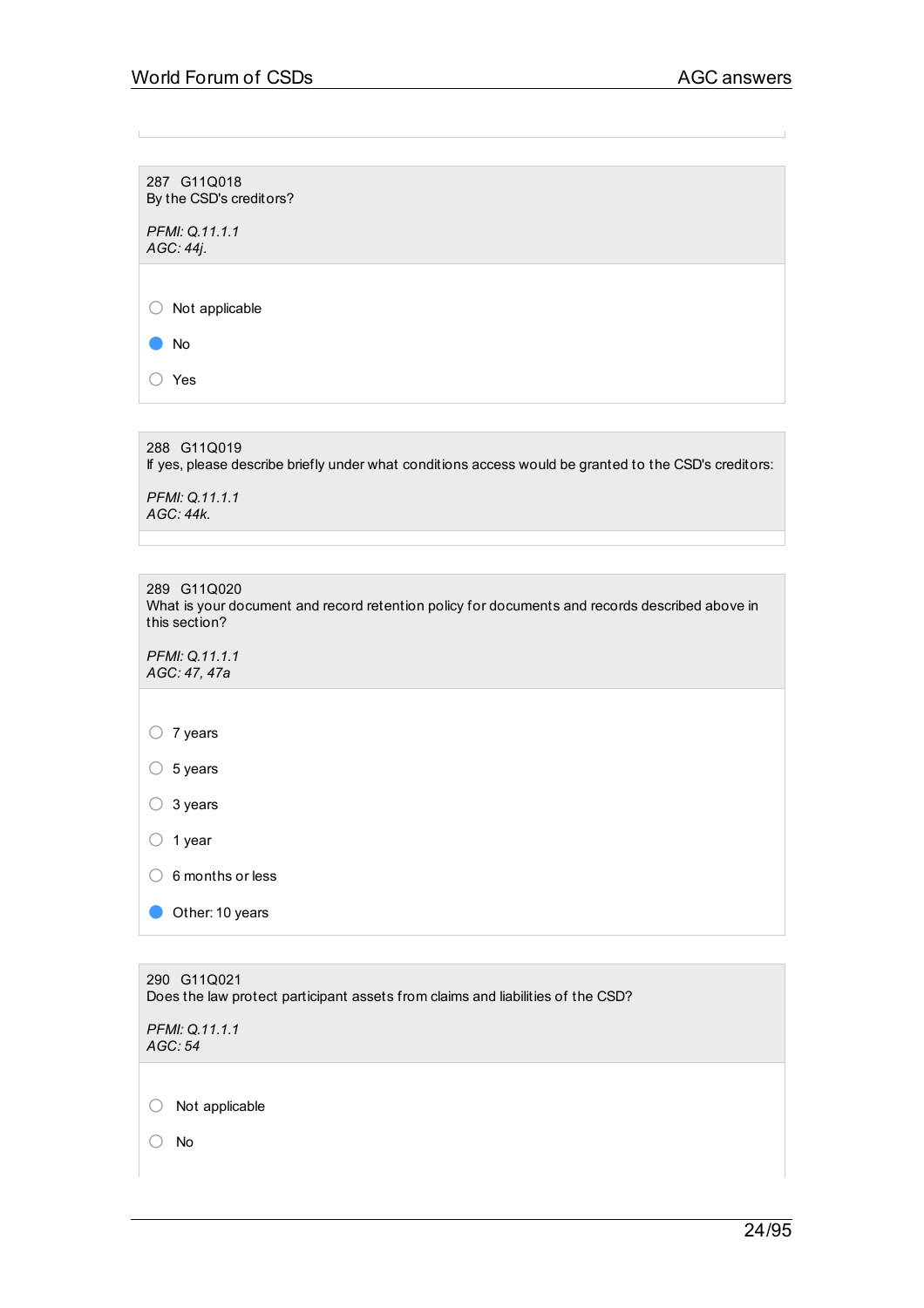287 G11Q018
By the CSD's creditors?

*PFMI: Q.11.1.1*
*AGC: 44j.*

- ○ Not applicable
- ● No
- ○ Yes

288 G11Q019
If yes, please describe briefly under what conditions access would be granted to the CSD's creditors:

*PFMI: Q.11.1.1*
*AGC: 44k.*

289 G11Q020
What is your document and record retention policy for documents and records described above in this section?

*PFMI: Q.11.1.1*
*AGC: 47, 47a*

- ○ 7 years
- ○ 5 years
- ○ 3 years
- ○ 1 year
- ○ 6 months or less
- ● Other: 10 years

290 G11Q021
Does the law protect participant assets from claims and liabilities of the CSD?

*PFMI: Q.11.1.1*
*AGC: 54*

- ○ Not applicable
- ○ No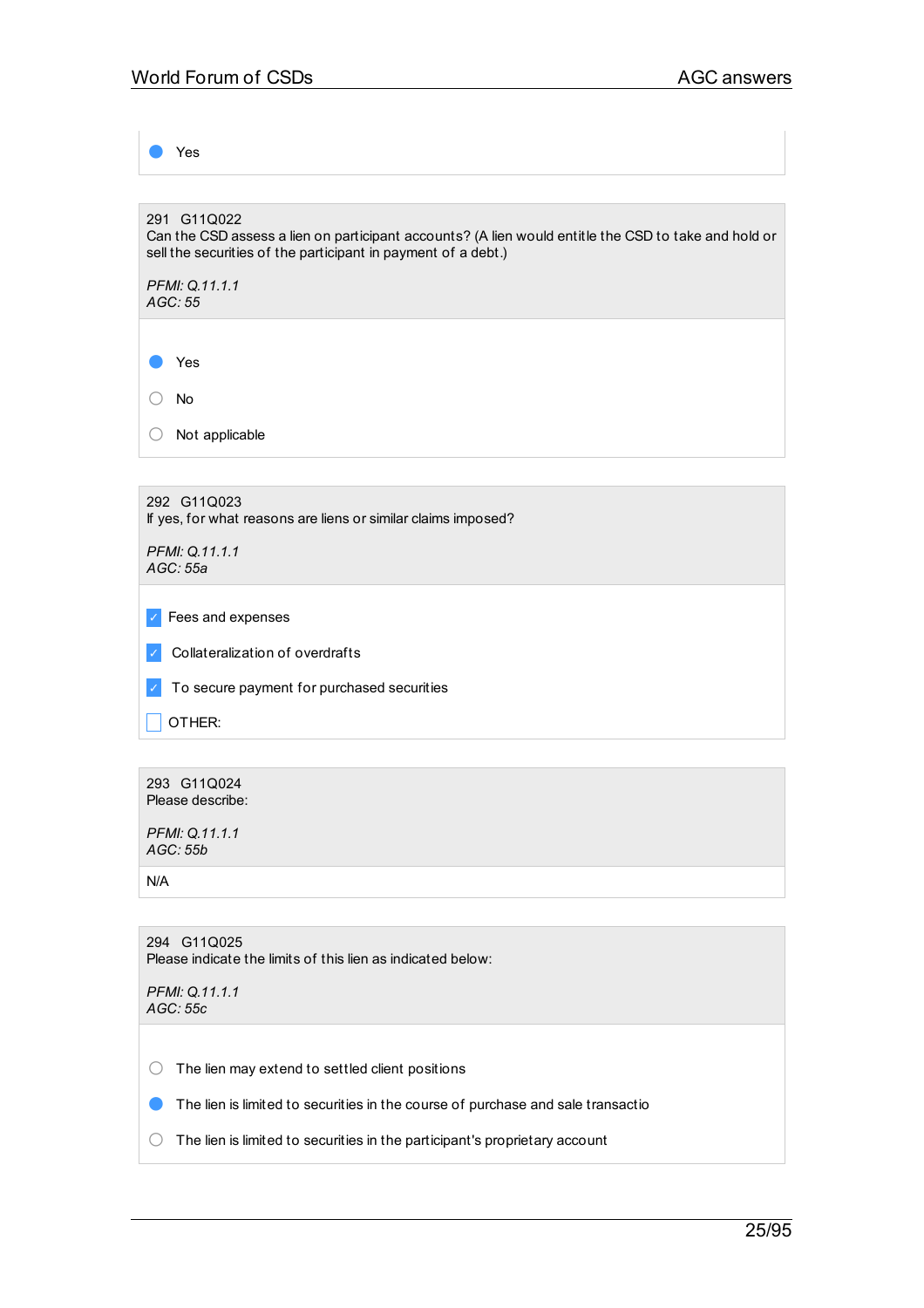- (●) Yes

---

291 G11Q022
Can the CSD assess a lien on participant accounts? (A lien would entitle the CSD to take and hold or sell the securities of the participant in payment of a debt.)

*PFMI: Q.11.1.1*
*AGC: 55*

- (●) Yes
- ( ) No
- ( ) Not applicable

---

292 G11Q023
If yes, for what reasons are liens or similar claims imposed?

*PFMI: Q.11.1.1*
*AGC: 55a*

- [x] Fees and expenses
- [x] Collateralization of overdrafts
- [x] To secure payment for purchased securities
- [ ] OTHER:

---

293 G11Q024
Please describe:

*PFMI: Q.11.1.1*
*AGC: 55b*

N/A

---

294 G11Q025
Please indicate the limits of this lien as indicated below:

*PFMI: Q.11.1.1*
*AGC: 55c*

- ( ) The lien may extend to settled client positions
- (●) The lien is limited to securities in the course of purchase and sale transactio
- ( ) The lien is limited to securities in the participant's proprietary account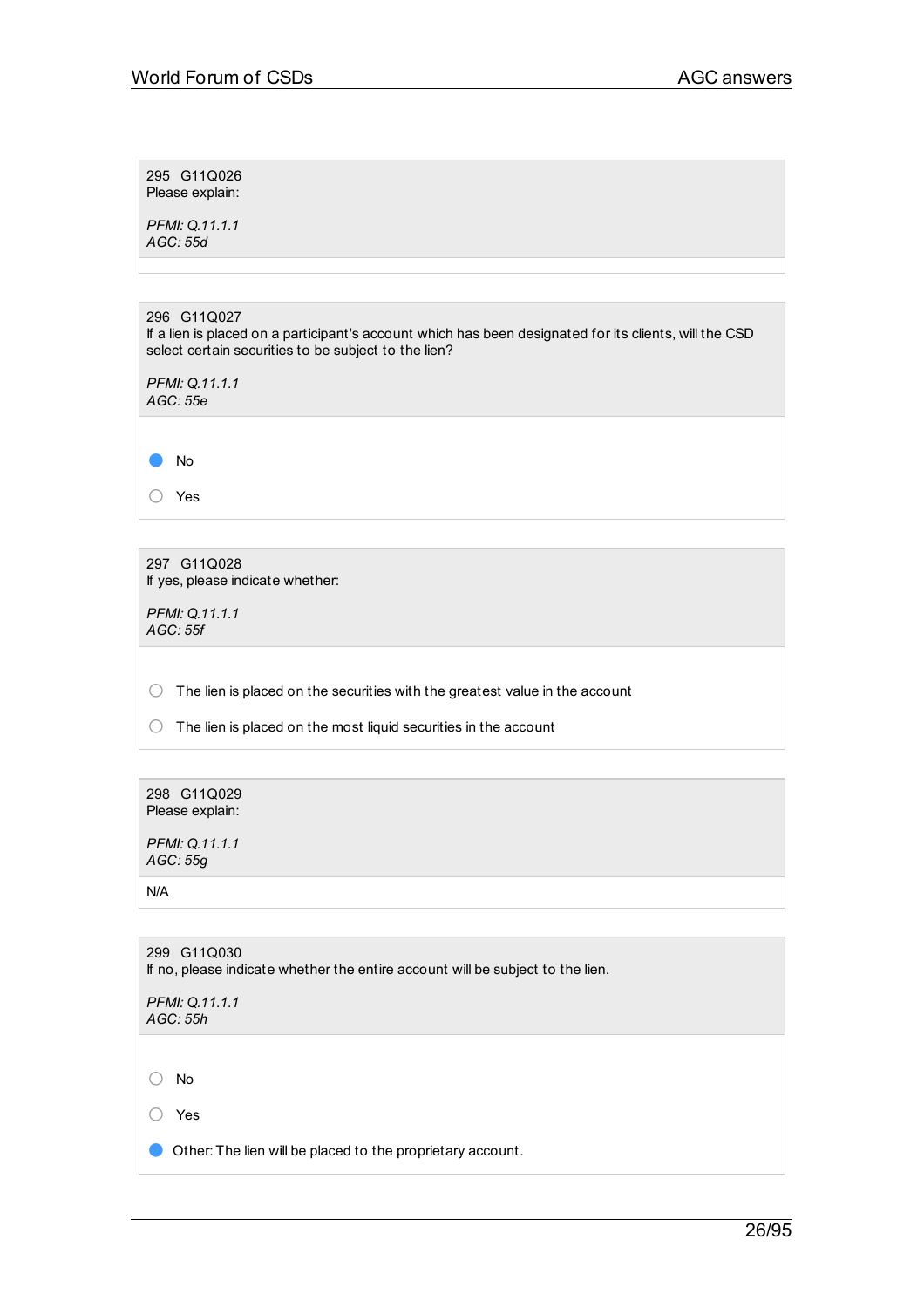295 G11Q026
Please explain:

*PFMI: Q.11.1.1*
*AGC: 55d*

296 G11Q027
If a lien is placed on a participant's account which has been designated for its clients, will the CSD select certain securities to be subject to the lien?

*PFMI: Q.11.1.1*
*AGC: 55e*

- [x] No
- [ ] Yes

297 G11Q028
If yes, please indicate whether:

*PFMI: Q.11.1.1*
*AGC: 55f*

- [ ] The lien is placed on the securities with the greatest value in the account
- [ ] The lien is placed on the most liquid securities in the account

298 G11Q029
Please explain:

*PFMI: Q.11.1.1*
*AGC: 55g*

N/A

299 G11Q030
If no, please indicate whether the entire account will be subject to the lien.

*PFMI: Q.11.1.1*
*AGC: 55h*

- [ ] No
- [ ] Yes
- [x] Other: The lien will be placed to the proprietary account.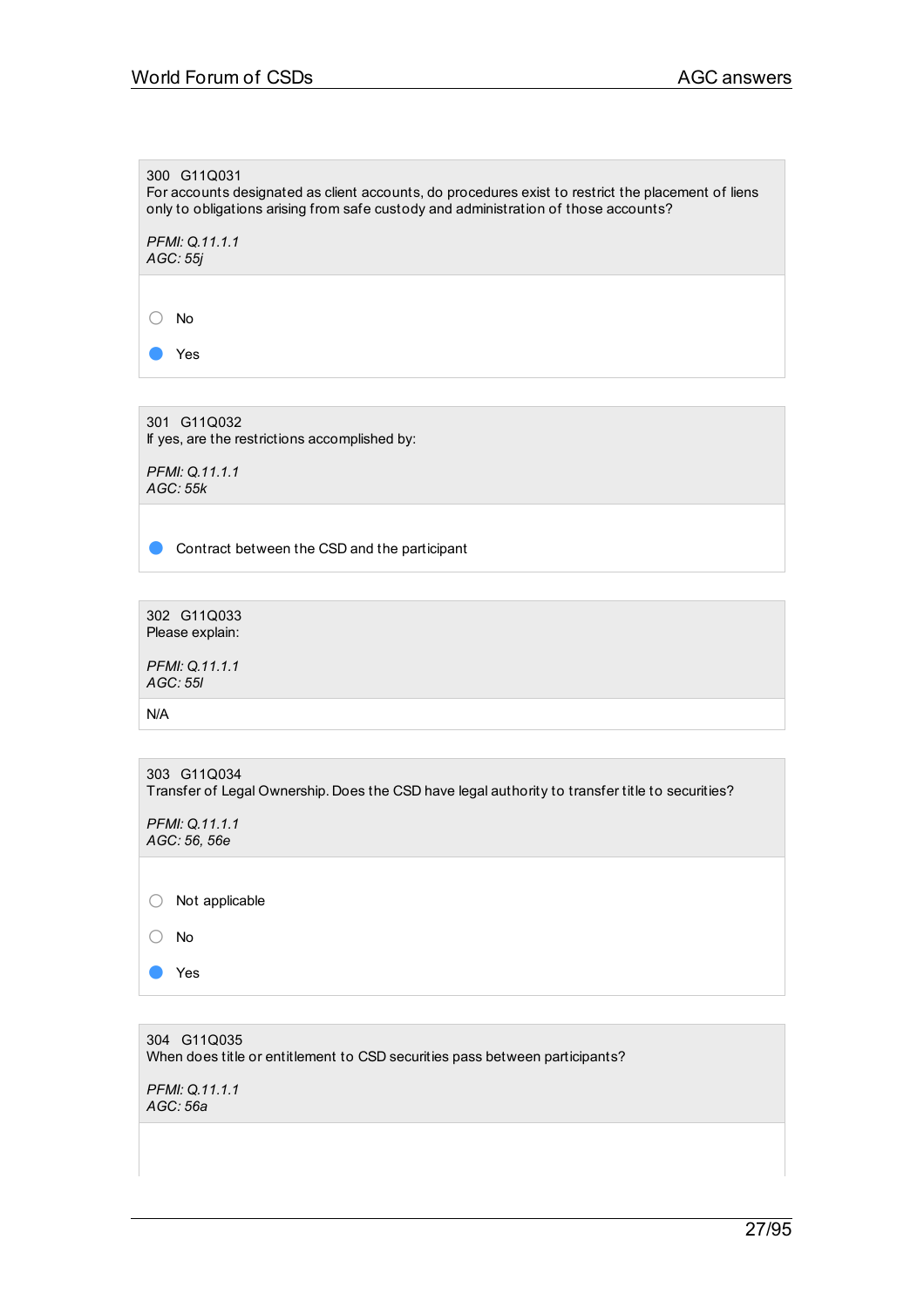300 G11Q031
For accounts designated as client accounts, do procedures exist to restrict the placement of liens only to obligations arising from safe custody and administration of those accounts?

*PFMI: Q.11.1.1*
*AGC: 55j*

- ○ No
- ● Yes

301 G11Q032
If yes, are the restrictions accomplished by:

*PFMI: Q.11.1.1*
*AGC: 55k*

- ● Contract between the CSD and the participant

302 G11Q033
Please explain:

*PFMI: Q.11.1.1*
*AGC: 55l*

N/A

303 G11Q034
Transfer of Legal Ownership. Does the CSD have legal authority to transfer title to securities?

*PFMI: Q.11.1.1*
*AGC: 56, 56e*

- ○ Not applicable
- ○ No
- ● Yes

304 G11Q035
When does title or entitlement to CSD securities pass between participants?

*PFMI: Q.11.1.1*
*AGC: 56a*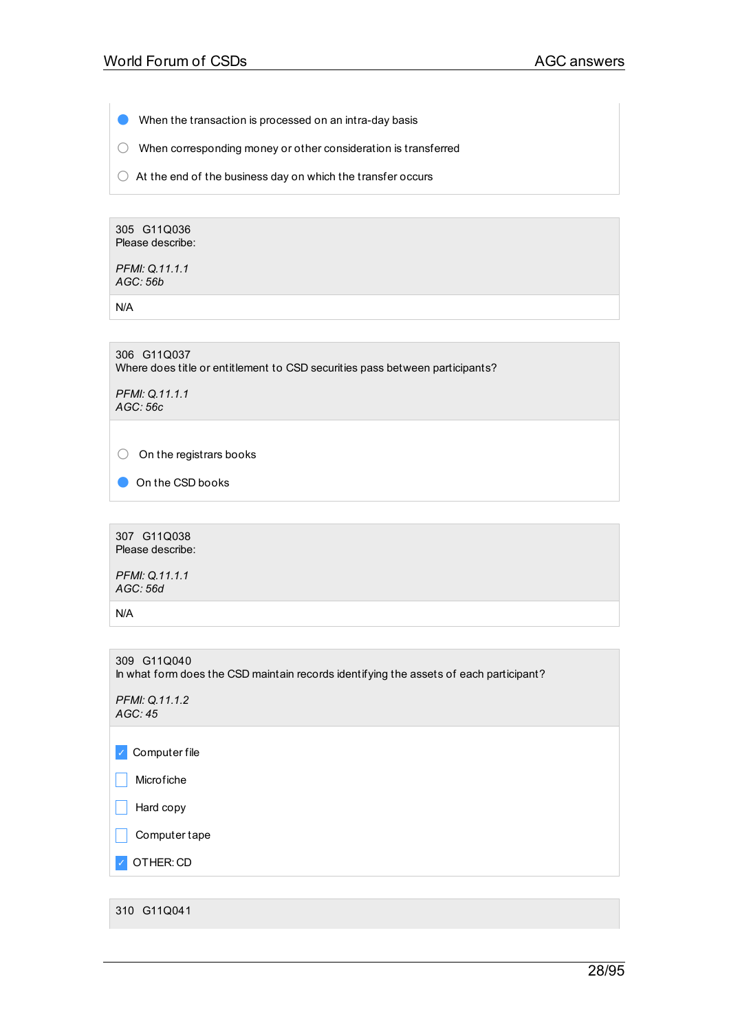- [x] When the transaction is processed on an intra-day basis
- [ ] When corresponding money or other consideration is transferred
- [ ] At the end of the business day on which the transfer occurs

**305 G11Q036**
Please describe:

*PFMI: Q.11.1.1*
*AGC: 56b*

N/A

**306 G11Q037**
Where does title or entitlement to CSD securities pass between participants?

*PFMI: Q.11.1.1*
*AGC: 56c*

- [ ] On the registrars books
- [x] On the CSD books

**307 G11Q038**
Please describe:

*PFMI: Q.11.1.1*
*AGC: 56d*

N/A

**309 G11Q040**
In what form does the CSD maintain records identifying the assets of each participant?

*PFMI: Q.11.1.2*
*AGC: 45*

- [x] Computer file
- [ ] Microfiche
- [ ] Hard copy
- [ ] Computer tape
- [x] OTHER: CD

**310 G11Q041**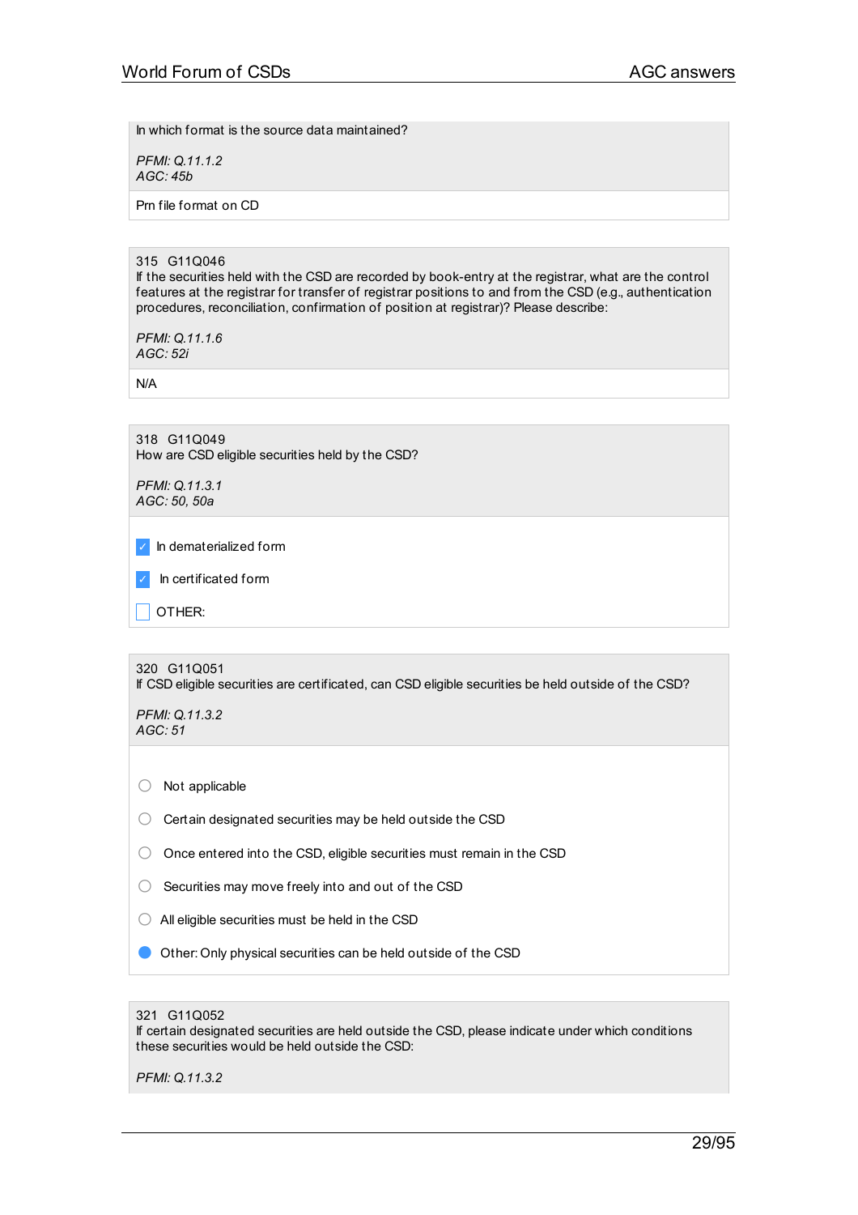In which format is the source data maintained?

*PFMI: Q.11.1.2*
*AGC: 45b*

Prn file format on CD

315 G11Q046
If the securities held with the CSD are recorded by book-entry at the registrar, what are the control features at the registrar for transfer of registrar positions to and from the CSD (e.g., authentication procedures, reconciliation, confirmation of position at registrar)? Please describe:

*PFMI: Q.11.1.6*
*AGC: 52i*

N/A

318 G11Q049
How are CSD eligible securities held by the CSD?

*PFMI: Q.11.3.1*
*AGC: 50, 50a*

- [x] In dematerialized form
- [x] In certificated form
- [ ] OTHER:

320 G11Q051
If CSD eligible securities are certificated, can CSD eligible securities be held outside of the CSD?

*PFMI: Q.11.3.2*
*AGC: 51*

- ○ Not applicable
- ○ Certain designated securities may be held outside the CSD
- ○ Once entered into the CSD, eligible securities must remain in the CSD
- ○ Securities may move freely into and out of the CSD
- ○ All eligible securities must be held in the CSD
- ● Other: Only physical securities can be held outside of the CSD

321 G11Q052
If certain designated securities are held outside the CSD, please indicate under which conditions these securities would be held outside the CSD:

*PFMI: Q.11.3.2*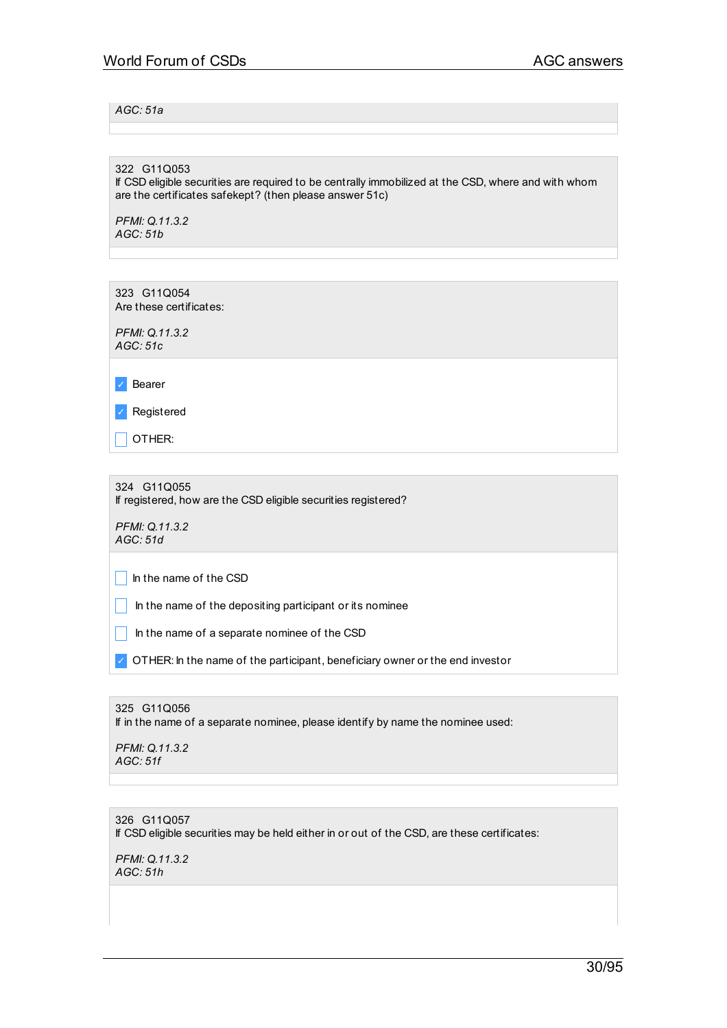*AGC: 51a*

322 G11Q053
If CSD eligible securities are required to be centrally immobilized at the CSD, where and with whom are the certificates safekept? (then please answer 51c)

*PFMI: Q.11.3.2*
*AGC: 51b*

323 G11Q054
Are these certificates:

*PFMI: Q.11.3.2*
*AGC: 51c*

- [x] Bearer
- [x] Registered
- [ ] OTHER:

324 G11Q055
If registered, how are the CSD eligible securities registered?

*PFMI: Q.11.3.2*
*AGC: 51d*

- [ ] In the name of the CSD
- [ ] In the name of the depositing participant or its nominee
- [ ] In the name of a separate nominee of the CSD
- [x] OTHER: In the name of the participant, beneficiary owner or the end investor

325 G11Q056
If in the name of a separate nominee, please identify by name the nominee used:

*PFMI: Q.11.3.2*
*AGC: 51f*

326 G11Q057
If CSD eligible securities may be held either in or out of the CSD, are these certificates:

*PFMI: Q.11.3.2*
*AGC: 51h*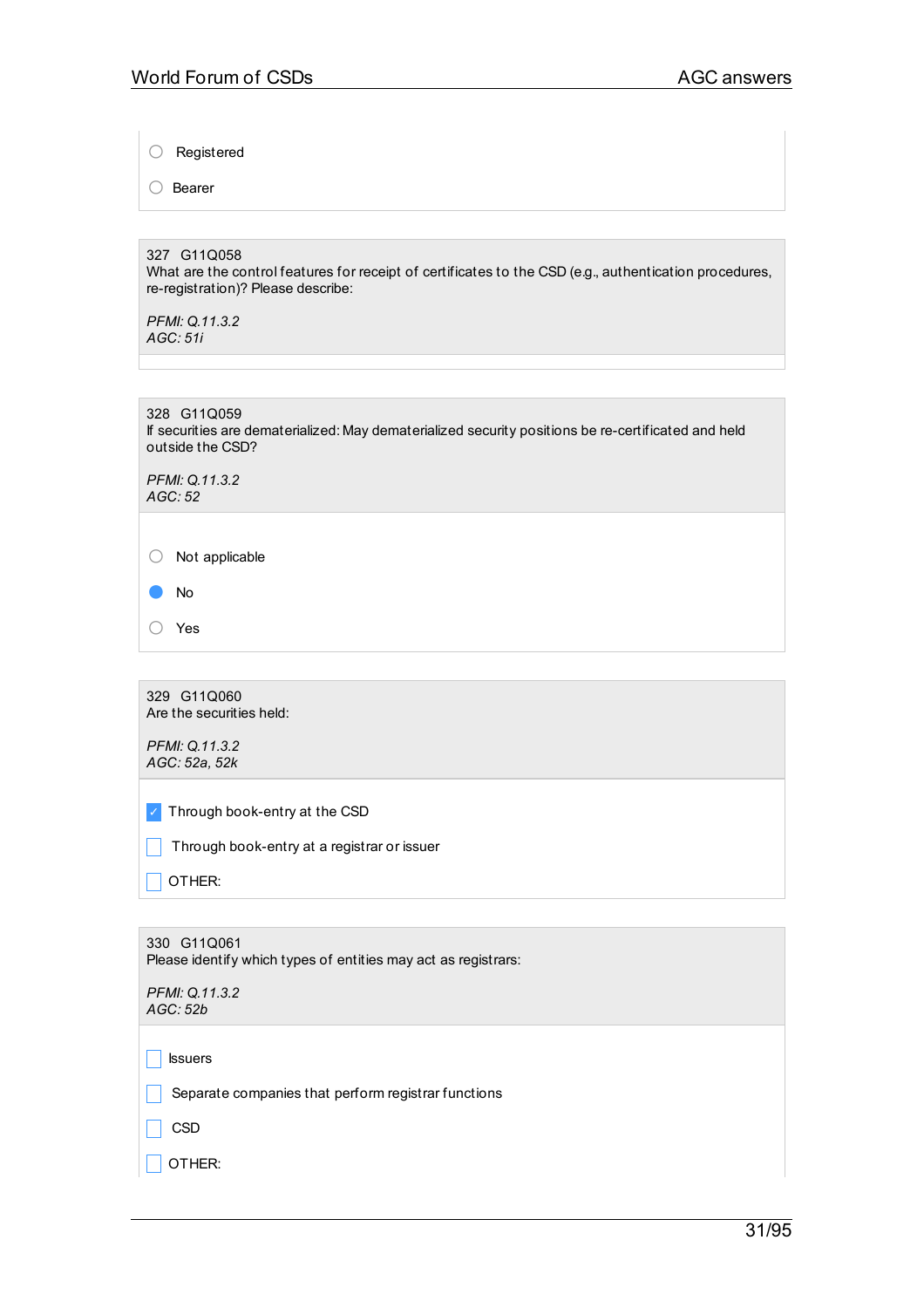- ○ Registered
- ○ Bearer

327 G11Q058
What are the control features for receipt of certificates to the CSD (e.g., authentication procedures, re-registration)? Please describe:

*PFMI: Q.11.3.2*
*AGC: 51i*

328 G11Q059
If securities are dematerialized: May dematerialized security positions be re-certificated and held outside the CSD?

*PFMI: Q.11.3.2*
*AGC: 52*

- ○ Not applicable
- ● No
- ○ Yes

329 G11Q060
Are the securities held:

*PFMI: Q.11.3.2*
*AGC: 52a, 52k*

- [x] Through book-entry at the CSD
- [ ] Through book-entry at a registrar or issuer
- [ ] OTHER:

330 G11Q061
Please identify which types of entities may act as registrars:

*PFMI: Q.11.3.2*
*AGC: 52b*

- [ ] Issuers
- [ ] Separate companies that perform registrar functions
- [ ] CSD
- [ ] OTHER: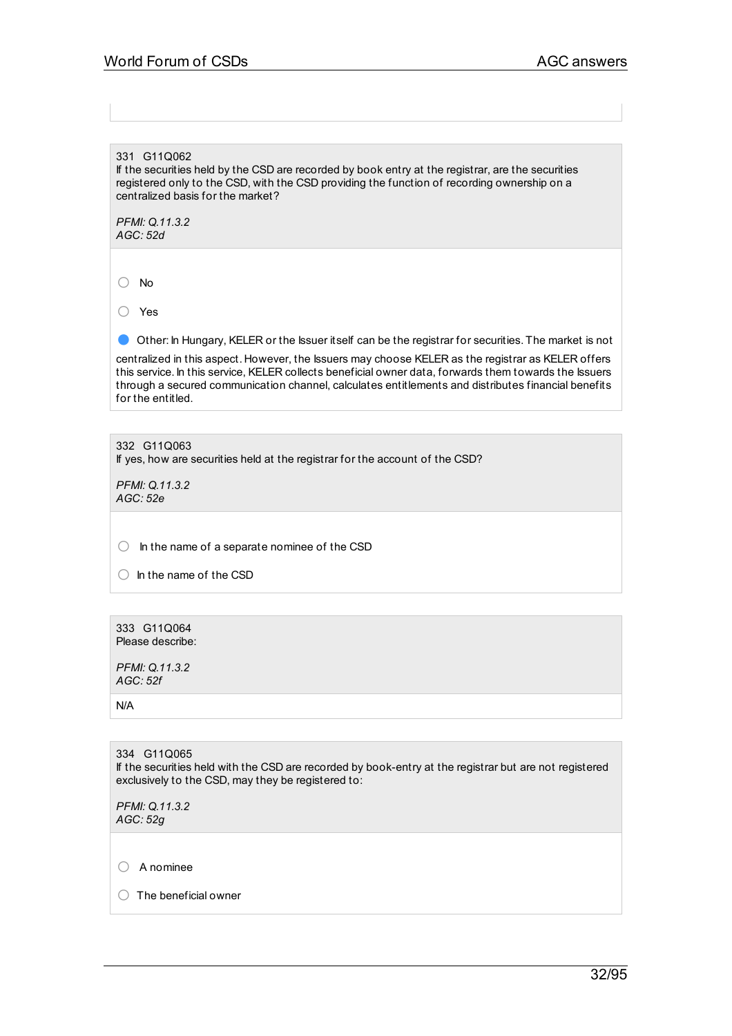331 G11Q062
If the securities held by the CSD are recorded by book entry at the registrar, are the securities registered only to the CSD, with the CSD providing the function of recording ownership on a centralized basis for the market?

*PFMI: Q.11.3.2*
*AGC: 52d*

- ○ No
- ○ Yes
- ● Other: In Hungary, KELER or the Issuer itself can be the registrar for securities. The market is not centralized in this aspect. However, the Issuers may choose KELER as the registrar as KELER offers this service. In this service, KELER collects beneficial owner data, forwards them towards the Issuers through a secured communication channel, calculates entitlements and distributes financial benefits for the entitled.

332 G11Q063
If yes, how are securities held at the registrar for the account of the CSD?

*PFMI: Q.11.3.2*
*AGC: 52e*

- ○ In the name of a separate nominee of the CSD
- ○ In the name of the CSD

333 G11Q064
Please describe:

*PFMI: Q.11.3.2*
*AGC: 52f*

N/A

334 G11Q065
If the securities held with the CSD are recorded by book-entry at the registrar but are not registered exclusively to the CSD, may they be registered to:

*PFMI: Q.11.3.2*
*AGC: 52g*

- ○ A nominee
- ○ The beneficial owner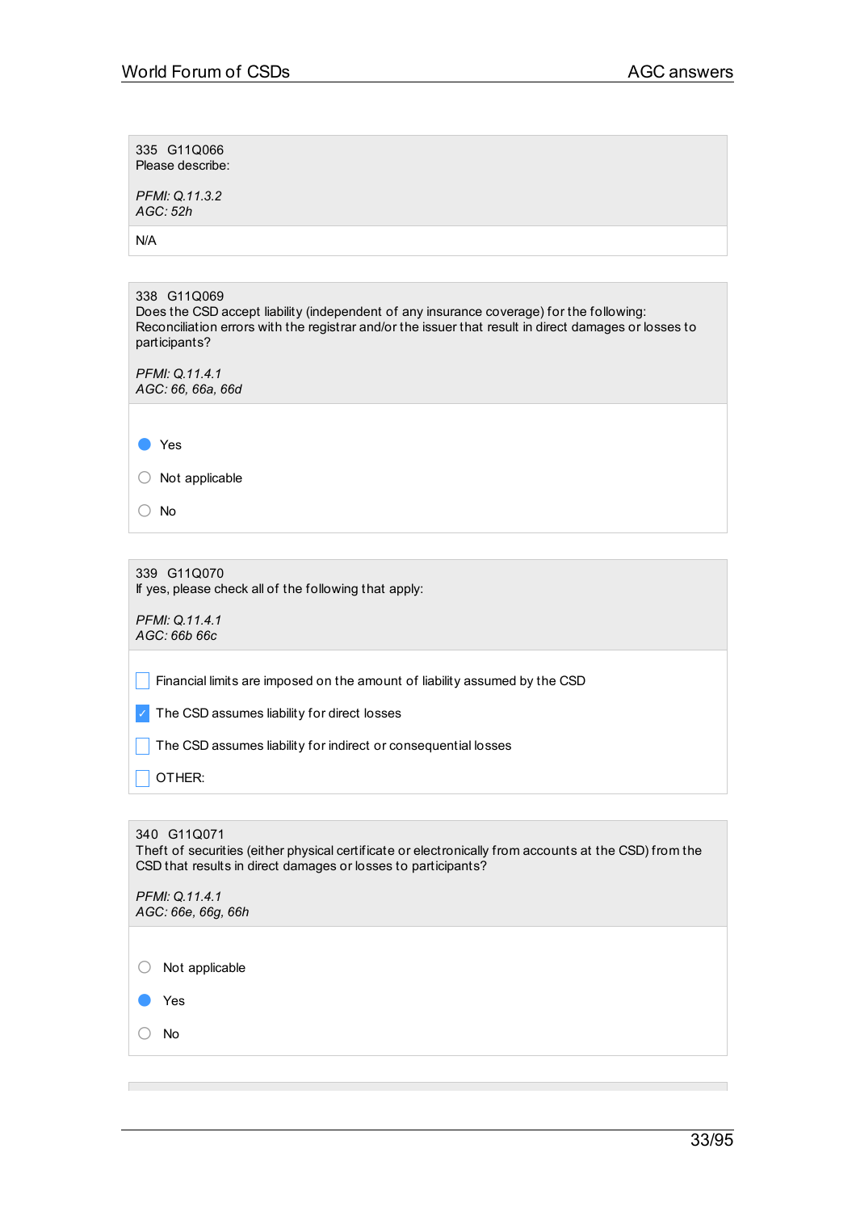335 G11Q066
Please describe:

*PFMI: Q.11.3.2*
*AGC: 52h*

N/A

338 G11Q069
Does the CSD accept liability (independent of any insurance coverage) for the following: Reconciliation errors with the registrar and/or the issuer that result in direct damages or losses to participants?

*PFMI: Q.11.4.1*
*AGC: 66, 66a, 66d*

- [x] Yes
- [ ] Not applicable
- [ ] No

339 G11Q070
If yes, please check all of the following that apply:

*PFMI: Q.11.4.1*
*AGC: 66b 66c*

- [ ] Financial limits are imposed on the amount of liability assumed by the CSD
- [x] The CSD assumes liability for direct losses
- [ ] The CSD assumes liability for indirect or consequential losses
- [ ] OTHER:

340 G11Q071
Theft of securities (either physical certificate or electronically from accounts at the CSD) from the CSD that results in direct damages or losses to participants?

*PFMI: Q.11.4.1*
*AGC: 66e, 66g, 66h*

- [ ] Not applicable
- [x] Yes
- [ ] No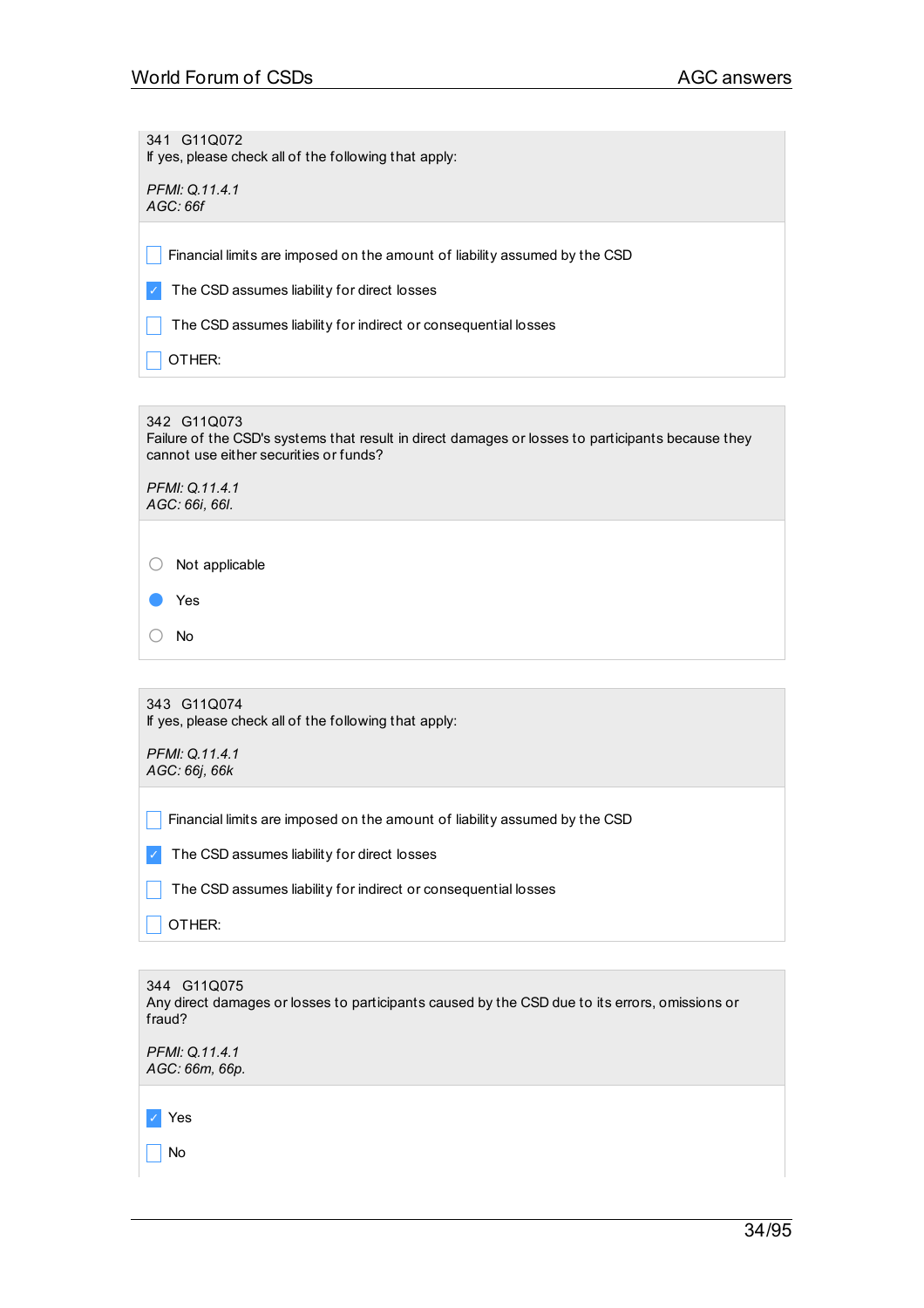341 G11Q072
If yes, please check all of the following that apply:

*PFMI: Q.11.4.1*
*AGC: 66f*

- [ ] Financial limits are imposed on the amount of liability assumed by the CSD
- [x] The CSD assumes liability for direct losses
- [ ] The CSD assumes liability for indirect or consequential losses
- [ ] OTHER:

342 G11Q073
Failure of the CSD's systems that result in direct damages or losses to participants because they cannot use either securities or funds?

*PFMI: Q.11.4.1*
*AGC: 66i, 66l.*

- ○ Not applicable
- ● Yes
- ○ No

343 G11Q074
If yes, please check all of the following that apply:

*PFMI: Q.11.4.1*
*AGC: 66j, 66k*

- [ ] Financial limits are imposed on the amount of liability assumed by the CSD
- [x] The CSD assumes liability for direct losses
- [ ] The CSD assumes liability for indirect or consequential losses
- [ ] OTHER:

344 G11Q075
Any direct damages or losses to participants caused by the CSD due to its errors, omissions or fraud?

*PFMI: Q.11.4.1*
*AGC: 66m, 66p.*

- [x] Yes
- [ ] No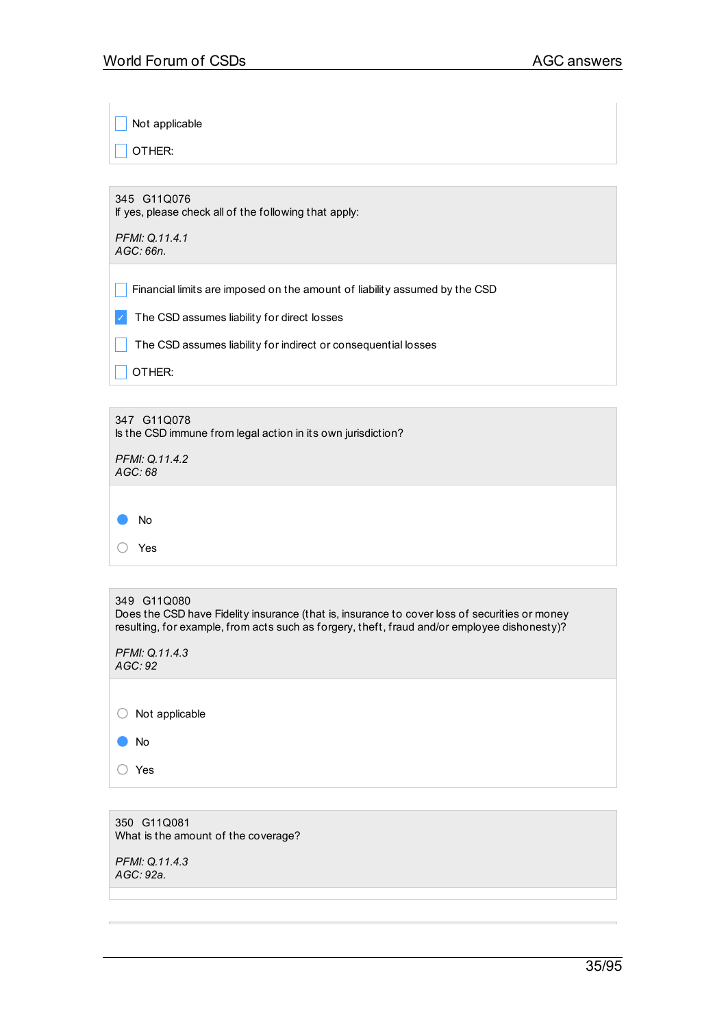- [ ] Not applicable
- [ ] OTHER:

345 G11Q076
If yes, please check all of the following that apply:

*PFMI: Q.11.4.1*
*AGC: 66n.*

- [ ] Financial limits are imposed on the amount of liability assumed by the CSD
- [x] The CSD assumes liability for direct losses
- [ ] The CSD assumes liability for indirect or consequential losses
- [ ] OTHER:

347 G11Q078
Is the CSD immune from legal action in its own jurisdiction?

*PFMI: Q.11.4.2*
*AGC: 68*

- (●) No
- ( ) Yes

349 G11Q080
Does the CSD have Fidelity insurance (that is, insurance to cover loss of securities or money resulting, for example, from acts such as forgery, theft, fraud and/or employee dishonesty)?

*PFMI: Q.11.4.3*
*AGC: 92*

- ( ) Not applicable
- (●) No
- ( ) Yes

350 G11Q081
What is the amount of the coverage?

*PFMI: Q.11.4.3*
*AGC: 92a.*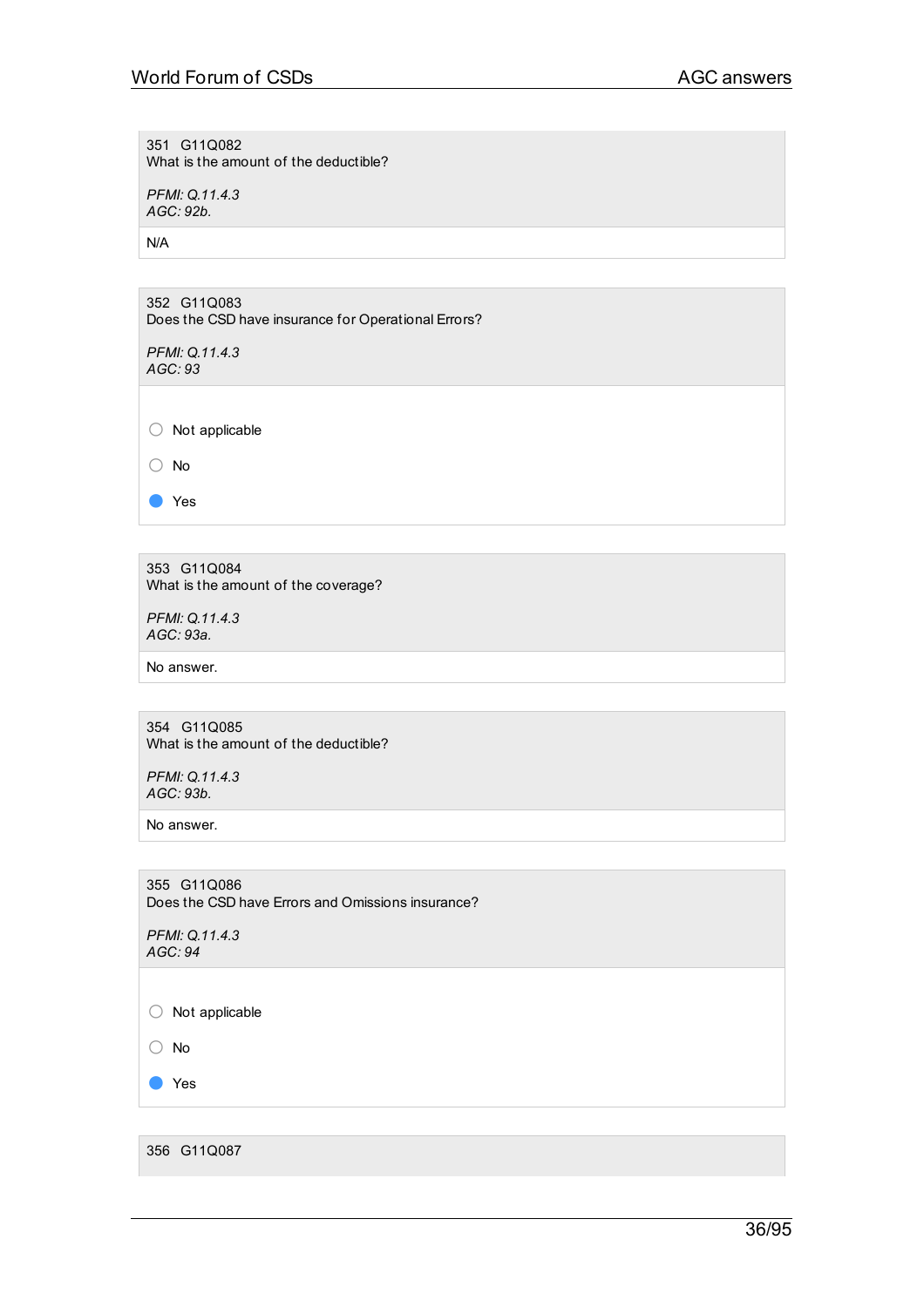351 G11Q082
What is the amount of the deductible?

*PFMI: Q.11.4.3*
*AGC: 92b.*

N/A

352 G11Q083
Does the CSD have insurance for Operational Errors?

*PFMI: Q.11.4.3*
*AGC: 93*

- ○ Not applicable
- ○ No
- ● Yes

353 G11Q084
What is the amount of the coverage?

*PFMI: Q.11.4.3*
*AGC: 93a.*

No answer.

354 G11Q085
What is the amount of the deductible?

*PFMI: Q.11.4.3*
*AGC: 93b.*

No answer.

355 G11Q086
Does the CSD have Errors and Omissions insurance?

*PFMI: Q.11.4.3*
*AGC: 94*

- ○ Not applicable
- ○ No
- ● Yes

356 G11Q087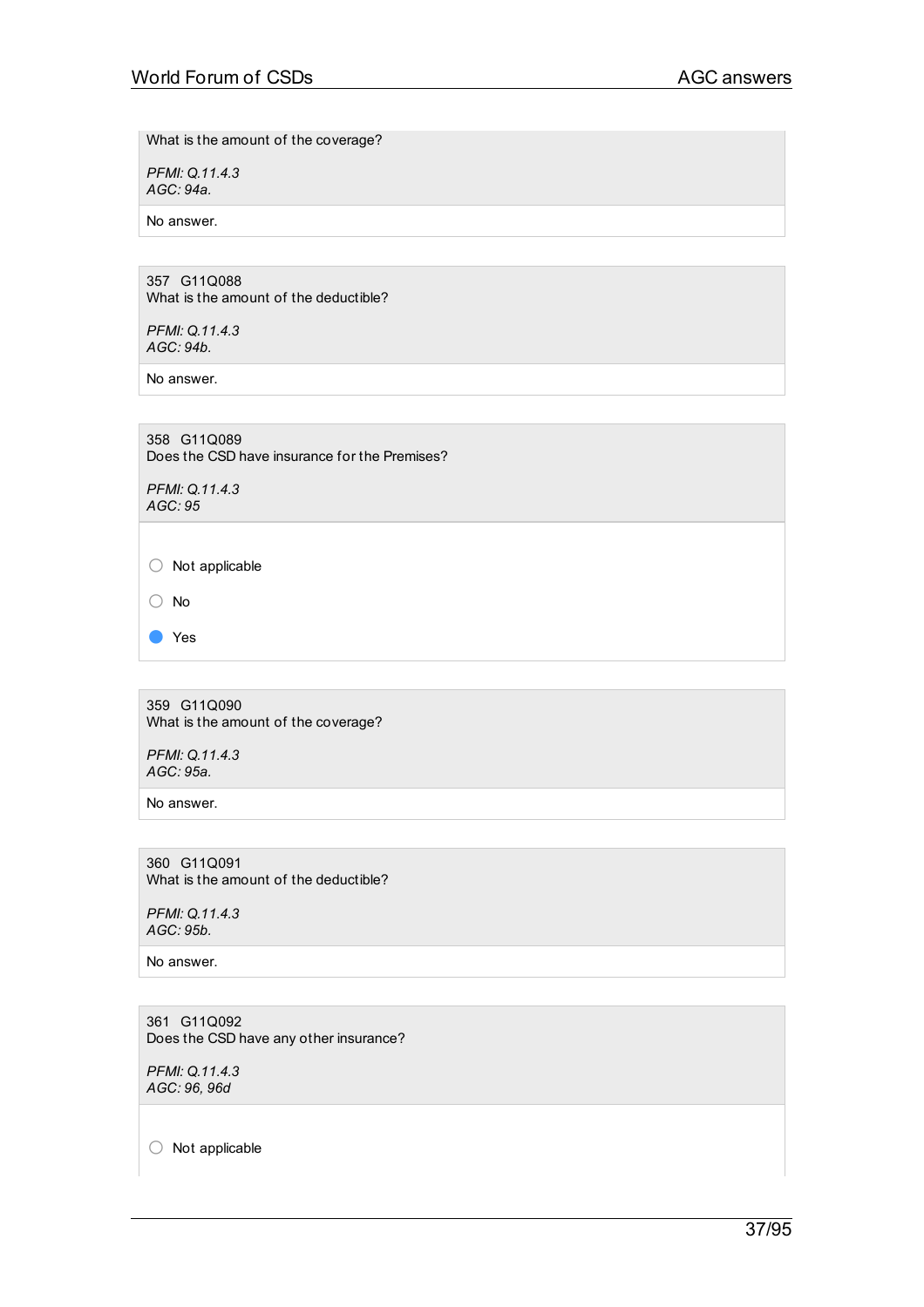What is the amount of the coverage?

*PFMI: Q.11.4.3*
*AGC: 94a.*

No answer.

357 G11Q088
What is the amount of the deductible?

*PFMI: Q.11.4.3*
*AGC: 94b.*

No answer.

358 G11Q089
Does the CSD have insurance for the Premises?

*PFMI: Q.11.4.3*
*AGC: 95*

- ○ Not applicable
- ○ No
- ● Yes

359 G11Q090
What is the amount of the coverage?

*PFMI: Q.11.4.3*
*AGC: 95a.*

No answer.

360 G11Q091
What is the amount of the deductible?

*PFMI: Q.11.4.3*
*AGC: 95b.*

No answer.

361 G11Q092
Does the CSD have any other insurance?

*PFMI: Q.11.4.3*
*AGC: 96, 96d*

- ○ Not applicable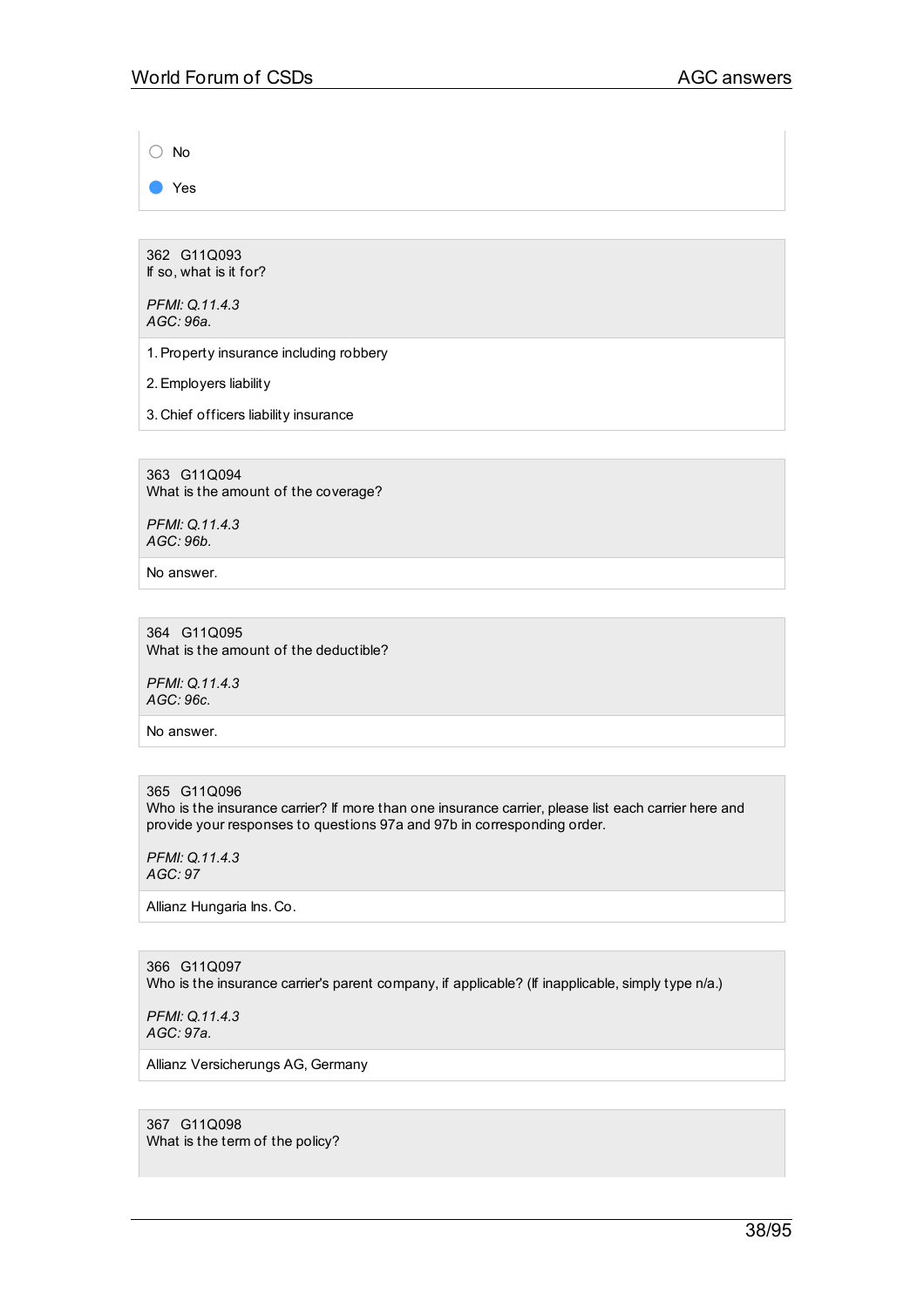- [ ] No
- [x] Yes

362 G11Q093
If so, what is it for?

*PFMI: Q.11.4.3*
*AGC: 96a.*

1. Property insurance including robbery
2. Employers liability
3. Chief officers liability insurance

363 G11Q094
What is the amount of the coverage?

*PFMI: Q.11.4.3*
*AGC: 96b.*

No answer.

364 G11Q095
What is the amount of the deductible?

*PFMI: Q.11.4.3*
*AGC: 96c.*

No answer.

365 G11Q096
Who is the insurance carrier? If more than one insurance carrier, please list each carrier here and provide your responses to questions 97a and 97b in corresponding order.

*PFMI: Q.11.4.3*
*AGC: 97*

Allianz Hungaria Ins. Co.

366 G11Q097
Who is the insurance carrier's parent company, if applicable? (If inapplicable, simply type n/a.)

*PFMI: Q.11.4.3*
*AGC: 97a.*

Allianz Versicherungs AG, Germany

367 G11Q098
What is the term of the policy?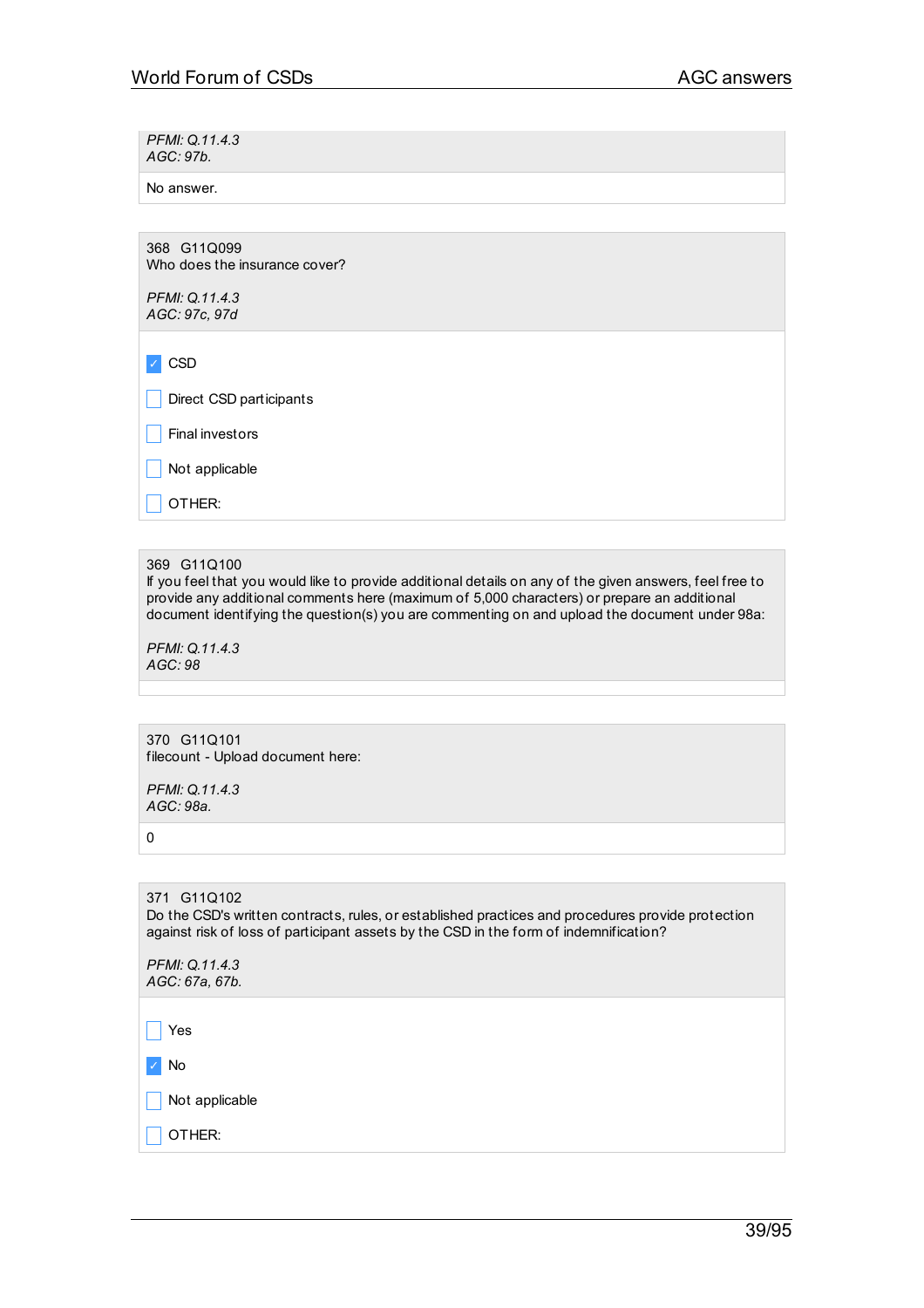*PFMI: Q.11.4.3*
*AGC: 97b.*

No answer.

368 G11Q099
Who does the insurance cover?

*PFMI: Q.11.4.3*
*AGC: 97c, 97d*

- [x] CSD
- [ ] Direct CSD participants
- [ ] Final investors
- [ ] Not applicable
- [ ] OTHER:

369 G11Q100
If you feel that you would like to provide additional details on any of the given answers, feel free to provide any additional comments here (maximum of 5,000 characters) or prepare an additional document identifying the question(s) you are commenting on and upload the document under 98a:

*PFMI: Q.11.4.3*
*AGC: 98*

370 G11Q101
filecount - Upload document here:

*PFMI: Q.11.4.3*
*AGC: 98a.*

0

371 G11Q102
Do the CSD's written contracts, rules, or established practices and procedures provide protection against risk of loss of participant assets by the CSD in the form of indemnification?

*PFMI: Q.11.4.3*
*AGC: 67a, 67b.*

- [ ] Yes
- [x] No
- [ ] Not applicable
- [ ] OTHER: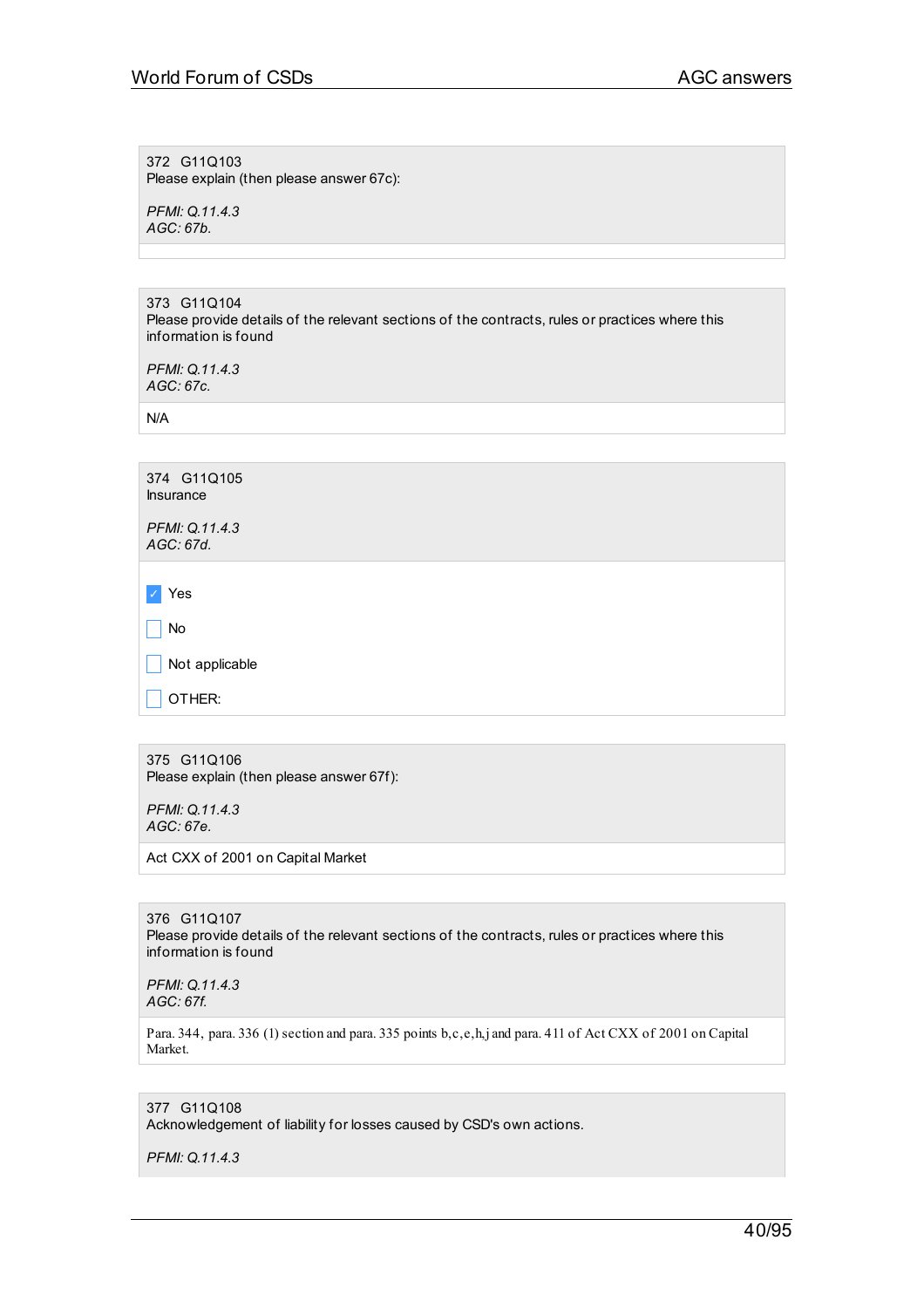372 G11Q103
Please explain (then please answer 67c):

*PFMI: Q.11.4.3*
*AGC: 67b.*

373 G11Q104
Please provide details of the relevant sections of the contracts, rules or practices where this information is found

*PFMI: Q.11.4.3*
*AGC: 67c.*

N/A

374 G11Q105
Insurance

*PFMI: Q.11.4.3*
*AGC: 67d.*

- [x] Yes
- [ ] No
- [ ] Not applicable
- [ ] OTHER:

375 G11Q106
Please explain (then please answer 67f):

*PFMI: Q.11.4.3*
*AGC: 67e.*

Act CXX of 2001 on Capital Market

376 G11Q107
Please provide details of the relevant sections of the contracts, rules or practices where this information is found

*PFMI: Q.11.4.3*
*AGC: 67f.*

Para. 344, para. 336 (1) section and para. 335 points b,c,e,h,j and para. 411 of Act CXX of 2001 on Capital Market.

377 G11Q108
Acknowledgement of liability for losses caused by CSD's own actions.

*PFMI: Q.11.4.3*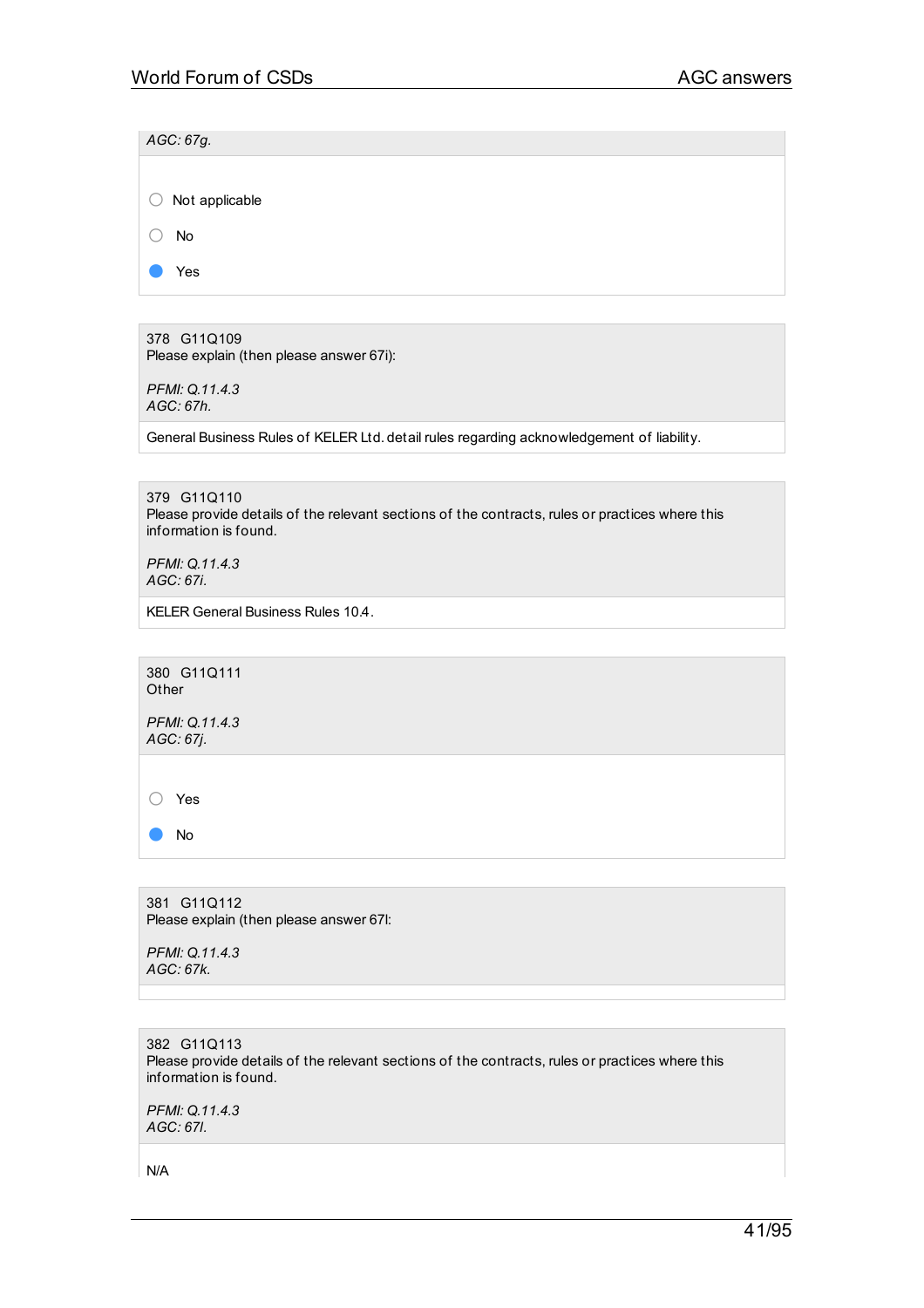*AGC: 67g.*

- ○ Not applicable
- ○ No
- ● Yes

378 G11Q109
Please explain (then please answer 67i):

*PFMI: Q.11.4.3*
*AGC: 67h.*

General Business Rules of KELER Ltd. detail rules regarding acknowledgement of liability.

379 G11Q110
Please provide details of the relevant sections of the contracts, rules or practices where this information is found.

*PFMI: Q.11.4.3*
*AGC: 67i.*

KELER General Business Rules 10.4.

380 G11Q111
Other

*PFMI: Q.11.4.3*
*AGC: 67j.*

- ○ Yes
- ● No

381 G11Q112
Please explain (then please answer 67l:

*PFMI: Q.11.4.3*
*AGC: 67k.*

382 G11Q113
Please provide details of the relevant sections of the contracts, rules or practices where this information is found.

*PFMI: Q.11.4.3*
*AGC: 67l.*

N/A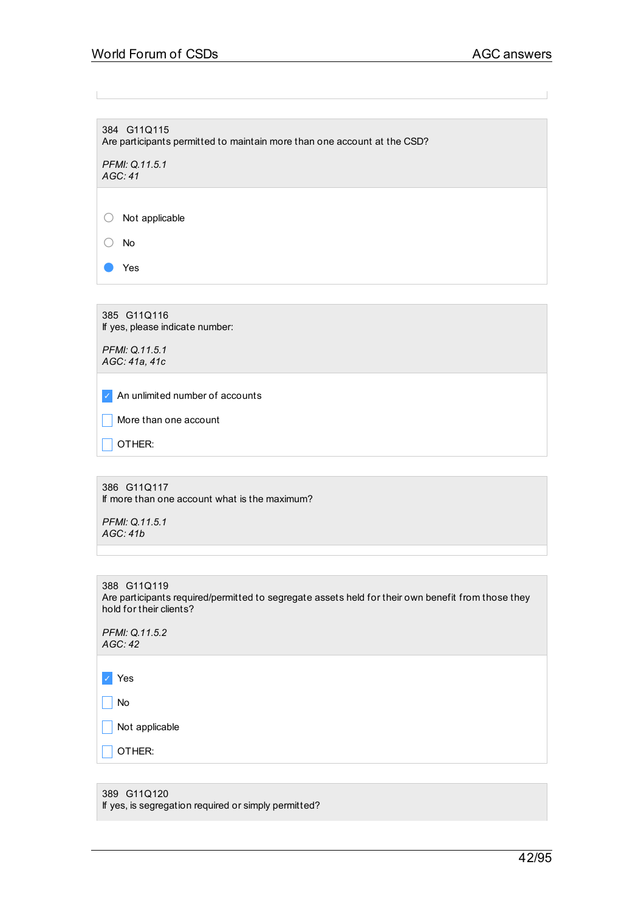384 G11Q115
Are participants permitted to maintain more than one account at the CSD?

*PFMI: Q.11.5.1*
*AGC: 41*

- ○ Not applicable
- ○ No
- ● Yes

385 G11Q116
If yes, please indicate number:

*PFMI: Q.11.5.1*
*AGC: 41a, 41c*

- [x] An unlimited number of accounts
- [ ] More than one account
- [ ] OTHER:

386 G11Q117
If more than one account what is the maximum?

*PFMI: Q.11.5.1*
*AGC: 41b*

388 G11Q119
Are participants required/permitted to segregate assets held for their own benefit from those they hold for their clients?

*PFMI: Q.11.5.2*
*AGC: 42*

- [x] Yes
- [ ] No
- [ ] Not applicable
- [ ] OTHER:

389 G11Q120
If yes, is segregation required or simply permitted?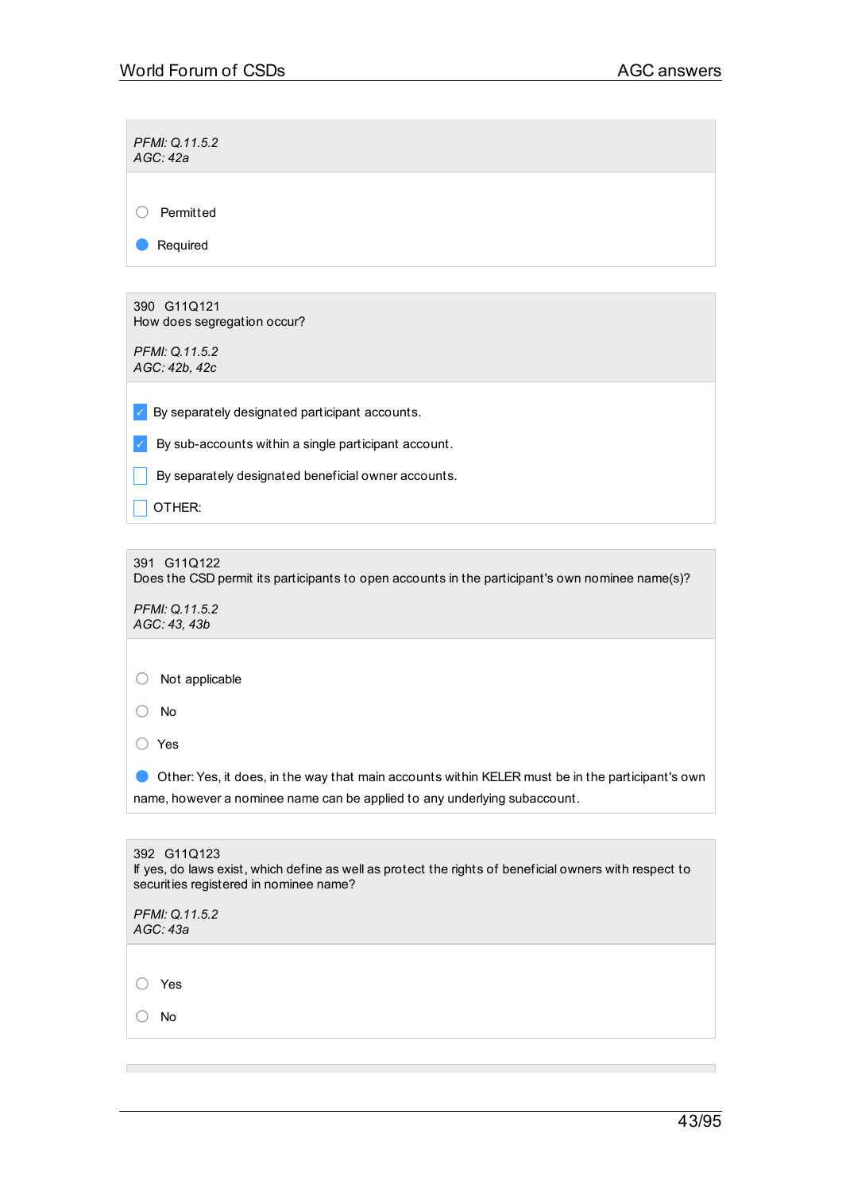*PFMI: Q.11.5.2*
*AGC: 42a*

- ○ Permitted
- ● Required

---

390 G11Q121
How does segregation occur?

*PFMI: Q.11.5.2*
*AGC: 42b, 42c*

- [x] By separately designated participant accounts.
- [x] By sub-accounts within a single participant account.
- [ ] By separately designated beneficial owner accounts.
- [ ] OTHER:

---

391 G11Q122
Does the CSD permit its participants to open accounts in the participant's own nominee name(s)?

*PFMI: Q.11.5.2*
*AGC: 43, 43b*

- ○ Not applicable
- ○ No
- ○ Yes
- ● Other: Yes, it does, in the way that main accounts within KELER must be in the participant's own name, however a nominee name can be applied to any underlying subaccount.

---

392 G11Q123
If yes, do laws exist, which define as well as protect the rights of beneficial owners with respect to securities registered in nominee name?

*PFMI: Q.11.5.2*
*AGC: 43a*

- ○ Yes
- ○ No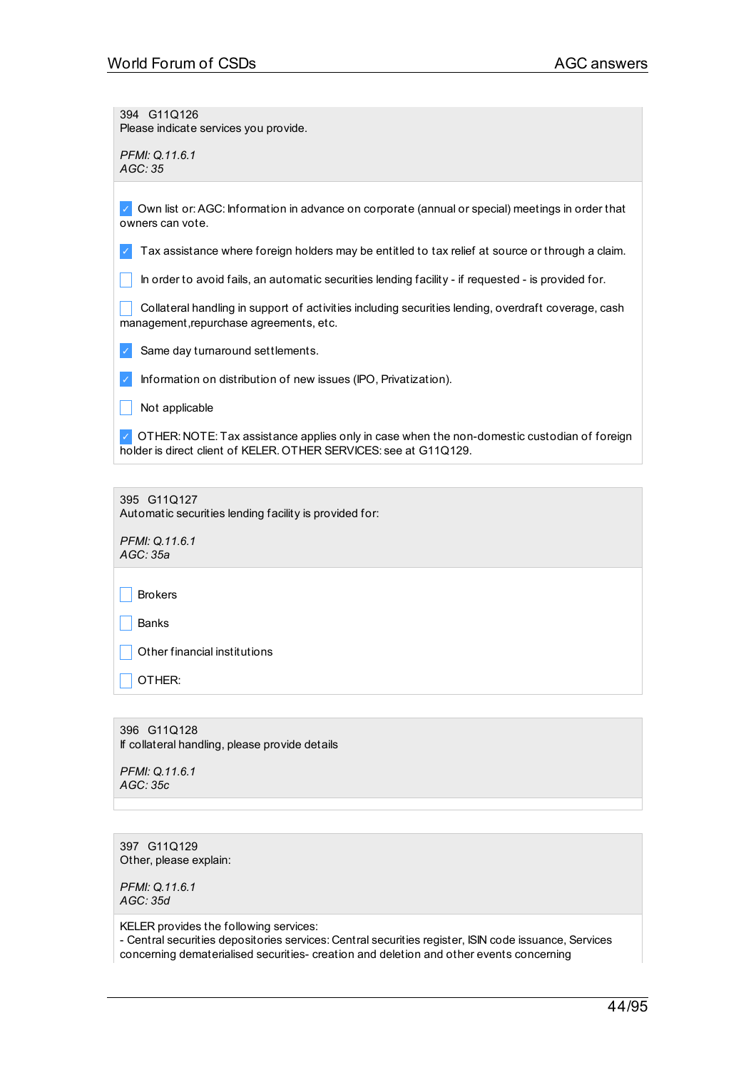394 G11Q126
Please indicate services you provide.

*PFMI: Q.11.6.1*
*AGC: 35*

- [x] Own list or: AGC: Information in advance on corporate (annual or special) meetings in order that owners can vote.
- [x] Tax assistance where foreign holders may be entitled to tax relief at source or through a claim.
- [ ] In order to avoid fails, an automatic securities lending facility - if requested - is provided for.
- [ ] Collateral handling in support of activities including securities lending, overdraft coverage, cash management,repurchase agreements, etc.
- [x] Same day turnaround settlements.
- [x] Information on distribution of new issues (IPO, Privatization).
- [ ] Not applicable
- [x] OTHER: NOTE: Tax assistance applies only in case when the non-domestic custodian of foreign holder is direct client of KELER. OTHER SERVICES: see at G11Q129.

395 G11Q127
Automatic securities lending facility is provided for:

*PFMI: Q.11.6.1*
*AGC: 35a*

- [ ] Brokers
- [ ] Banks
- [ ] Other financial institutions
- [ ] OTHER:

396 G11Q128
If collateral handling, please provide details

*PFMI: Q.11.6.1*
*AGC: 35c*

397 G11Q129
Other, please explain:

*PFMI: Q.11.6.1*
*AGC: 35d*

KELER provides the following services:
- Central securities depositories services: Central securities register, ISIN code issuance, Services concerning dematerialised securities- creation and deletion and other events concerning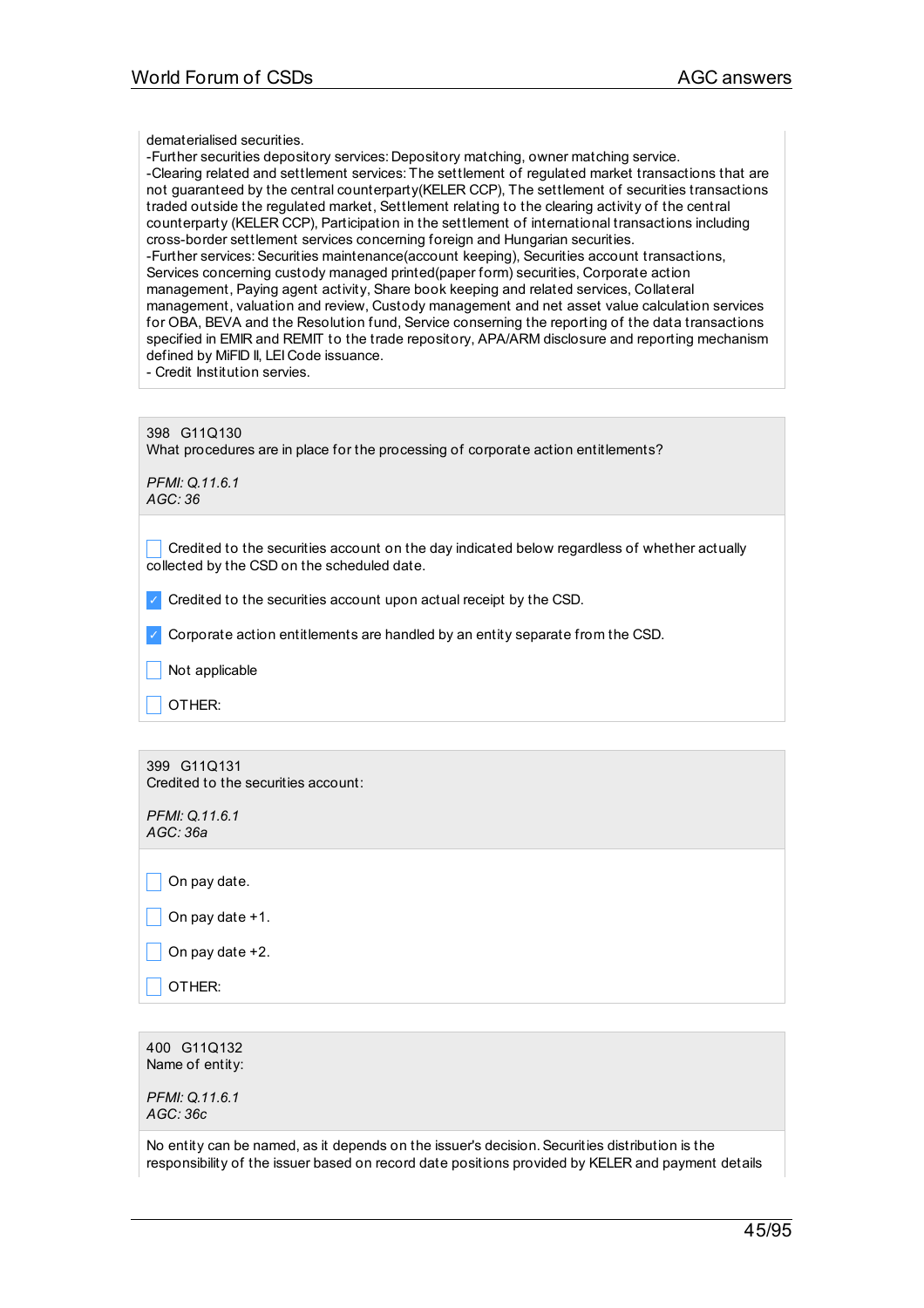dematerialised securities.
-Further securities depository services: Depository matching, owner matching service.
-Clearing related and settlement services: The settlement of regulated market transactions that are not guaranteed by the central counterparty(KELER CCP), The settlement of securities transactions traded outside the regulated market, Settlement relating to the clearing activity of the central counterparty (KELER CCP), Participation in the settlement of international transactions including cross-border settlement services concerning foreign and Hungarian securities.
-Further services: Securities maintenance(account keeping), Securities account transactions, Services concerning custody managed printed(paper form) securities, Corporate action management, Paying agent activity, Share book keeping and related services, Collateral management, valuation and review, Custody management and net asset value calculation services for OBA, BEVA and the Resolution fund, Service conserning the reporting of the data transactions specified in EMIR and REMIT to the trade repository, APA/ARM disclosure and reporting mechanism defined by MiFID II, LEI Code issuance.
- Credit Institution servies.

398 G11Q130
What procedures are in place for the processing of corporate action entitlements?

*PFMI: Q.11.6.1*
*AGC: 36*

- [ ] Credited to the securities account on the day indicated below regardless of whether actually collected by the CSD on the scheduled date.
- [x] Credited to the securities account upon actual receipt by the CSD.
- [x] Corporate action entitlements are handled by an entity separate from the CSD.
- [ ] Not applicable
- [ ] OTHER:

399 G11Q131
Credited to the securities account:

*PFMI: Q.11.6.1*
*AGC: 36a*

- [ ] On pay date.
- [ ] On pay date +1.
- [ ] On pay date +2.
- [ ] OTHER:

400 G11Q132
Name of entity:

*PFMI: Q.11.6.1*
*AGC: 36c*

No entity can be named, as it depends on the issuer's decision. Securities distribution is the responsibility of the issuer based on record date positions provided by KELER and payment details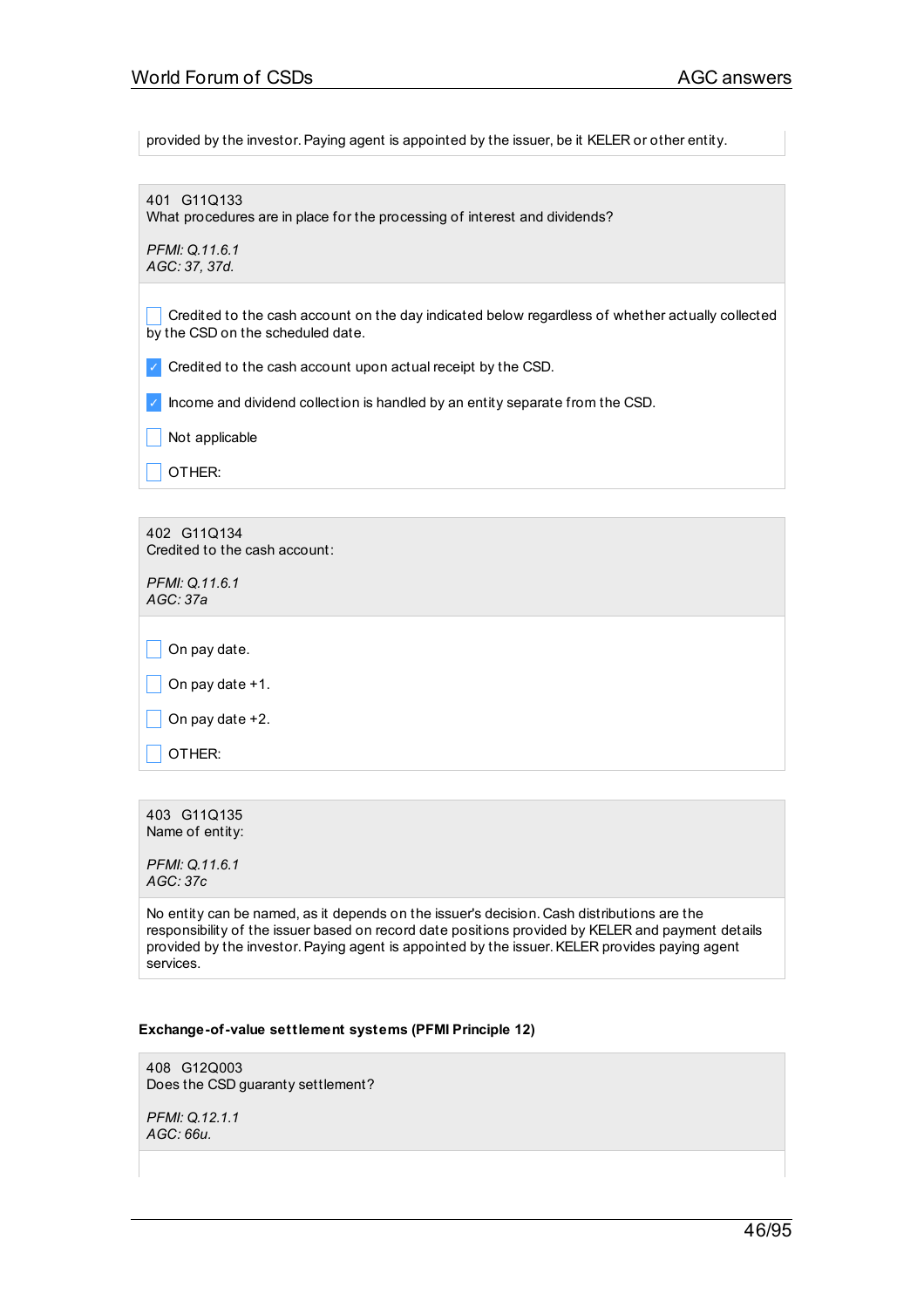provided by the investor. Paying agent is appointed by the issuer, be it KELER or other entity.

401 G11Q133
What procedures are in place for the processing of interest and dividends?

*PFMI: Q.11.6.1*
*AGC: 37, 37d.*

- [ ] Credited to the cash account on the day indicated below regardless of whether actually collected by the CSD on the scheduled date.
- [x] Credited to the cash account upon actual receipt by the CSD.
- [x] Income and dividend collection is handled by an entity separate from the CSD.
- [ ] Not applicable
- [ ] OTHER:

402 G11Q134
Credited to the cash account:

*PFMI: Q.11.6.1*
*AGC: 37a*

- [ ] On pay date.
- [ ] On pay date +1.
- [ ] On pay date +2.
- [ ] OTHER:

403 G11Q135
Name of entity:

*PFMI: Q.11.6.1*
*AGC: 37c*

No entity can be named, as it depends on the issuer's decision. Cash distributions are the responsibility of the issuer based on record date positions provided by KELER and payment details provided by the investor. Paying agent is appointed by the issuer. KELER provides paying agent services.

**Exchange-of-value settlement systems (PFMI Principle 12)**

408 G12Q003
Does the CSD guaranty settlement?

*PFMI: Q.12.1.1*
*AGC: 66u.*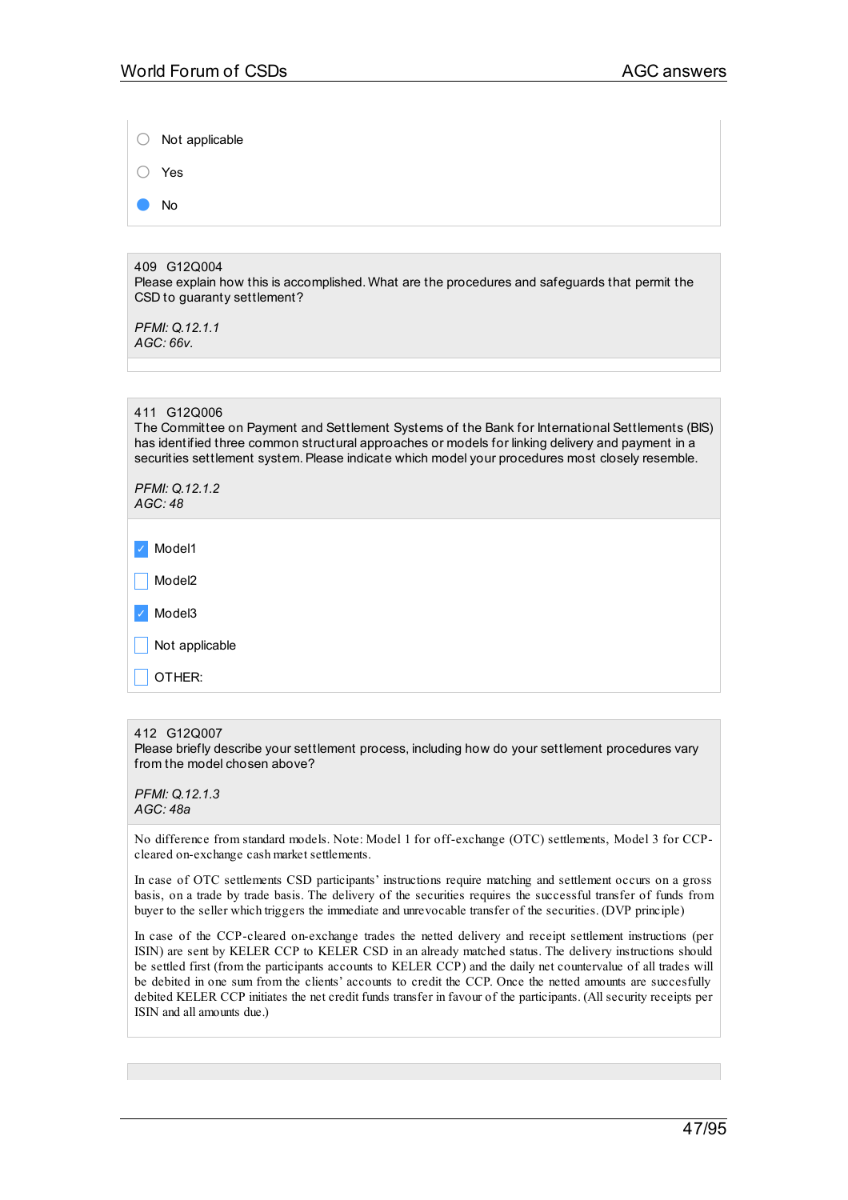- ○ Not applicable
- ○ Yes
- ● No

409 G12Q004
Please explain how this is accomplished. What are the procedures and safeguards that permit the CSD to guaranty settlement?

*PFMI: Q.12.1.1*
*AGC: 66v.*

411 G12Q006
The Committee on Payment and Settlement Systems of the Bank for International Settlements (BIS) has identified three common structural approaches or models for linking delivery and payment in a securities settlement system. Please indicate which model your procedures most closely resemble.

*PFMI: Q.12.1.2*
*AGC: 48*

- [x] Model1
- [ ] Model2
- [x] Model3
- [ ] Not applicable
- [ ] OTHER:

412 G12Q007
Please briefly describe your settlement process, including how do your settlement procedures vary from the model chosen above?

*PFMI: Q.12.1.3*
*AGC: 48a*

No difference from standard models. Note: Model 1 for off-exchange (OTC) settlements, Model 3 for CCP-cleared on-exchange cash market settlements.

In case of OTC settlements CSD participants' instructions require matching and settlement occurs on a gross basis, on a trade by trade basis. The delivery of the securities requires the successful transfer of funds from buyer to the seller which triggers the immediate and unrevocable transfer of the securities. (DVP principle)

In case of the CCP-cleared on-exchange trades the netted delivery and receipt settlement instructions (per ISIN) are sent by KELER CCP to KELER CSD in an already matched status. The delivery instructions should be settled first (from the participants accounts to KELER CCP) and the daily net countervalue of all trades will be debited in one sum from the clients' accounts to credit the CCP. Once the netted amounts are succesfully debited KELER CCP initiates the net credit funds transfer in favour of the participants. (All security receipts per ISIN and all amounts due.)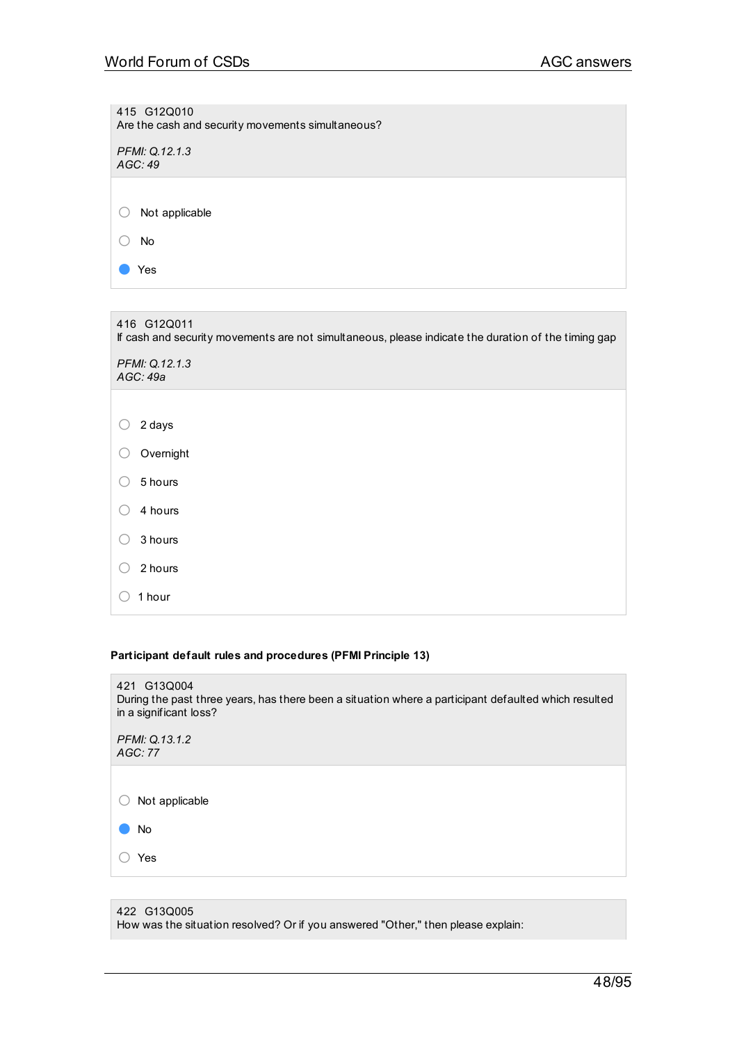415 G12Q010
Are the cash and security movements simultaneous?

*PFMI: Q.12.1.3*
*AGC: 49*

- ○ Not applicable
- ○ No
- ● Yes

416 G12Q011
If cash and security movements are not simultaneous, please indicate the duration of the timing gap

*PFMI: Q.12.1.3*
*AGC: 49a*

- ○ 2 days
- ○ Overnight
- ○ 5 hours
- ○ 4 hours
- ○ 3 hours
- ○ 2 hours
- ○ 1 hour

**Participant default rules and procedures (PFMI Principle 13)**

421 G13Q004
During the past three years, has there been a situation where a participant defaulted which resulted in a significant loss?

*PFMI: Q.13.1.2*
*AGC: 77*

- ○ Not applicable
- ● No
- ○ Yes

422 G13Q005
How was the situation resolved? Or if you answered "Other," then please explain: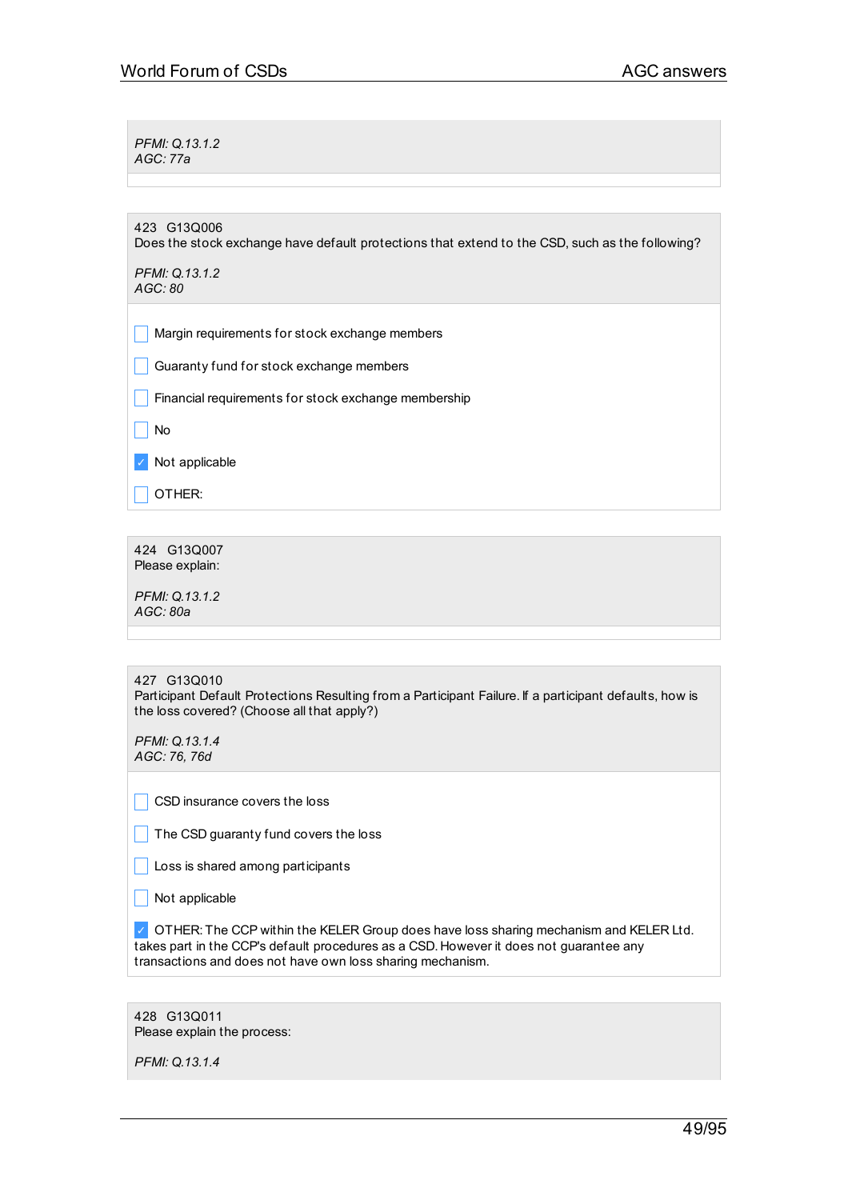*PFMI: Q.13.1.2*
*AGC: 77a*

423 G13Q006
Does the stock exchange have default protections that extend to the CSD, such as the following?

*PFMI: Q.13.1.2*
*AGC: 80*

- [ ] Margin requirements for stock exchange members
- [ ] Guaranty fund for stock exchange members
- [ ] Financial requirements for stock exchange membership
- [ ] No
- [x] Not applicable
- [ ] OTHER:

424 G13Q007
Please explain:

*PFMI: Q.13.1.2*
*AGC: 80a*

427 G13Q010
Participant Default Protections Resulting from a Participant Failure. If a participant defaults, how is the loss covered? (Choose all that apply?)

*PFMI: Q.13.1.4*
*AGC: 76, 76d*

- [ ] CSD insurance covers the loss
- [ ] The CSD guaranty fund covers the loss
- [ ] Loss is shared among participants
- [ ] Not applicable
- [x] OTHER: The CCP within the KELER Group does have loss sharing mechanism and KELER Ltd. takes part in the CCP's default procedures as a CSD. However it does not guarantee any transactions and does not have own loss sharing mechanism.

428 G13Q011
Please explain the process:

*PFMI: Q.13.1.4*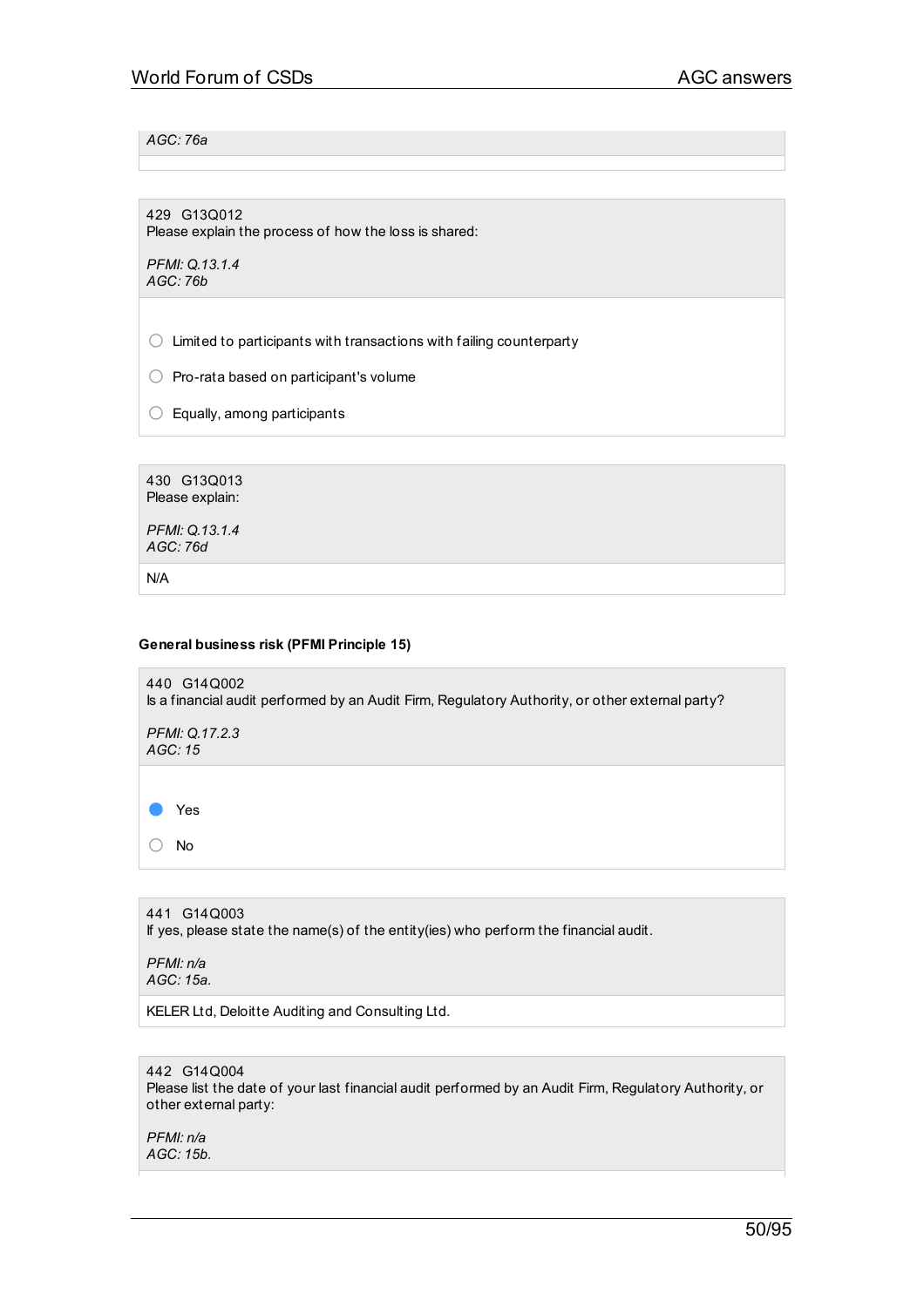*AGC: 76a*

429 G13Q012
Please explain the process of how the loss is shared:

*PFMI: Q.13.1.4*
*AGC: 76b*

- ○ Limited to participants with transactions with failing counterparty
- ○ Pro-rata based on participant's volume
- ○ Equally, among participants

430 G13Q013
Please explain:

*PFMI: Q.13.1.4*
*AGC: 76d*

N/A

**General business risk (PFMI Principle 15)**

440 G14Q002
Is a financial audit performed by an Audit Firm, Regulatory Authority, or other external party?

*PFMI: Q.17.2.3*
*AGC: 15*

- ● Yes
- ○ No

441 G14Q003
If yes, please state the name(s) of the entity(ies) who perform the financial audit.

*PFMI: n/a*
*AGC: 15a.*

KELER Ltd, Deloitte Auditing and Consulting Ltd.

442 G14Q004
Please list the date of your last financial audit performed by an Audit Firm, Regulatory Authority, or other external party:

*PFMI: n/a*
*AGC: 15b.*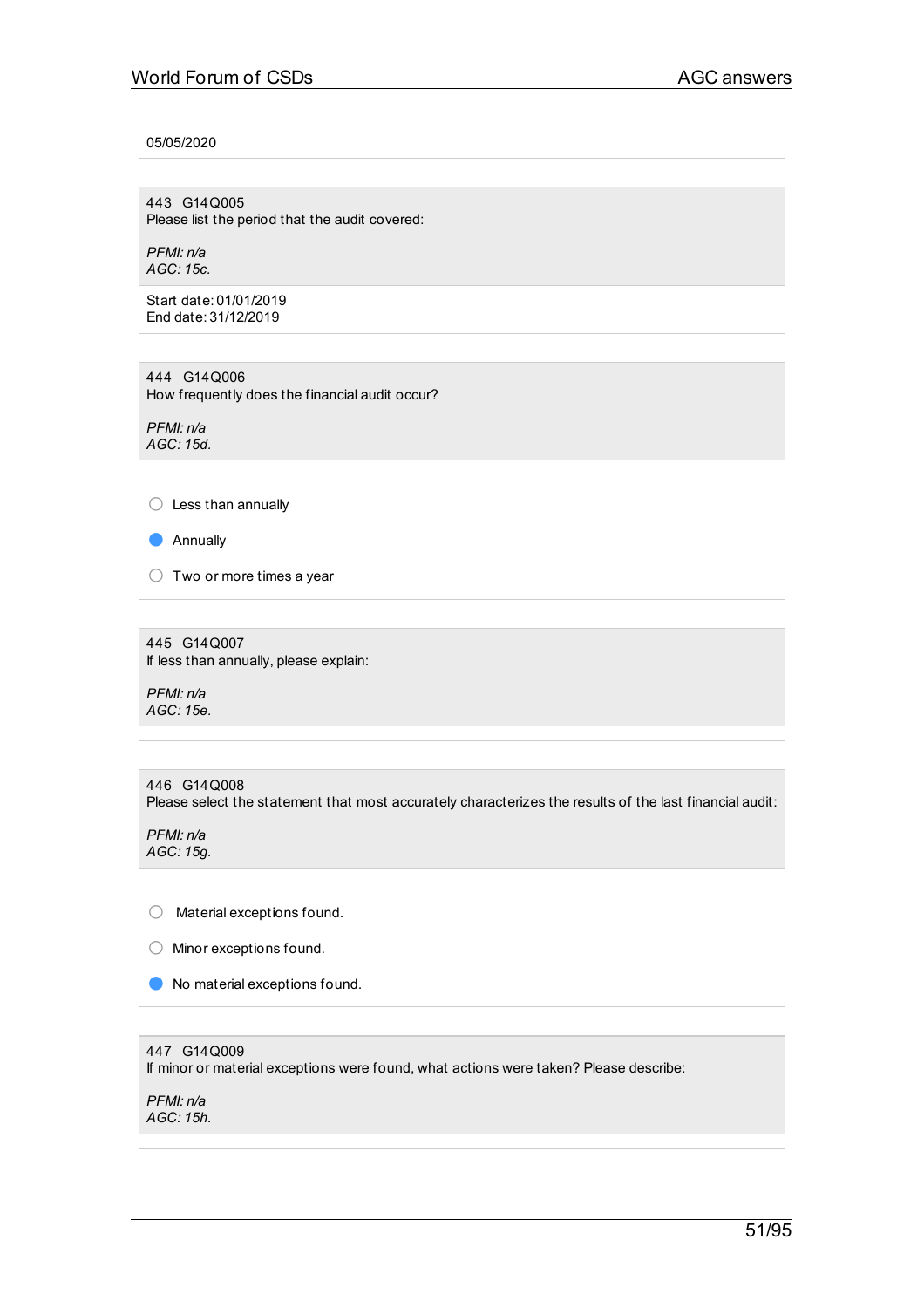05/05/2020

443 G14Q005
Please list the period that the audit covered:

*PFMI: n/a*
*AGC: 15c.*

Start date: 01/01/2019
End date: 31/12/2019

444 G14Q006
How frequently does the financial audit occur?

*PFMI: n/a*
*AGC: 15d.*

- ○ Less than annually
- ● Annually
- ○ Two or more times a year

445 G14Q007
If less than annually, please explain:

*PFMI: n/a*
*AGC: 15e.*

446 G14Q008
Please select the statement that most accurately characterizes the results of the last financial audit:

*PFMI: n/a*
*AGC: 15g.*

- ○ Material exceptions found.
- ○ Minor exceptions found.
- ● No material exceptions found.

447 G14Q009
If minor or material exceptions were found, what actions were taken? Please describe:

*PFMI: n/a*
*AGC: 15h.*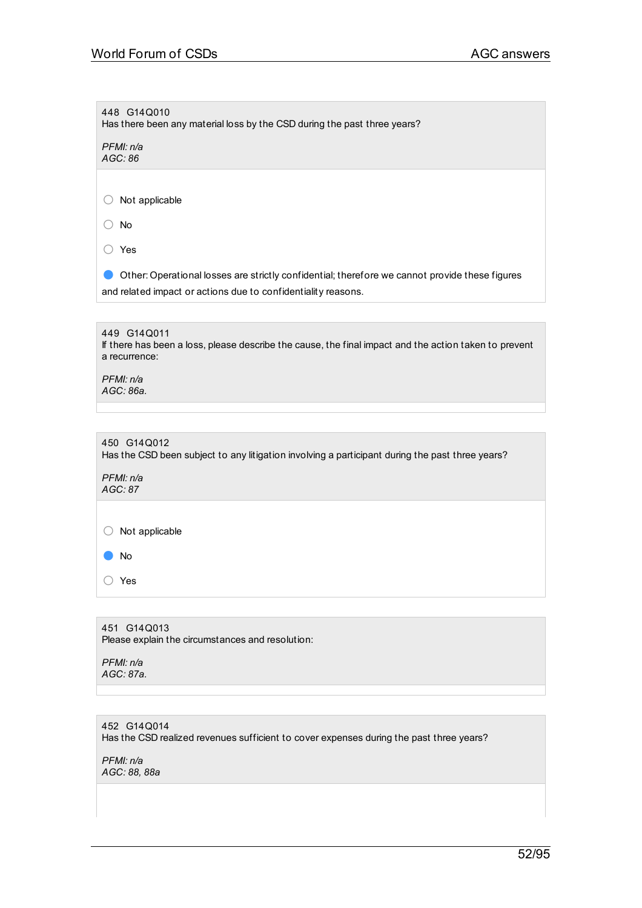448 G14Q010
Has there been any material loss by the CSD during the past three years?

*PFMI: n/a*
*AGC: 86*

- ○ Not applicable
- ○ No
- ○ Yes
- ● Other: Operational losses are strictly confidential; therefore we cannot provide these figures and related impact or actions due to confidentiality reasons.

449 G14Q011
If there has been a loss, please describe the cause, the final impact and the action taken to prevent a recurrence:

*PFMI: n/a*
*AGC: 86a.*

450 G14Q012
Has the CSD been subject to any litigation involving a participant during the past three years?

*PFMI: n/a*
*AGC: 87*

- ○ Not applicable
- ● No
- ○ Yes

451 G14Q013
Please explain the circumstances and resolution:

*PFMI: n/a*
*AGC: 87a.*

452 G14Q014
Has the CSD realized revenues sufficient to cover expenses during the past three years?

*PFMI: n/a*
*AGC: 88, 88a*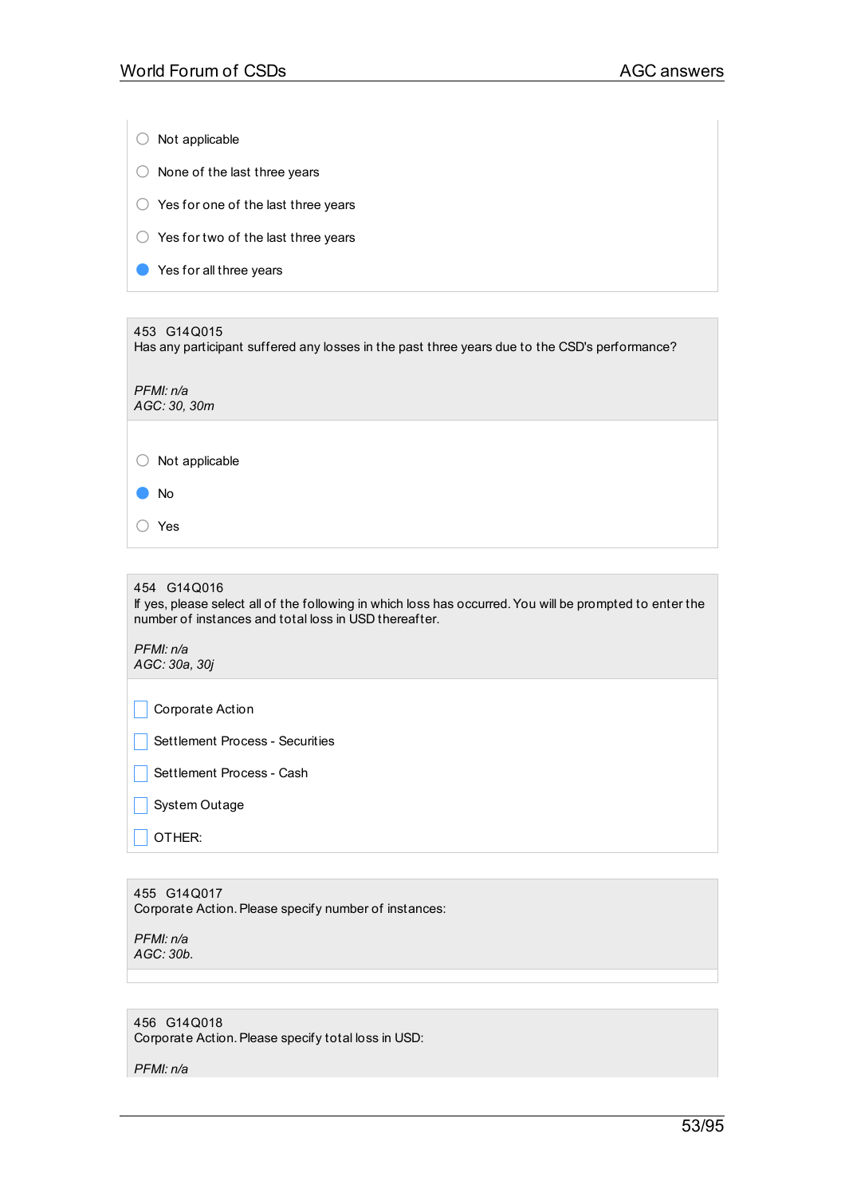- ○ Not applicable
- ○ None of the last three years
- ○ Yes for one of the last three years
- ○ Yes for two of the last three years
- ● Yes for all three years

---

453 G14Q015
Has any participant suffered any losses in the past three years due to the CSD's performance?

*PFMI: n/a*
*AGC: 30, 30m*

- ○ Not applicable
- ● No
- ○ Yes

---

454 G14Q016
If yes, please select all of the following in which loss has occurred. You will be prompted to enter the number of instances and total loss in USD thereafter.

*PFMI: n/a*
*AGC: 30a, 30j*

- ☐ Corporate Action
- ☐ Settlement Process - Securities
- ☐ Settlement Process - Cash
- ☐ System Outage
- ☐ OTHER:

---

455 G14Q017
Corporate Action. Please specify number of instances:

*PFMI: n/a*
*AGC: 30b.*

---

456 G14Q018
Corporate Action. Please specify total loss in USD:

*PFMI: n/a*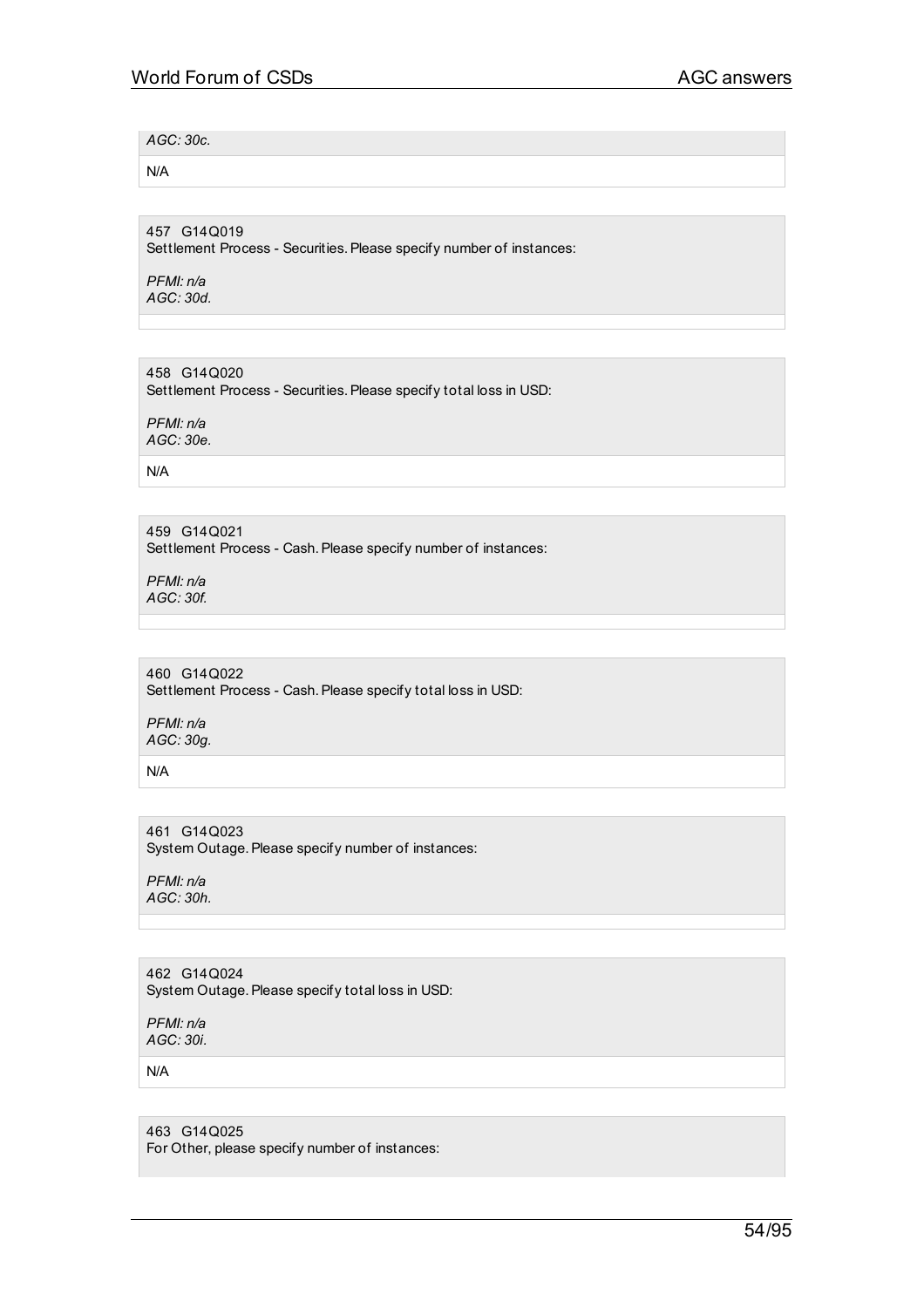*AGC: 30c.*

N/A

457 G14Q019
Settlement Process - Securities. Please specify number of instances:

*PFMI: n/a*
*AGC: 30d.*

458 G14Q020
Settlement Process - Securities. Please specify total loss in USD:

*PFMI: n/a*
*AGC: 30e.*

N/A

459 G14Q021
Settlement Process - Cash. Please specify number of instances:

*PFMI: n/a*
*AGC: 30f.*

460 G14Q022
Settlement Process - Cash. Please specify total loss in USD:

*PFMI: n/a*
*AGC: 30g.*

N/A

461 G14Q023
System Outage. Please specify number of instances:

*PFMI: n/a*
*AGC: 30h.*

462 G14Q024
System Outage. Please specify total loss in USD:

*PFMI: n/a*
*AGC: 30i.*

N/A

463 G14Q025
For Other, please specify number of instances: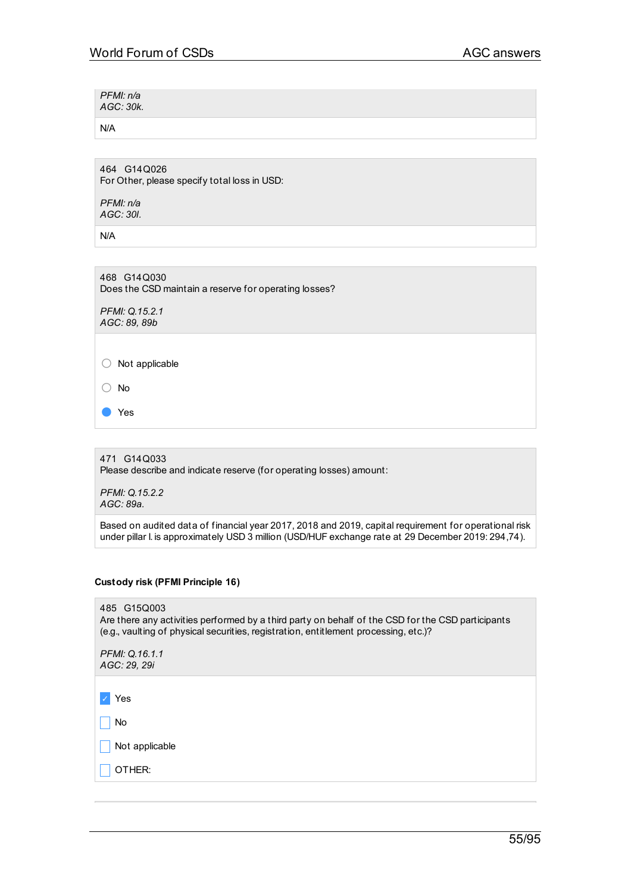*PFMI: n/a*
*AGC: 30k.*

N/A

464 G14Q026
For Other, please specify total loss in USD:

*PFMI: n/a*
*AGC: 30l.*

N/A

468 G14Q030
Does the CSD maintain a reserve for operating losses?

*PFMI: Q.15.2.1*
*AGC: 89, 89b*

- ○ Not applicable
- ○ No
- ● Yes

471 G14Q033
Please describe and indicate reserve (for operating losses) amount:

*PFMI: Q.15.2.2*
*AGC: 89a.*

Based on audited data of financial year 2017, 2018 and 2019, capital requirement for operational risk under pillar I. is approximately USD 3 million (USD/HUF exchange rate at 29 December 2019: 294,74).

**Custody risk (PFMI Principle 16)**

485 G15Q003
Are there any activities performed by a third party on behalf of the CSD for the CSD participants (e.g., vaulting of physical securities, registration, entitlement processing, etc.)?

*PFMI: Q.16.1.1*
*AGC: 29, 29i*

- [x] Yes
- [ ] No
- [ ] Not applicable
- [ ] OTHER: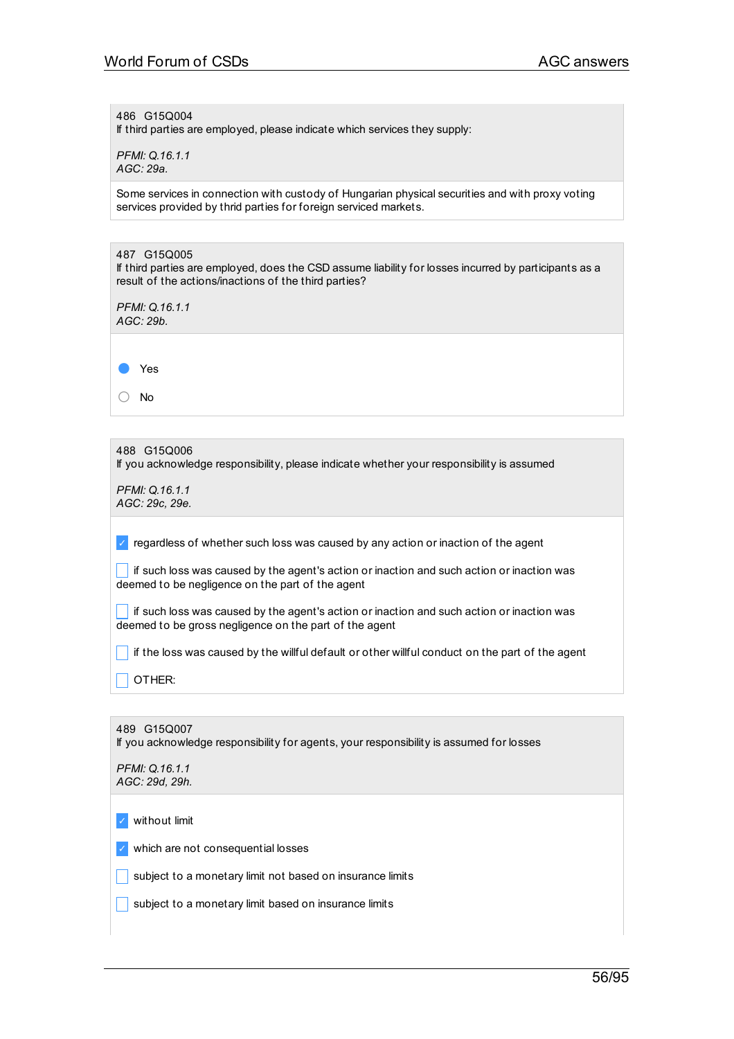486 G15Q004
If third parties are employed, please indicate which services they supply:

*PFMI: Q.16.1.1*
*AGC: 29a.*

Some services in connection with custody of Hungarian physical securities and with proxy voting services provided by thrid parties for foreign serviced markets.

487 G15Q005
If third parties are employed, does the CSD assume liability for losses incurred by participants as a result of the actions/inactions of the third parties?

*PFMI: Q.16.1.1*
*AGC: 29b.*

- [x] Yes
- [ ] No

488 G15Q006
If you acknowledge responsibility, please indicate whether your responsibility is assumed

*PFMI: Q.16.1.1*
*AGC: 29c, 29e.*

- [x] regardless of whether such loss was caused by any action or inaction of the agent
- [ ] if such loss was caused by the agent's action or inaction and such action or inaction was deemed to be negligence on the part of the agent
- [ ] if such loss was caused by the agent's action or inaction and such action or inaction was deemed to be gross negligence on the part of the agent
- [ ] if the loss was caused by the willful default or other willful conduct on the part of the agent
- [ ] OTHER:

489 G15Q007
If you acknowledge responsibility for agents, your responsibility is assumed for losses

*PFMI: Q.16.1.1*
*AGC: 29d, 29h.*

- [x] without limit
- [x] which are not consequential losses
- [ ] subject to a monetary limit not based on insurance limits
- [ ] subject to a monetary limit based on insurance limits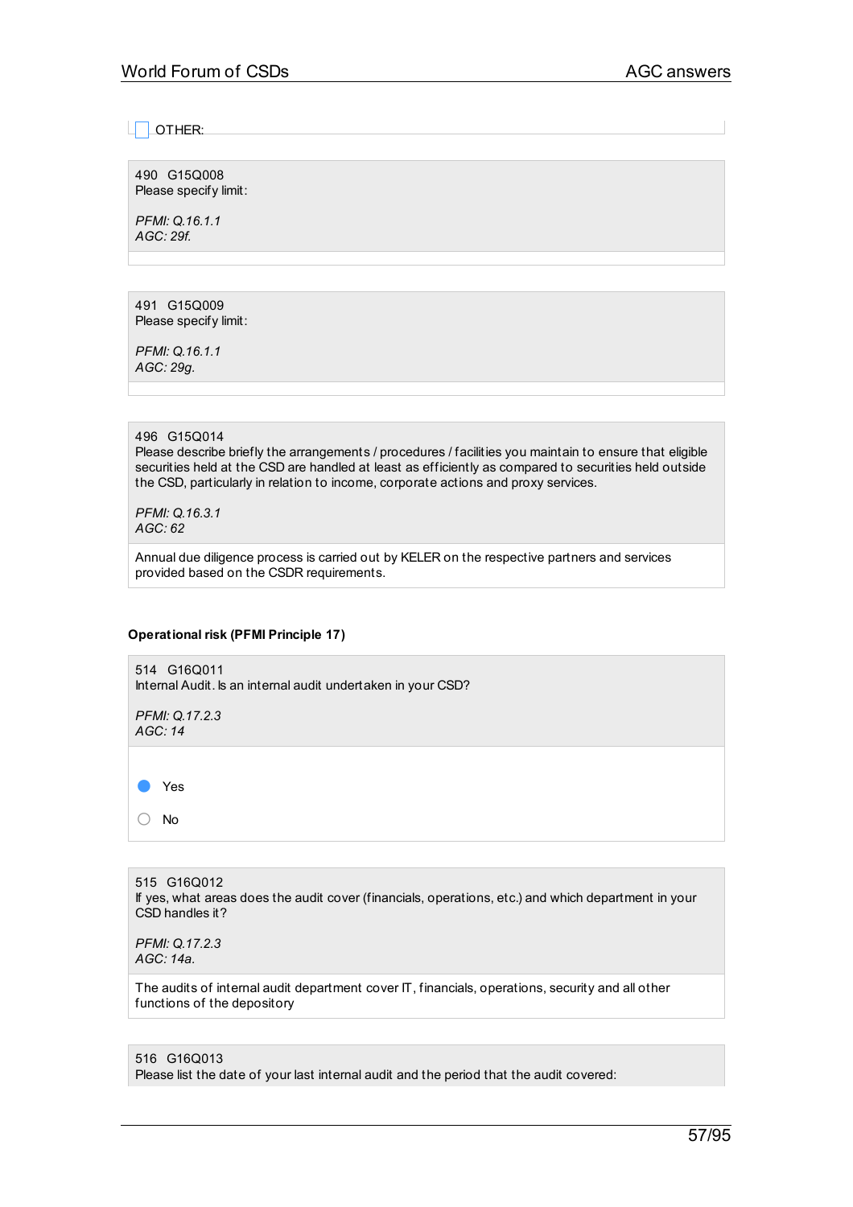☐ OTHER:

490 G15Q008
Please specify limit:

*PFMI: Q.16.1.1*
*AGC: 29f.*

491 G15Q009
Please specify limit:

*PFMI: Q.16.1.1*
*AGC: 29g.*

496 G15Q014
Please describe briefly the arrangements / procedures / facilities you maintain to ensure that eligible securities held at the CSD are handled at least as efficiently as compared to securities held outside the CSD, particularly in relation to income, corporate actions and proxy services.

*PFMI: Q.16.3.1*
*AGC: 62*

Annual due diligence process is carried out by KELER on the respective partners and services provided based on the CSDR requirements.

**Operational risk (PFMI Principle 17)**

514 G16Q011
Internal Audit. Is an internal audit undertaken in your CSD?

*PFMI: Q.17.2.3*
*AGC: 14*

- [x] Yes
- [ ] No

515 G16Q012
If yes, what areas does the audit cover (financials, operations, etc.) and which department in your CSD handles it?

*PFMI: Q.17.2.3*
*AGC: 14a.*

The audits of internal audit department cover IT, financials, operations, security and all other functions of the depository

516 G16Q013
Please list the date of your last internal audit and the period that the audit covered: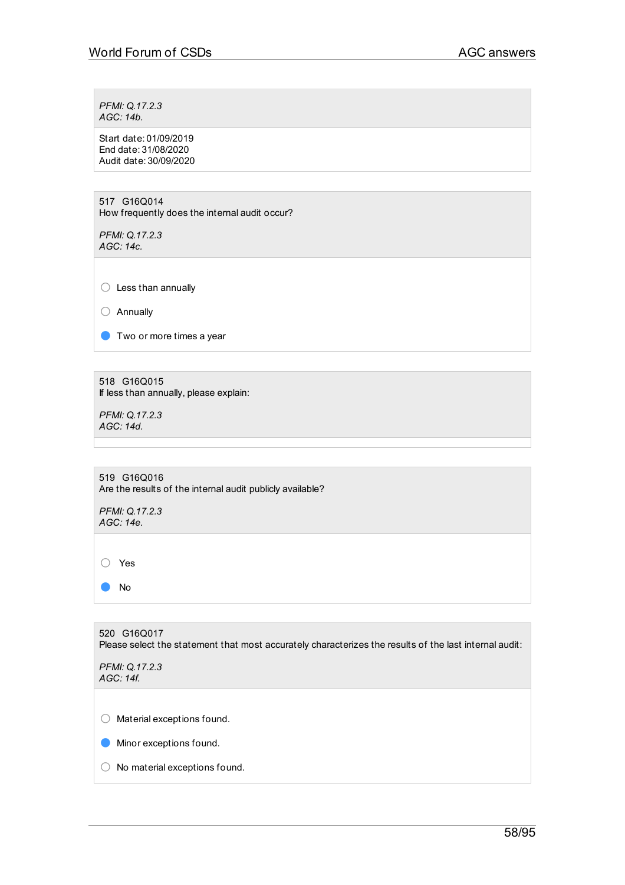*PFMI: Q.17.2.3*
*AGC: 14b.*

Start date: 01/09/2019
End date: 31/08/2020
Audit date: 30/09/2020

517 G16Q014
How frequently does the internal audit occur?

*PFMI: Q.17.2.3*
*AGC: 14c.*

- ○ Less than annually
- ○ Annually
- ● Two or more times a year

518 G16Q015
If less than annually, please explain:

*PFMI: Q.17.2.3*
*AGC: 14d.*

519 G16Q016
Are the results of the internal audit publicly available?

*PFMI: Q.17.2.3*
*AGC: 14e.*

- ○ Yes
- ● No

520 G16Q017
Please select the statement that most accurately characterizes the results of the last internal audit:

*PFMI: Q.17.2.3*
*AGC: 14f.*

- ○ Material exceptions found.
- ● Minor exceptions found.
- ○ No material exceptions found.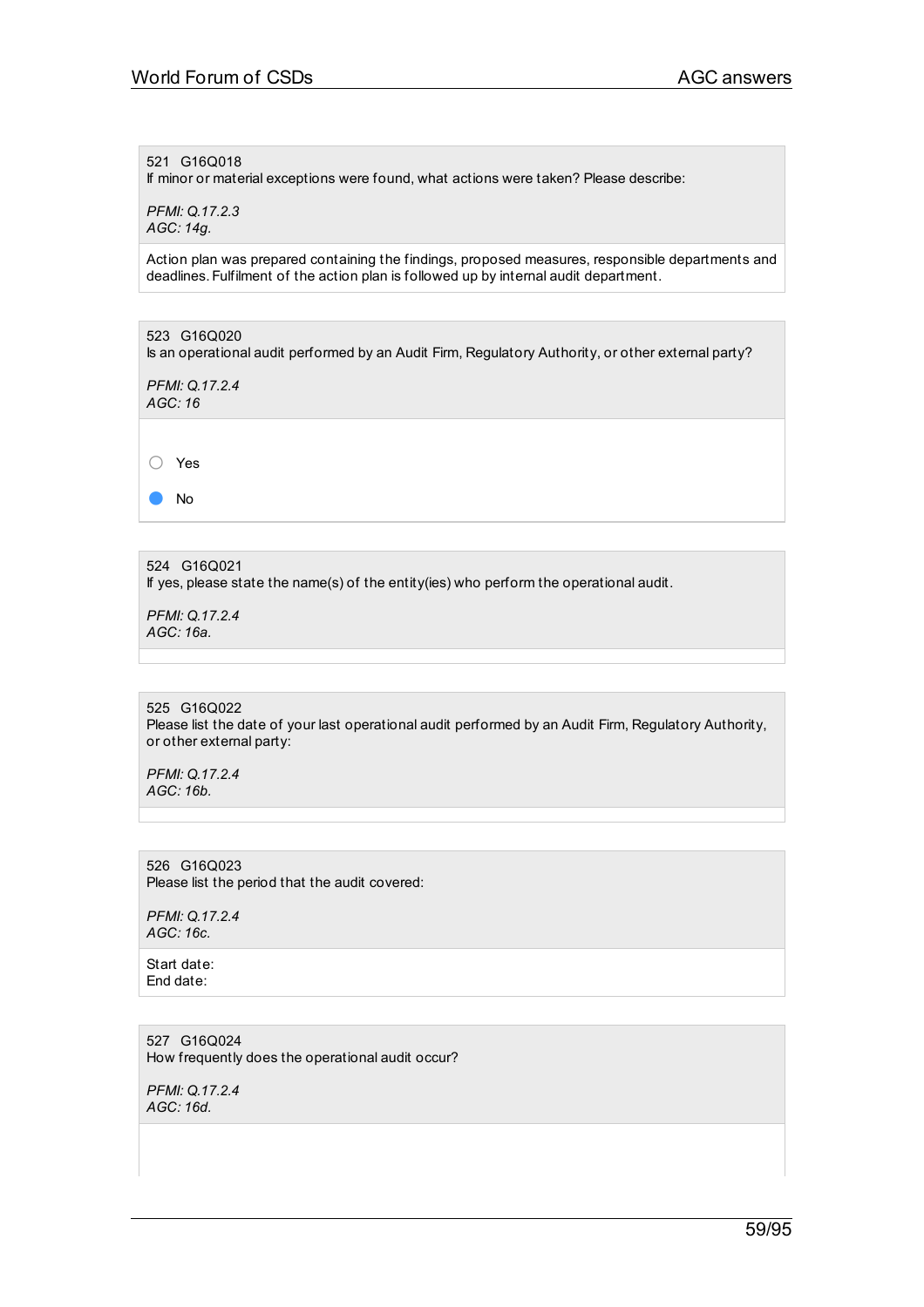521 G16Q018
If minor or material exceptions were found, what actions were taken? Please describe:

*PFMI: Q.17.2.3*
*AGC: 14g.*

Action plan was prepared containing the findings, proposed measures, responsible departments and deadlines. Fulfilment of the action plan is followed up by internal audit department.

523 G16Q020
Is an operational audit performed by an Audit Firm, Regulatory Authority, or other external party?

*PFMI: Q.17.2.4*
*AGC: 16*

- ○ Yes
- ● No

524 G16Q021
If yes, please state the name(s) of the entity(ies) who perform the operational audit.

*PFMI: Q.17.2.4*
*AGC: 16a.*

525 G16Q022
Please list the date of your last operational audit performed by an Audit Firm, Regulatory Authority, or other external party:

*PFMI: Q.17.2.4*
*AGC: 16b.*

526 G16Q023
Please list the period that the audit covered:

*PFMI: Q.17.2.4*
*AGC: 16c.*

Start date:
End date:

527 G16Q024
How frequently does the operational audit occur?

*PFMI: Q.17.2.4*
*AGC: 16d.*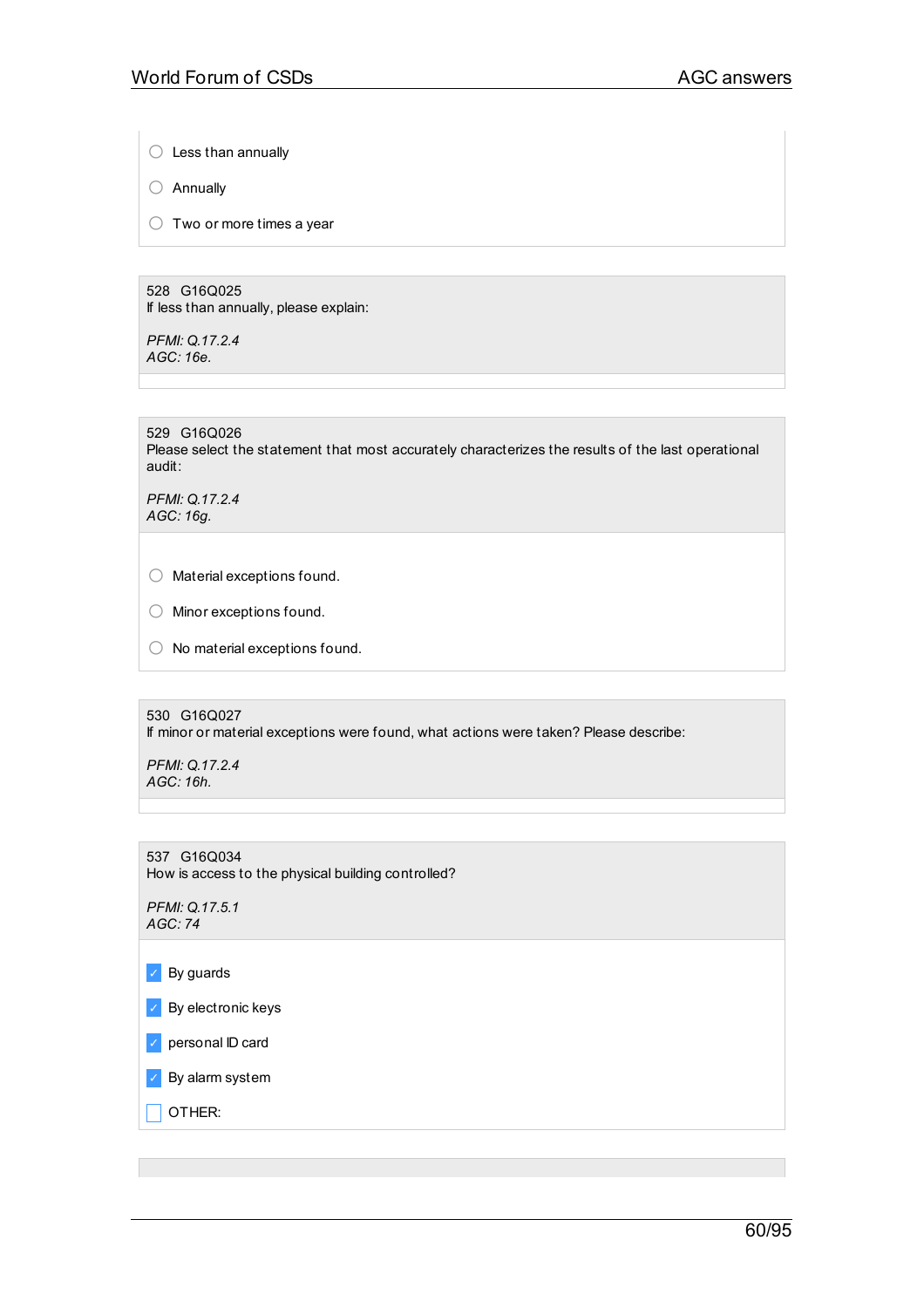- ◯ Less than annually
- ◯ Annually
- ◯ Two or more times a year

528 G16Q025
If less than annually, please explain:

*PFMI: Q.17.2.4*
*AGC: 16e.*

529 G16Q026
Please select the statement that most accurately characterizes the results of the last operational audit:

*PFMI: Q.17.2.4*
*AGC: 16g.*

- ◯ Material exceptions found.
- ◯ Minor exceptions found.
- ◯ No material exceptions found.

530 G16Q027
If minor or material exceptions were found, what actions were taken? Please describe:

*PFMI: Q.17.2.4*
*AGC: 16h.*

537 G16Q034
How is access to the physical building controlled?

*PFMI: Q.17.5.1*
*AGC: 74*

- [x] By guards
- [x] By electronic keys
- [x] personal ID card
- [x] By alarm system
- [ ] OTHER: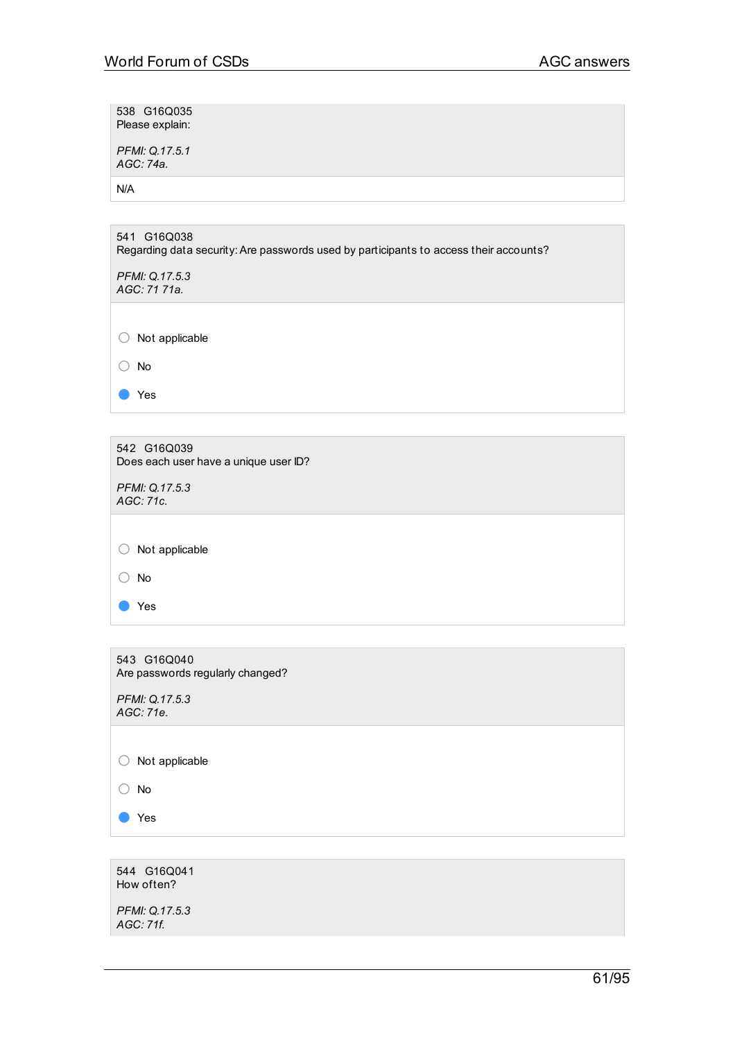538 G16Q035
Please explain:

*PFMI: Q.17.5.1*
*AGC: 74a.*

N/A

541 G16Q038
Regarding data security: Are passwords used by participants to access their accounts?

*PFMI: Q.17.5.3*
*AGC: 71 71a.*

○ Not applicable

○ No

● Yes

542 G16Q039
Does each user have a unique user ID?

*PFMI: Q.17.5.3*
*AGC: 71c.*

○ Not applicable

○ No

● Yes

543 G16Q040
Are passwords regularly changed?

*PFMI: Q.17.5.3*
*AGC: 71e.*

○ Not applicable

○ No

● Yes

544 G16Q041
How often?

*PFMI: Q.17.5.3*
*AGC: 71f.*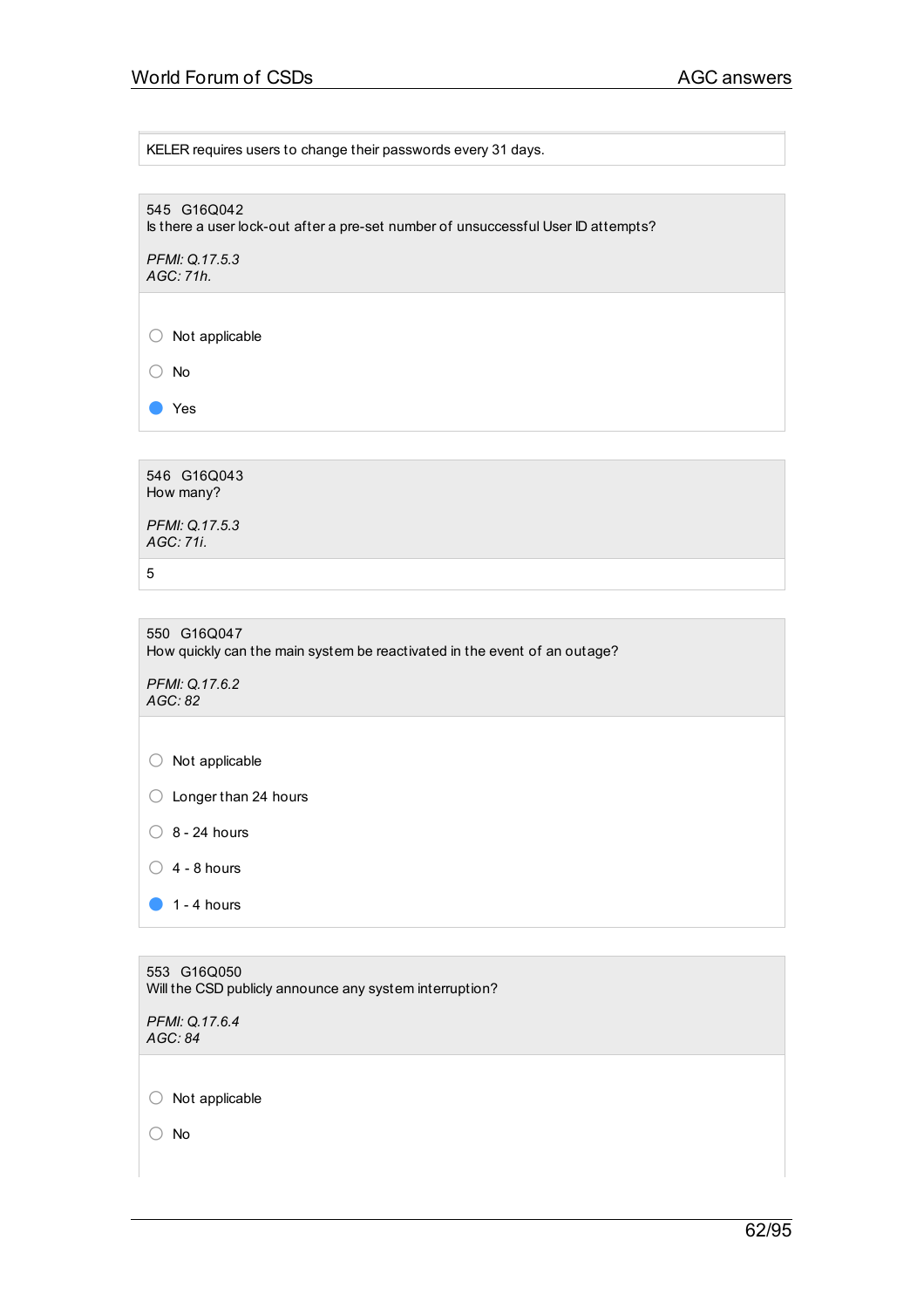KELER requires users to change their passwords every 31 days.

545 G16Q042
Is there a user lock-out after a pre-set number of unsuccessful User ID attempts?

*PFMI: Q.17.5.3*
*AGC: 71h.*

- ○ Not applicable
- ○ No
- ● Yes

546 G16Q043
How many?

*PFMI: Q.17.5.3*
*AGC: 71i.*

5

550 G16Q047
How quickly can the main system be reactivated in the event of an outage?

*PFMI: Q.17.6.2*
*AGC: 82*

- ○ Not applicable
- ○ Longer than 24 hours
- ○ 8 - 24 hours
- ○ 4 - 8 hours
- ● 1 - 4 hours

553 G16Q050
Will the CSD publicly announce any system interruption?

*PFMI: Q.17.6.4*
*AGC: 84*

- ○ Not applicable
- ○ No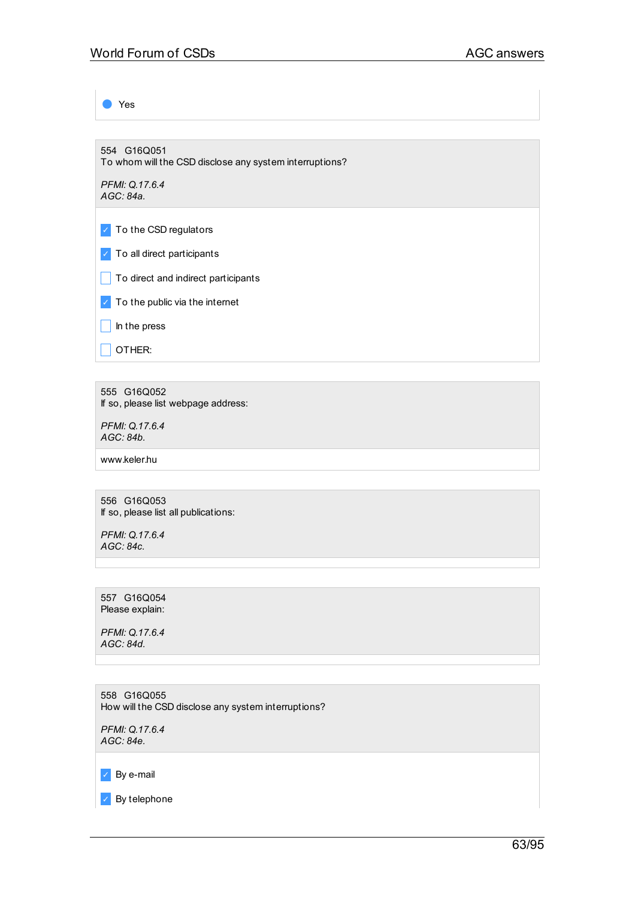- [x] Yes

554 G16Q051
To whom will the CSD disclose any system interruptions?

*PFMI: Q.17.6.4*
*AGC: 84a.*

- [x] To the CSD regulators
- [x] To all direct participants
- [ ] To direct and indirect participants
- [x] To the public via the internet
- [ ] In the press
- [ ] OTHER:

555 G16Q052
If so, please list webpage address:

*PFMI: Q.17.6.4*
*AGC: 84b.*

www.keler.hu

556 G16Q053
If so, please list all publications:

*PFMI: Q.17.6.4*
*AGC: 84c.*

557 G16Q054
Please explain:

*PFMI: Q.17.6.4*
*AGC: 84d.*

558 G16Q055
How will the CSD disclose any system interruptions?

*PFMI: Q.17.6.4*
*AGC: 84e.*

- [x] By e-mail
- [x] By telephone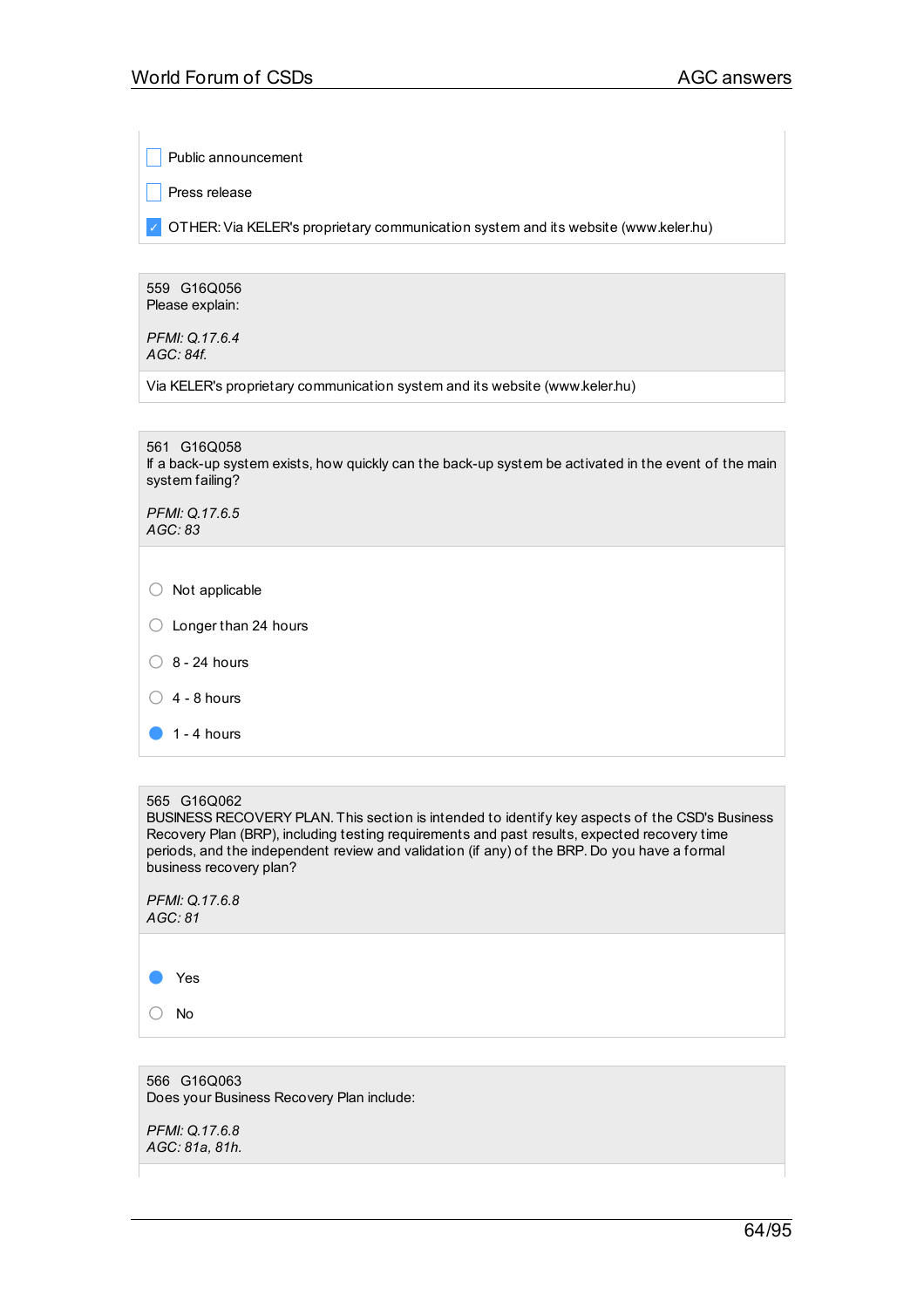- [ ] Public announcement
- [ ] Press release
- [x] OTHER: Via KELER's proprietary communication system and its website (www.keler.hu)

559 G16Q056
Please explain:

*PFMI: Q.17.6.4*
*AGC: 84f.*

Via KELER's proprietary communication system and its website (www.keler.hu)

561 G16Q058
If a back-up system exists, how quickly can the back-up system be activated in the event of the main system failing?

*PFMI: Q.17.6.5*
*AGC: 83*

- ○ Not applicable
- ○ Longer than 24 hours
- ○ 8 - 24 hours
- ○ 4 - 8 hours
- ● 1 - 4 hours

565 G16Q062
BUSINESS RECOVERY PLAN. This section is intended to identify key aspects of the CSD's Business Recovery Plan (BRP), including testing requirements and past results, expected recovery time periods, and the independent review and validation (if any) of the BRP. Do you have a formal business recovery plan?

*PFMI: Q.17.6.8*
*AGC: 81*

- ● Yes
- ○ No

566 G16Q063
Does your Business Recovery Plan include:

*PFMI: Q.17.6.8*
*AGC: 81a, 81h.*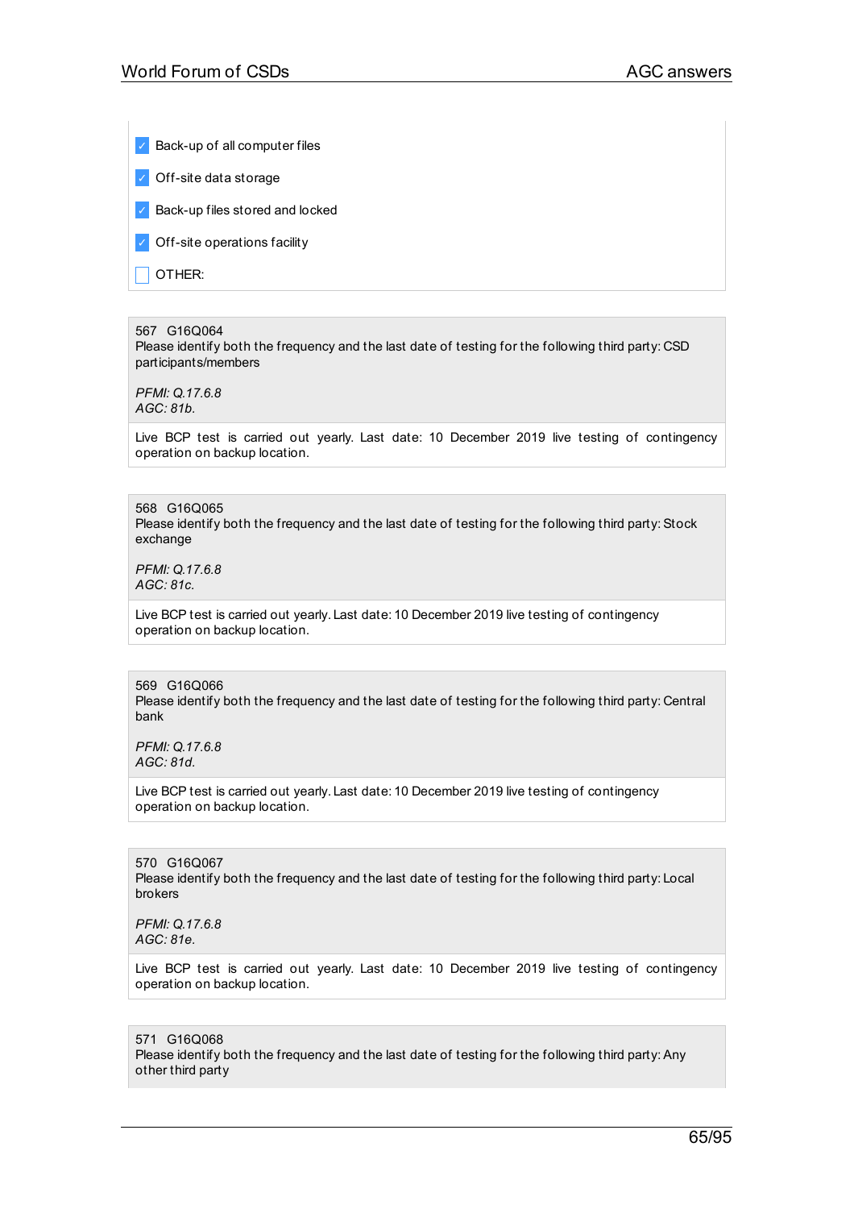- [x] Back-up of all computer files
- [x] Off-site data storage
- [x] Back-up files stored and locked
- [x] Off-site operations facility
- [ ] OTHER:

567 G16Q064
Please identify both the frequency and the last date of testing for the following third party: CSD participants/members

*PFMI: Q.17.6.8*
*AGC: 81b.*

Live BCP test is carried out yearly. Last date: 10 December 2019 live testing of contingency operation on backup location.

568 G16Q065
Please identify both the frequency and the last date of testing for the following third party: Stock exchange

*PFMI: Q.17.6.8*
*AGC: 81c.*

Live BCP test is carried out yearly. Last date: 10 December 2019 live testing of contingency operation on backup location.

569 G16Q066
Please identify both the frequency and the last date of testing for the following third party: Central bank

*PFMI: Q.17.6.8*
*AGC: 81d.*

Live BCP test is carried out yearly. Last date: 10 December 2019 live testing of contingency operation on backup location.

570 G16Q067
Please identify both the frequency and the last date of testing for the following third party: Local brokers

*PFMI: Q.17.6.8*
*AGC: 81e.*

Live BCP test is carried out yearly. Last date: 10 December 2019 live testing of contingency operation on backup location.

571 G16Q068
Please identify both the frequency and the last date of testing for the following third party: Any other third party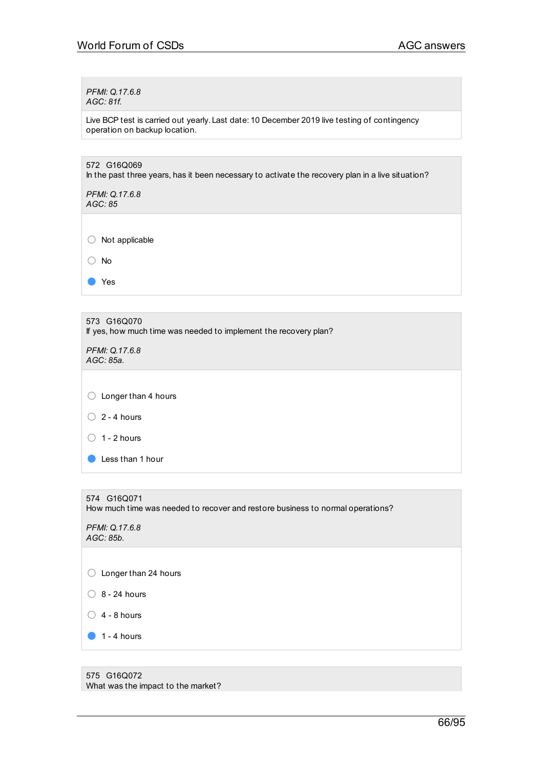*PFMI: Q.17.6.8*
*AGC: 81f.*

Live BCP test is carried out yearly. Last date: 10 December 2019 live testing of contingency operation on backup location.

572 G16Q069
In the past three years, has it been necessary to activate the recovery plan in a live situation?

*PFMI: Q.17.6.8*
*AGC: 85*

- ○ Not applicable
- ○ No
- ● Yes

573 G16Q070
If yes, how much time was needed to implement the recovery plan?

*PFMI: Q.17.6.8*
*AGC: 85a.*

- ○ Longer than 4 hours
- ○ 2 - 4 hours
- ○ 1 - 2 hours
- ● Less than 1 hour

574 G16Q071
How much time was needed to recover and restore business to normal operations?

*PFMI: Q.17.6.8*
*AGC: 85b.*

- ○ Longer than 24 hours
- ○ 8 - 24 hours
- ○ 4 - 8 hours
- ● 1 - 4 hours

575 G16Q072
What was the impact to the market?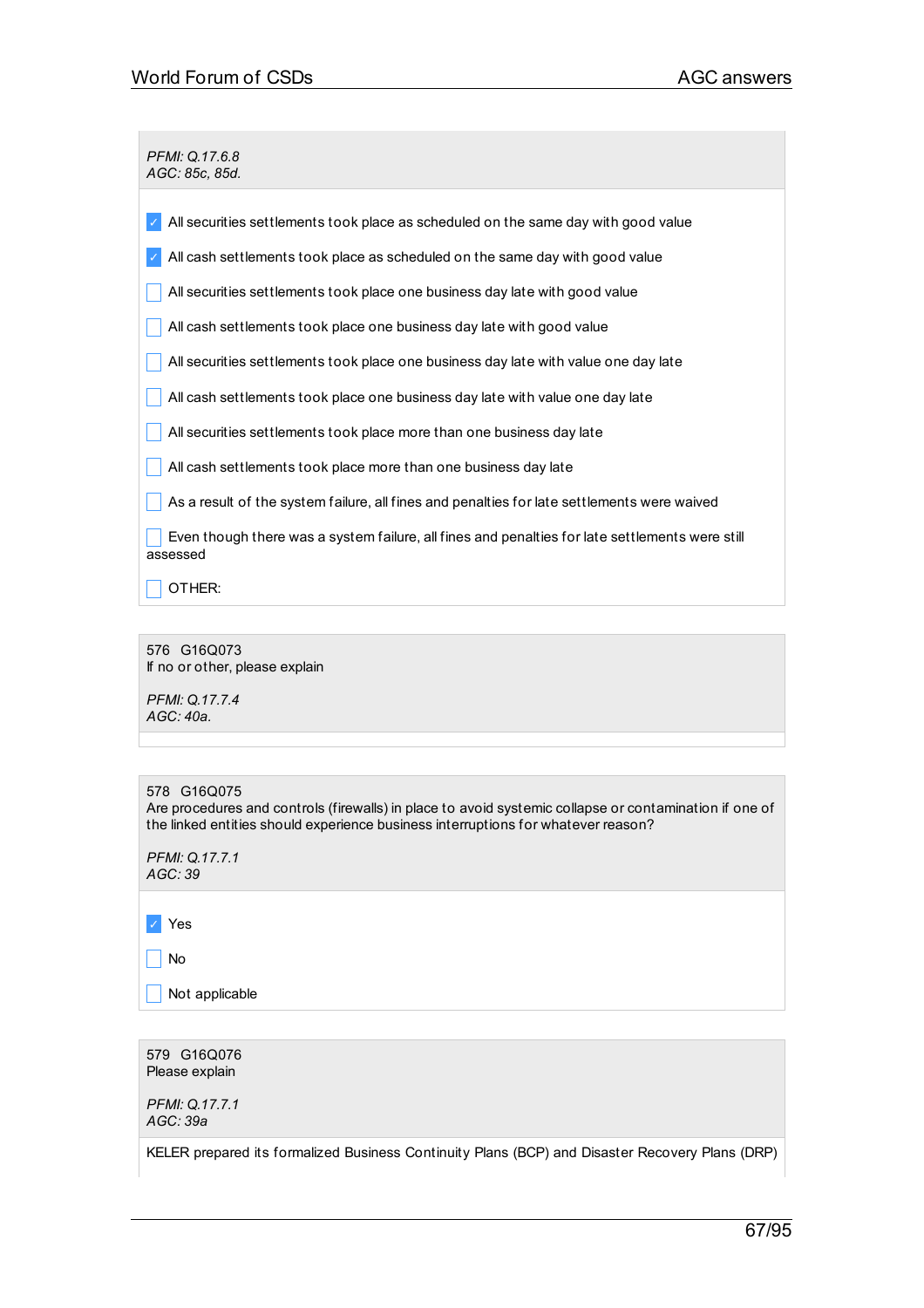*PFMI: Q.17.6.8*
*AGC: 85c, 85d.*

- [x] All securities settlements took place as scheduled on the same day with good value
- [x] All cash settlements took place as scheduled on the same day with good value
- [ ] All securities settlements took place one business day late with good value
- [ ] All cash settlements took place one business day late with good value
- [ ] All securities settlements took place one business day late with value one day late
- [ ] All cash settlements took place one business day late with value one day late
- [ ] All securities settlements took place more than one business day late
- [ ] All cash settlements took place more than one business day late
- [ ] As a result of the system failure, all fines and penalties for late settlements were waived
- [ ] Even though there was a system failure, all fines and penalties for late settlements were still assessed
- [ ] OTHER:

576 G16Q073
If no or other, please explain

*PFMI: Q.17.7.4*
*AGC: 40a.*

578 G16Q075
Are procedures and controls (firewalls) in place to avoid systemic collapse or contamination if one of the linked entities should experience business interruptions for whatever reason?

*PFMI: Q.17.7.1*
*AGC: 39*

- [x] Yes
- [ ] No
- [ ] Not applicable

579 G16Q076
Please explain

*PFMI: Q.17.7.1*
*AGC: 39a*

KELER prepared its formalized Business Continuity Plans (BCP) and Disaster Recovery Plans (DRP)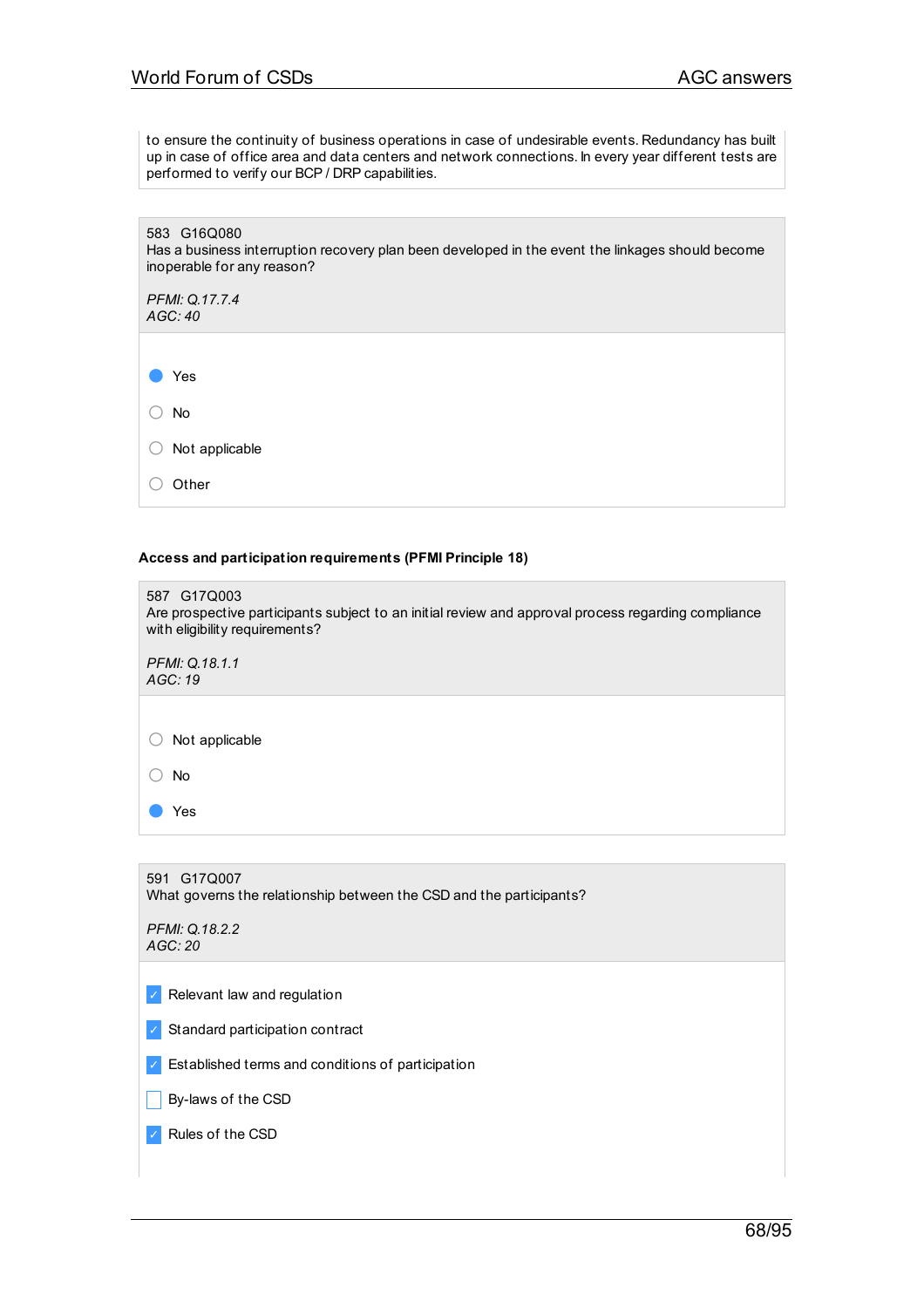to ensure the continuity of business operations in case of undesirable events. Redundancy has built up in case of office area and data centers and network connections. In every year different tests are performed to verify our BCP / DRP capabilities.

583 G16Q080
Has a business interruption recovery plan been developed in the event the linkages should become inoperable for any reason?

*PFMI: Q.17.7.4*
*AGC: 40*

- (x) Yes
- ( ) No
- ( ) Not applicable
- ( ) Other

**Access and participation requirements (PFMI Principle 18)**

587 G17Q003
Are prospective participants subject to an initial review and approval process regarding compliance with eligibility requirements?

*PFMI: Q.18.1.1*
*AGC: 19*

- ( ) Not applicable
- ( ) No
- (x) Yes

591 G17Q007
What governs the relationship between the CSD and the participants?

*PFMI: Q.18.2.2*
*AGC: 20*

- [x] Relevant law and regulation
- [x] Standard participation contract
- [x] Established terms and conditions of participation
- [ ] By-laws of the CSD
- [x] Rules of the CSD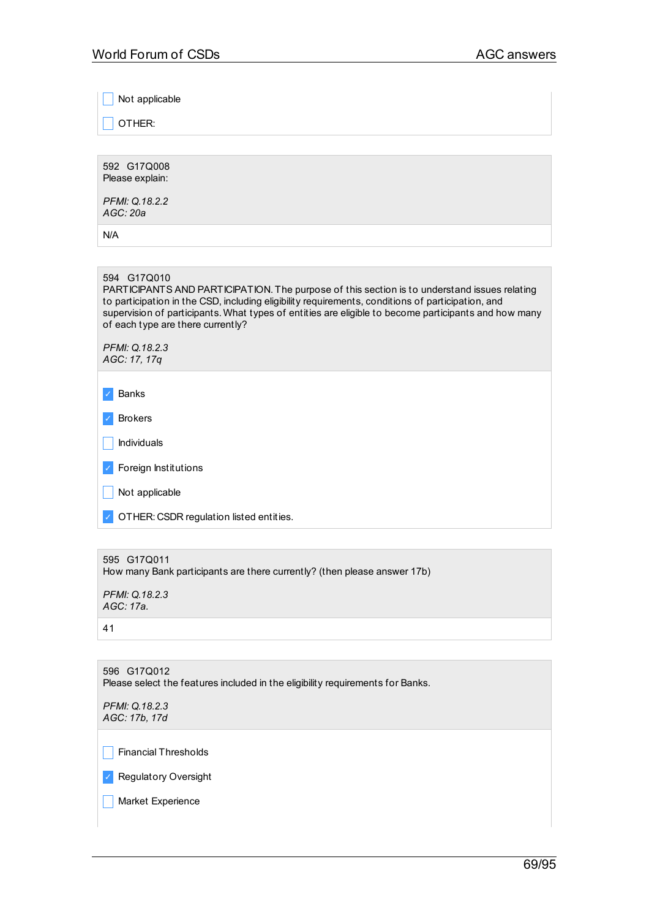- [ ] Not applicable
- [ ] OTHER:

---

592 G17Q008
Please explain:

*PFMI: Q.18.2.2*
*AGC: 20a*

N/A

---

594 G17Q010
PARTICIPANTS AND PARTICIPATION. The purpose of this section is to understand issues relating to participation in the CSD, including eligibility requirements, conditions of participation, and supervision of participants. What types of entities are eligible to become participants and how many of each type are there currently?

*PFMI: Q.18.2.3*
*AGC: 17, 17q*

- [x] Banks
- [x] Brokers
- [ ] Individuals
- [x] Foreign Institutions
- [ ] Not applicable
- [x] OTHER: CSDR regulation listed entities.

---

595 G17Q011
How many Bank participants are there currently? (then please answer 17b)

*PFMI: Q.18.2.3*
*AGC: 17a.*

41

---

596 G17Q012
Please select the features included in the eligibility requirements for Banks.

*PFMI: Q.18.2.3*
*AGC: 17b, 17d*

- [ ] Financial Thresholds
- [x] Regulatory Oversight
- [ ] Market Experience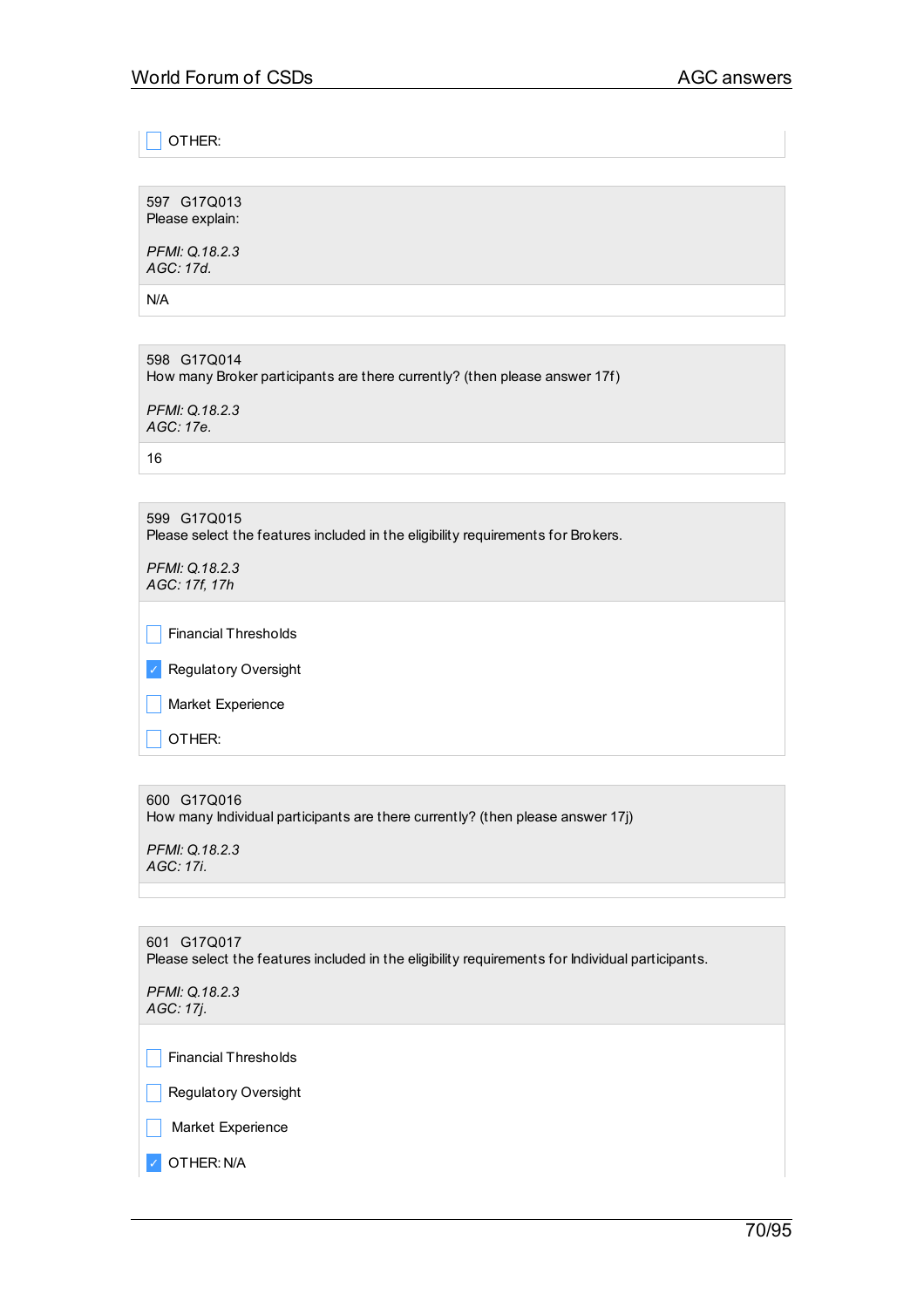- [ ] OTHER:

597 G17Q013
Please explain:

*PFMI: Q.18.2.3*
*AGC: 17d.*

N/A

598 G17Q014
How many Broker participants are there currently? (then please answer 17f)

*PFMI: Q.18.2.3*
*AGC: 17e.*

16

599 G17Q015
Please select the features included in the eligibility requirements for Brokers.

*PFMI: Q.18.2.3*
*AGC: 17f, 17h*

- [ ] Financial Thresholds
- [x] Regulatory Oversight
- [ ] Market Experience
- [ ] OTHER:

600 G17Q016
How many Individual participants are there currently? (then please answer 17j)

*PFMI: Q.18.2.3*
*AGC: 17i.*

601 G17Q017
Please select the features included in the eligibility requirements for Individual participants.

*PFMI: Q.18.2.3*
*AGC: 17j.*

- [ ] Financial Thresholds
- [ ] Regulatory Oversight
- [ ] Market Experience
- [x] OTHER: N/A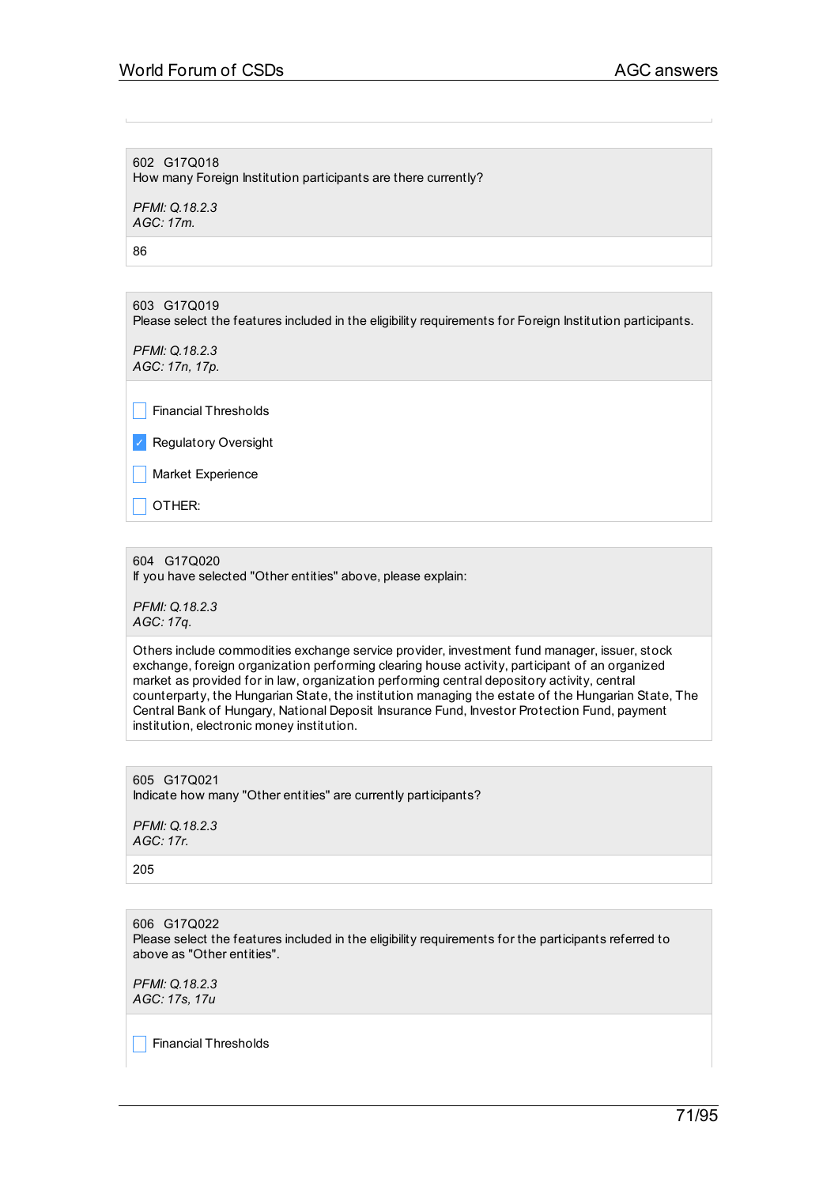602 G17Q018
How many Foreign Institution participants are there currently?

*PFMI: Q.18.2.3*
*AGC: 17m.*

86

603 G17Q019
Please select the features included in the eligibility requirements for Foreign Institution participants.

*PFMI: Q.18.2.3*
*AGC: 17n, 17p.*

- [ ] Financial Thresholds
- [x] Regulatory Oversight
- [ ] Market Experience
- [ ] OTHER:

604 G17Q020
If you have selected "Other entities" above, please explain:

*PFMI: Q.18.2.3*
*AGC: 17q.*

Others include commodities exchange service provider, investment fund manager, issuer, stock exchange, foreign organization performing clearing house activity, participant of an organized market as provided for in law, organization performing central depository activity, central counterparty, the Hungarian State, the institution managing the estate of the Hungarian State, The Central Bank of Hungary, National Deposit Insurance Fund, Investor Protection Fund, payment institution, electronic money institution.

605 G17Q021
Indicate how many "Other entities" are currently participants?

*PFMI: Q.18.2.3*
*AGC: 17r.*

205

606 G17Q022
Please select the features included in the eligibility requirements for the participants referred to above as "Other entities".

*PFMI: Q.18.2.3*
*AGC: 17s, 17u*

- [ ] Financial Thresholds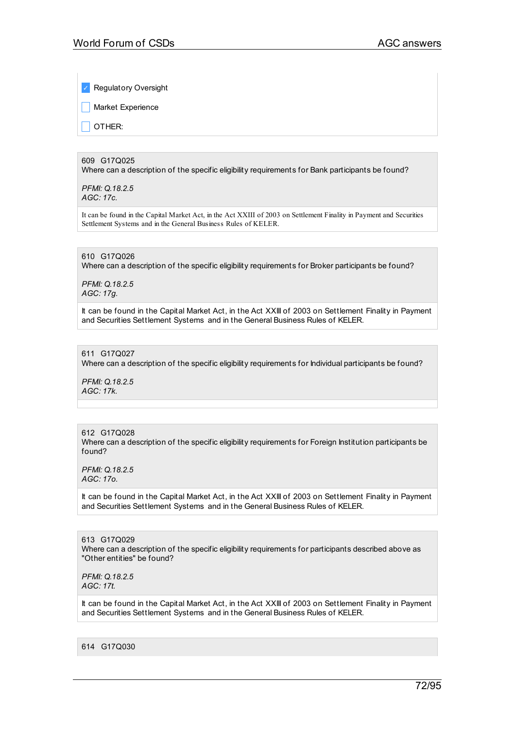- [x] Regulatory Oversight
- [ ] Market Experience
- [ ] OTHER:

609 G17Q025
Where can a description of the specific eligibility requirements for Bank participants be found?

*PFMI: Q.18.2.5*
*AGC: 17c.*

It can be found in the Capital Market Act, in the Act XXIII of 2003 on Settlement Finality in Payment and Securities Settlement Systems and in the General Business Rules of KELER.

610 G17Q026
Where can a description of the specific eligibility requirements for Broker participants be found?

*PFMI: Q.18.2.5*
*AGC: 17g.*

It can be found in the Capital Market Act, in the Act XXIII of 2003 on Settlement Finality in Payment and Securities Settlement Systems and in the General Business Rules of KELER.

611 G17Q027
Where can a description of the specific eligibility requirements for Individual participants be found?

*PFMI: Q.18.2.5*
*AGC: 17k.*

612 G17Q028
Where can a description of the specific eligibility requirements for Foreign Institution participants be found?

*PFMI: Q.18.2.5*
*AGC: 17o.*

It can be found in the Capital Market Act, in the Act XXIII of 2003 on Settlement Finality in Payment and Securities Settlement Systems and in the General Business Rules of KELER.

613 G17Q029
Where can a description of the specific eligibility requirements for participants described above as "Other entities" be found?

*PFMI: Q.18.2.5*
*AGC: 17t.*

It can be found in the Capital Market Act, in the Act XXIII of 2003 on Settlement Finality in Payment and Securities Settlement Systems and in the General Business Rules of KELER.

614 G17Q030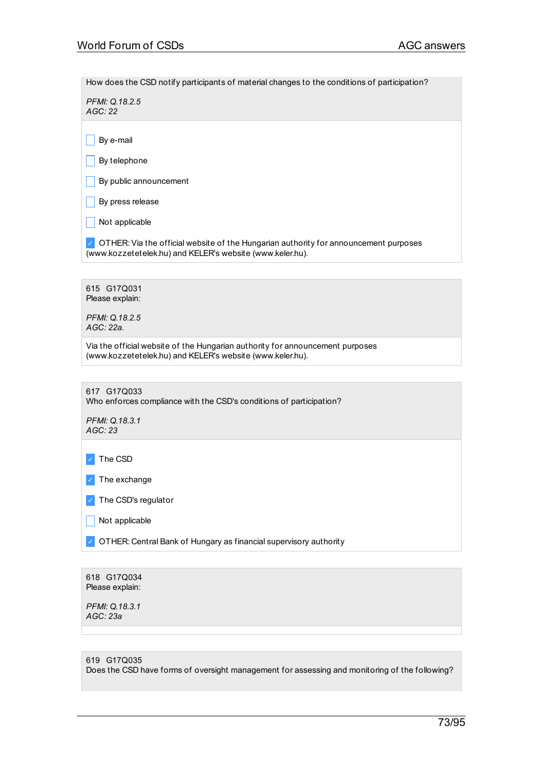How does the CSD notify participants of material changes to the conditions of participation?

*PFMI: Q.18.2.5*
*AGC: 22*

- [ ] By e-mail
- [ ] By telephone
- [ ] By public announcement
- [ ] By press release
- [ ] Not applicable
- [x] OTHER: Via the official website of the Hungarian authority for announcement purposes (www.kozzetetelek.hu) and KELER's website (www.keler.hu).

---

615 G17Q031
Please explain:

*PFMI: Q.18.2.5*
*AGC: 22a.*

Via the official website of the Hungarian authority for announcement purposes (www.kozzetetelek.hu) and KELER's website (www.keler.hu).

---

617 G17Q033
Who enforces compliance with the CSD's conditions of participation?

*PFMI: Q.18.3.1*
*AGC: 23*

- [x] The CSD
- [x] The exchange
- [x] The CSD's regulator
- [ ] Not applicable
- [x] OTHER: Central Bank of Hungary as financial supervisory authority

---

618 G17Q034
Please explain:

*PFMI: Q.18.3.1*
*AGC: 23a*

---

619 G17Q035
Does the CSD have forms of oversight management for assessing and monitoring of the following?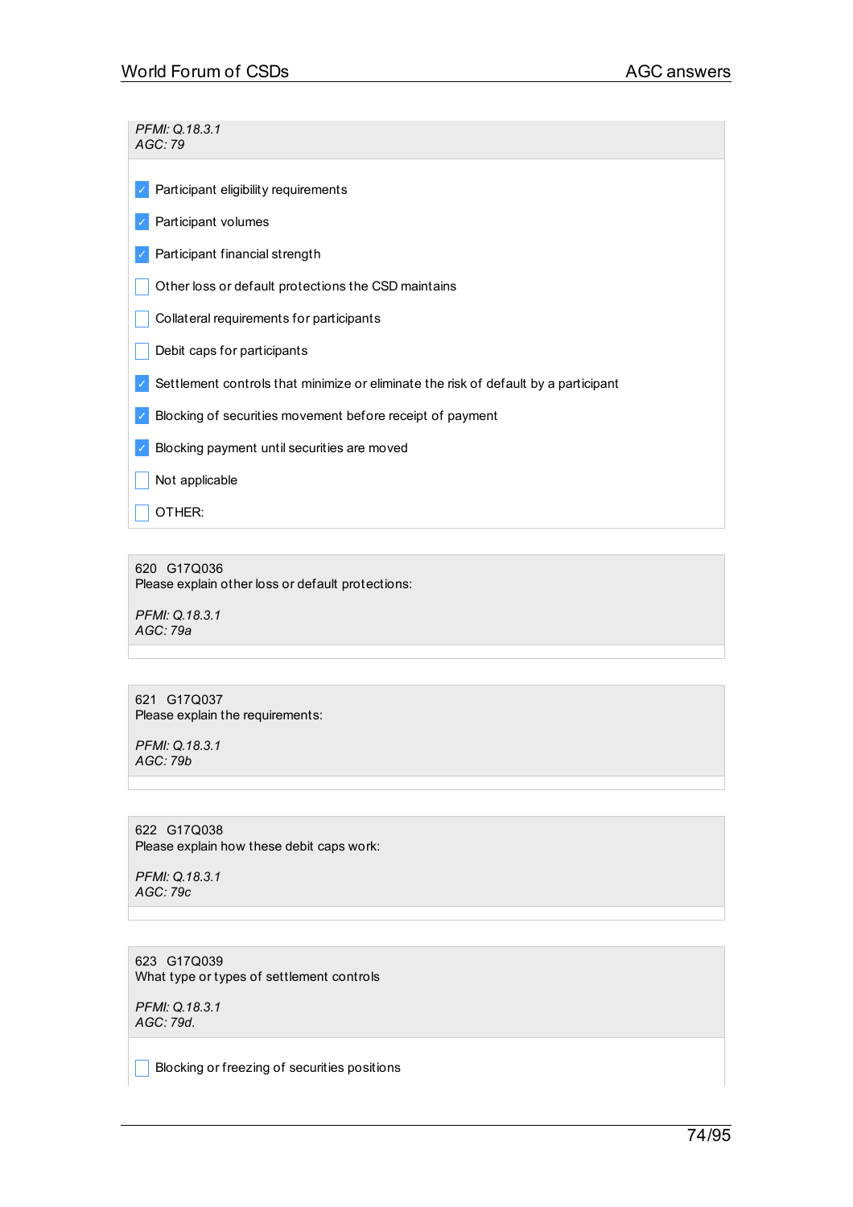*PFMI: Q.18.3.1*
*AGC: 79*

- [x] Participant eligibility requirements
- [x] Participant volumes
- [x] Participant financial strength
- [ ] Other loss or default protections the CSD maintains
- [ ] Collateral requirements for participants
- [ ] Debit caps for participants
- [x] Settlement controls that minimize or eliminate the risk of default by a participant
- [x] Blocking of securities movement before receipt of payment
- [x] Blocking payment until securities are moved
- [ ] Not applicable
- [ ] OTHER:

620 G17Q036
Please explain other loss or default protections:

*PFMI: Q.18.3.1*
*AGC: 79a*

621 G17Q037
Please explain the requirements:

*PFMI: Q.18.3.1*
*AGC: 79b*

622 G17Q038
Please explain how these debit caps work:

*PFMI: Q.18.3.1*
*AGC: 79c*

623 G17Q039
What type or types of settlement controls

*PFMI: Q.18.3.1*
*AGC: 79d.*

- [ ] Blocking or freezing of securities positions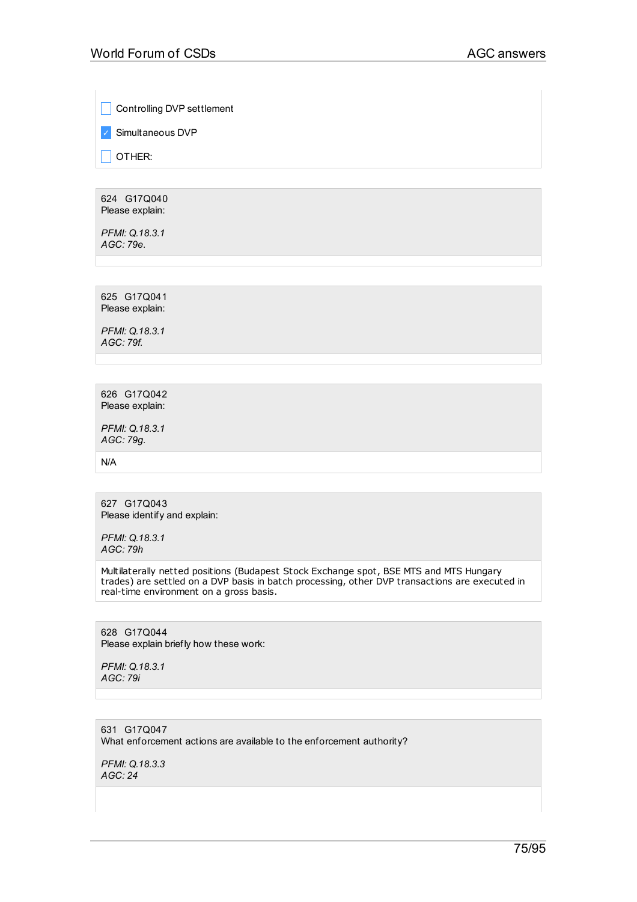- [ ] Controlling DVP settlement
- [x] Simultaneous DVP
- [ ] OTHER:

624 G17Q040
Please explain:

*PFMI: Q.18.3.1*
*AGC: 79e.*

625 G17Q041
Please explain:

*PFMI: Q.18.3.1*
*AGC: 79f.*

626 G17Q042
Please explain:

*PFMI: Q.18.3.1*
*AGC: 79g.*

N/A

627 G17Q043
Please identify and explain:

*PFMI: Q.18.3.1*
*AGC: 79h*

Multilaterally netted positions (Budapest Stock Exchange spot, BSE MTS and MTS Hungary trades) are settled on a DVP basis in batch processing, other DVP transactions are executed in real-time environment on a gross basis.

628 G17Q044
Please explain briefly how these work:

*PFMI: Q.18.3.1*
*AGC: 79i*

631 G17Q047
What enforcement actions are available to the enforcement authority?

*PFMI: Q.18.3.3*
*AGC: 24*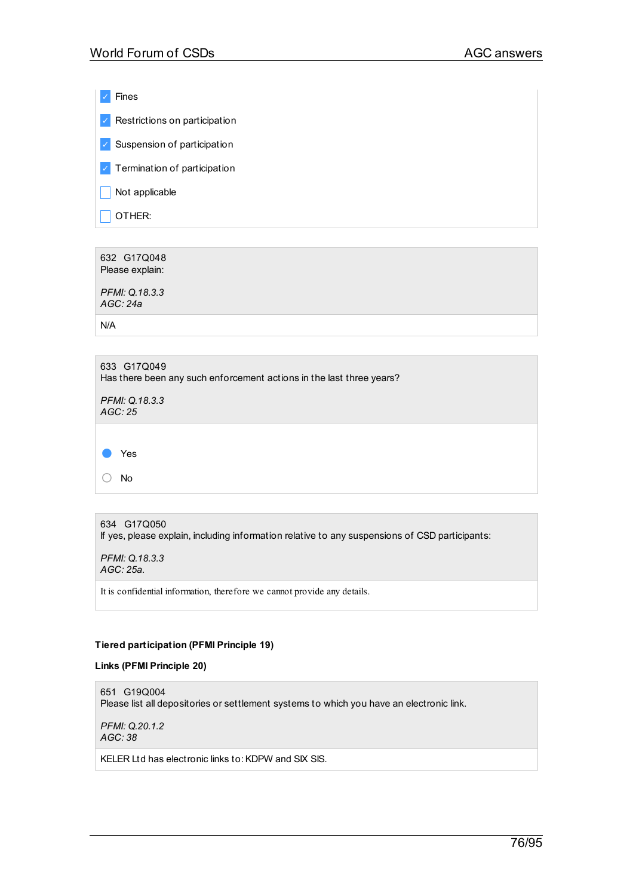- [x] Fines
- [x] Restrictions on participation
- [x] Suspension of participation
- [x] Termination of participation
- [ ] Not applicable
- [ ] OTHER:

632 G17Q048
Please explain:

*PFMI: Q.18.3.3*
*AGC: 24a*

N/A

633 G17Q049
Has there been any such enforcement actions in the last three years?

*PFMI: Q.18.3.3*
*AGC: 25*

- (●) Yes
- ( ) No

634 G17Q050
If yes, please explain, including information relative to any suspensions of CSD participants:

*PFMI: Q.18.3.3*
*AGC: 25a.*

It is confidential information, therefore we cannot provide any details.

**Tiered participation (PFMI Principle 19)**

**Links (PFMI Principle 20)**

651 G19Q004
Please list all depositories or settlement systems to which you have an electronic link.

*PFMI: Q.20.1.2*
*AGC: 38*

KELER Ltd has electronic links to: KDPW and SIX SIS.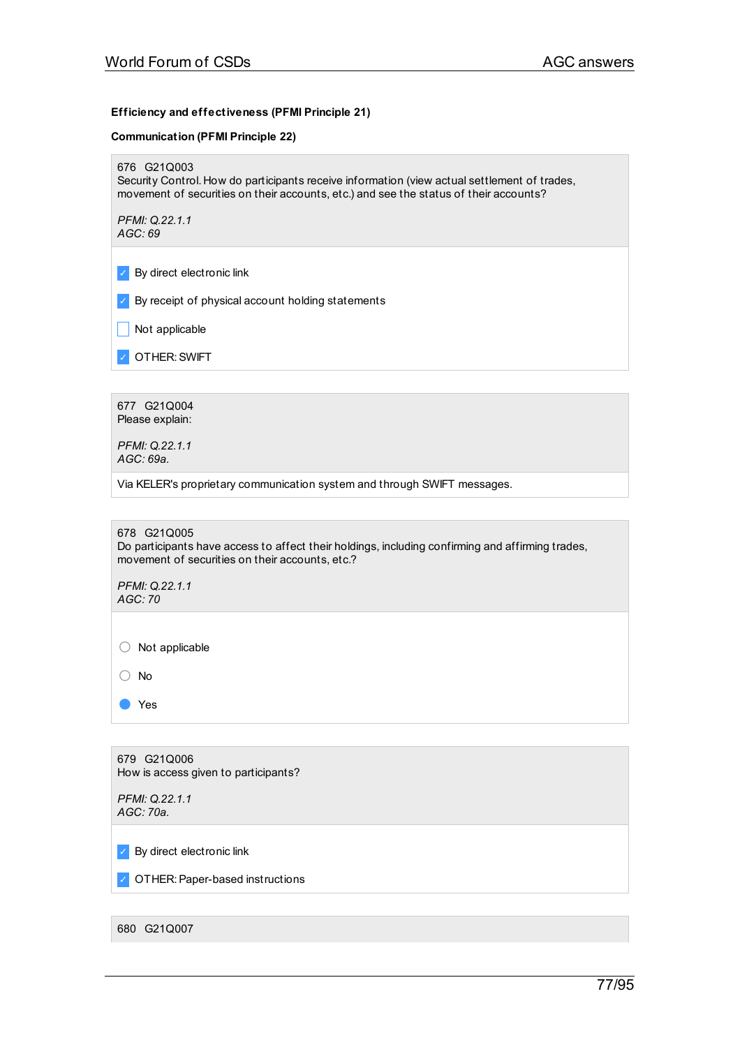**Efficiency and effectiveness (PFMI Principle 21)**

**Communication (PFMI Principle 22)**

676 G21Q003
Security Control. How do participants receive information (view actual settlement of trades, movement of securities on their accounts, etc.) and see the status of their accounts?

*PFMI: Q.22.1.1*
*AGC: 69*

- [x] By direct electronic link
- [x] By receipt of physical account holding statements
- [ ] Not applicable
- [x] OTHER: SWIFT

677 G21Q004
Please explain:

*PFMI: Q.22.1.1*
*AGC: 69a.*

Via KELER's proprietary communication system and through SWIFT messages.

678 G21Q005
Do participants have access to affect their holdings, including confirming and affirming trades, movement of securities on their accounts, etc.?

*PFMI: Q.22.1.1*
*AGC: 70*

- ○ Not applicable
- ○ No
- ● Yes

679 G21Q006
How is access given to participants?

*PFMI: Q.22.1.1*
*AGC: 70a.*

- [x] By direct electronic link
- [x] OTHER: Paper-based instructions

680 G21Q007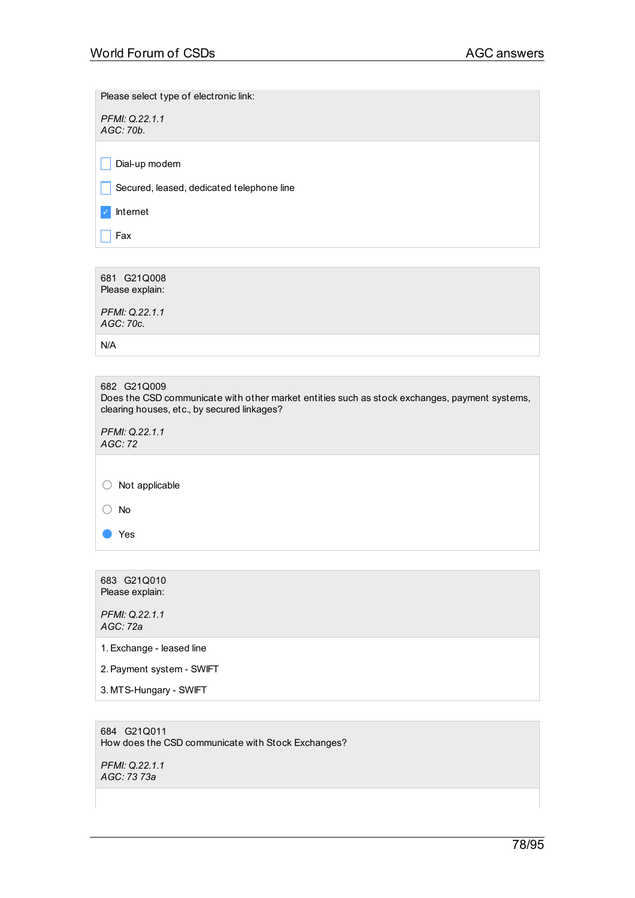Please select type of electronic link:

*PFMI: Q.22.1.1*
*AGC: 70b.*

- [ ] Dial-up modem
- [ ] Secured, leased, dedicated telephone line
- [x] Internet
- [ ] Fax

681 G21Q008
Please explain:

*PFMI: Q.22.1.1*
*AGC: 70c.*

N/A

682 G21Q009
Does the CSD communicate with other market entities such as stock exchanges, payment systems, clearing houses, etc., by secured linkages?

*PFMI: Q.22.1.1*
*AGC: 72*

- ○ Not applicable
- ○ No
- ● Yes

683 G21Q010
Please explain:

*PFMI: Q.22.1.1*
*AGC: 72a*

1. Exchange - leased line
2. Payment system - SWIFT
3. MTS-Hungary - SWIFT

684 G21Q011
How does the CSD communicate with Stock Exchanges?

*PFMI: Q.22.1.1*
*AGC: 73 73a*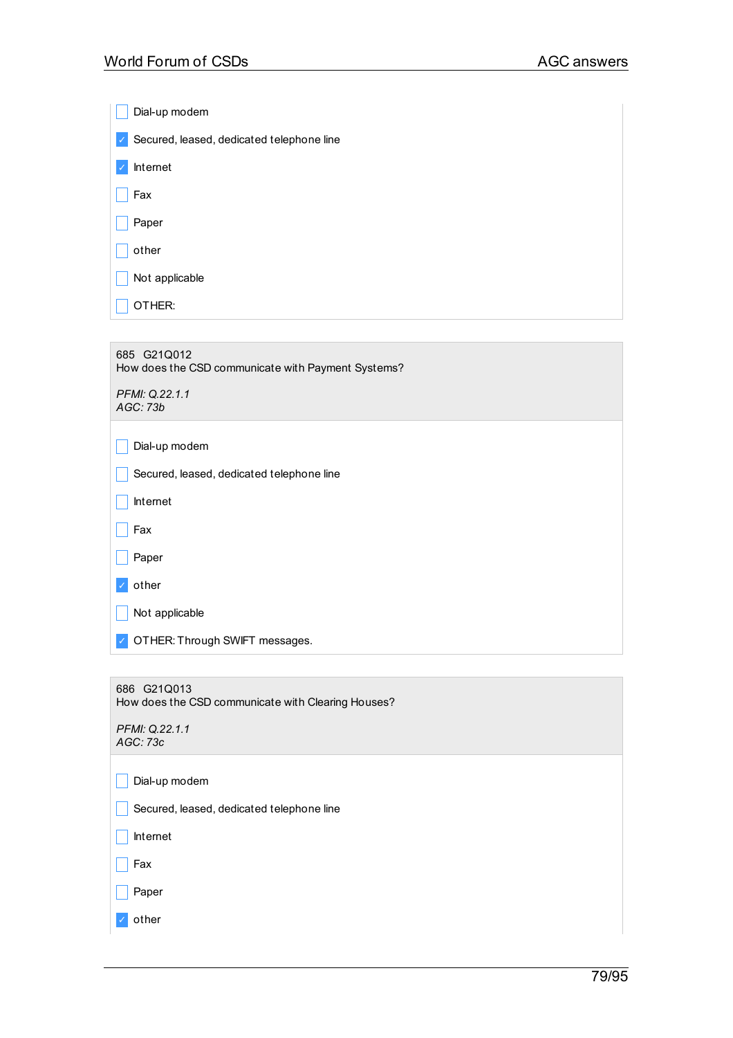- [ ] Dial-up modem
- [x] Secured, leased, dedicated telephone line
- [x] Internet
- [ ] Fax
- [ ] Paper
- [ ] other
- [ ] Not applicable
- [ ] OTHER:

685 G21Q012
How does the CSD communicate with Payment Systems?

*PFMI: Q.22.1.1*
*AGC: 73b*

- [ ] Dial-up modem
- [ ] Secured, leased, dedicated telephone line
- [ ] Internet
- [ ] Fax
- [ ] Paper
- [x] other
- [ ] Not applicable
- [x] OTHER: Through SWIFT messages.

686 G21Q013
How does the CSD communicate with Clearing Houses?

*PFMI: Q.22.1.1*
*AGC: 73c*

- [ ] Dial-up modem
- [ ] Secured, leased, dedicated telephone line
- [ ] Internet
- [ ] Fax
- [ ] Paper
- [x] other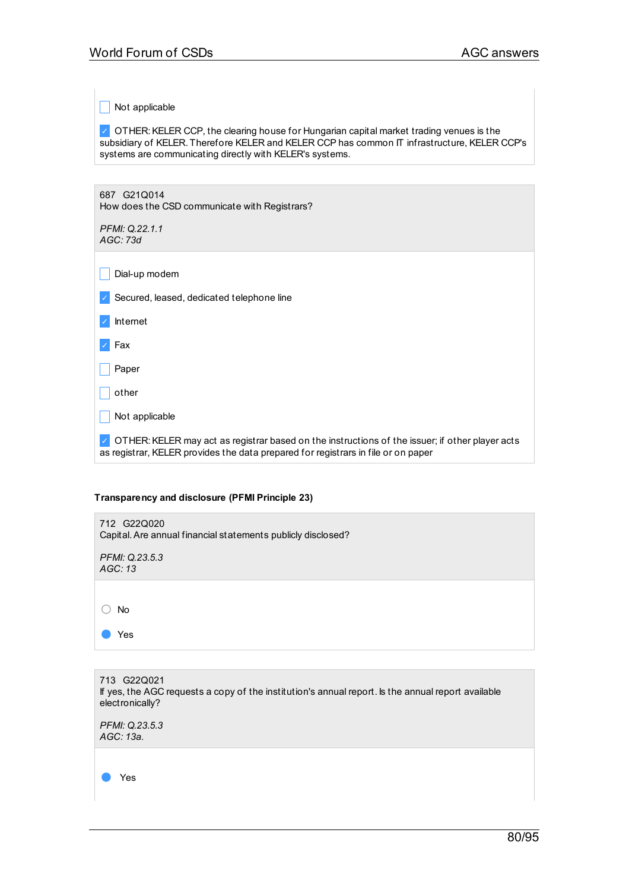- [ ] Not applicable

- [x] OTHER: KELER CCP, the clearing house for Hungarian capital market trading venues is the subsidiary of KELER. Therefore KELER and KELER CCP has common IT infrastructure, KELER CCP's systems are communicating directly with KELER's systems.

---

687 G21Q014
How does the CSD communicate with Registrars?

*PFMI: Q.22.1.1*
*AGC: 73d*

- [ ] Dial-up modem
- [x] Secured, leased, dedicated telephone line
- [x] Internet
- [x] Fax
- [ ] Paper
- [ ] other
- [ ] Not applicable
- [x] OTHER: KELER may act as registrar based on the instructions of the issuer; if other player acts as registrar, KELER provides the data prepared for registrars in file or on paper

---

**Transparency and disclosure (PFMI Principle 23)**

712 G22Q020
Capital. Are annual financial statements publicly disclosed?

*PFMI: Q.23.5.3*
*AGC: 13*

- ○ No
- ● Yes

---

713 G22Q021
If yes, the AGC requests a copy of the institution's annual report. Is the annual report available electronically?

*PFMI: Q.23.5.3*
*AGC: 13a.*

- ● Yes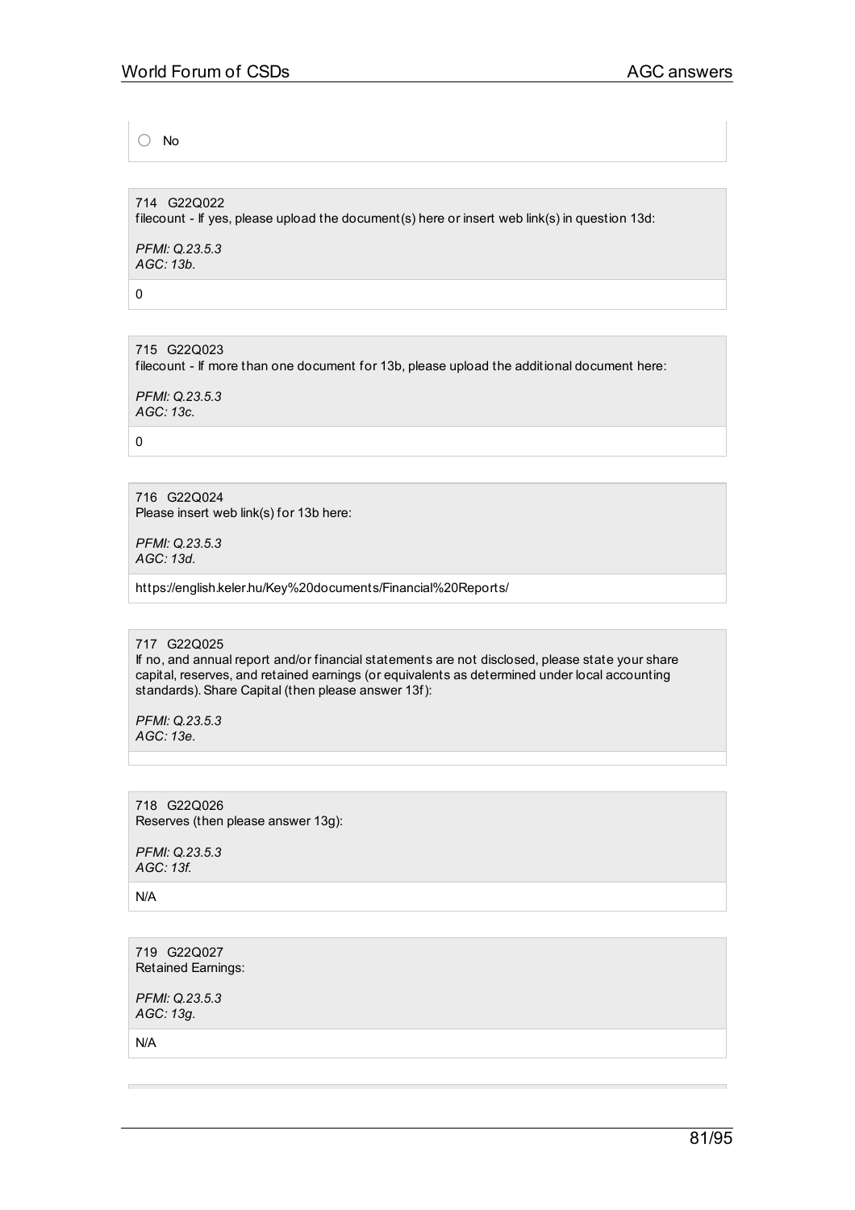○ No

714 G22Q022
filecount - If yes, please upload the document(s) here or insert web link(s) in question 13d:

*PFMI: Q.23.5.3*
*AGC: 13b.*

0

715 G22Q023
filecount - If more than one document for 13b, please upload the additional document here:

*PFMI: Q.23.5.3*
*AGC: 13c.*

0

716 G22Q024
Please insert web link(s) for 13b here:

*PFMI: Q.23.5.3*
*AGC: 13d.*

https://english.keler.hu/Key%20documents/Financial%20Reports/

717 G22Q025
If no, and annual report and/or financial statements are not disclosed, please state your share capital, reserves, and retained earnings (or equivalents as determined under local accounting standards). Share Capital (then please answer 13f):

*PFMI: Q.23.5.3*
*AGC: 13e.*

718 G22Q026
Reserves (then please answer 13g):

*PFMI: Q.23.5.3*
*AGC: 13f.*

N/A

719 G22Q027
Retained Earnings:

*PFMI: Q.23.5.3*
*AGC: 13g.*

N/A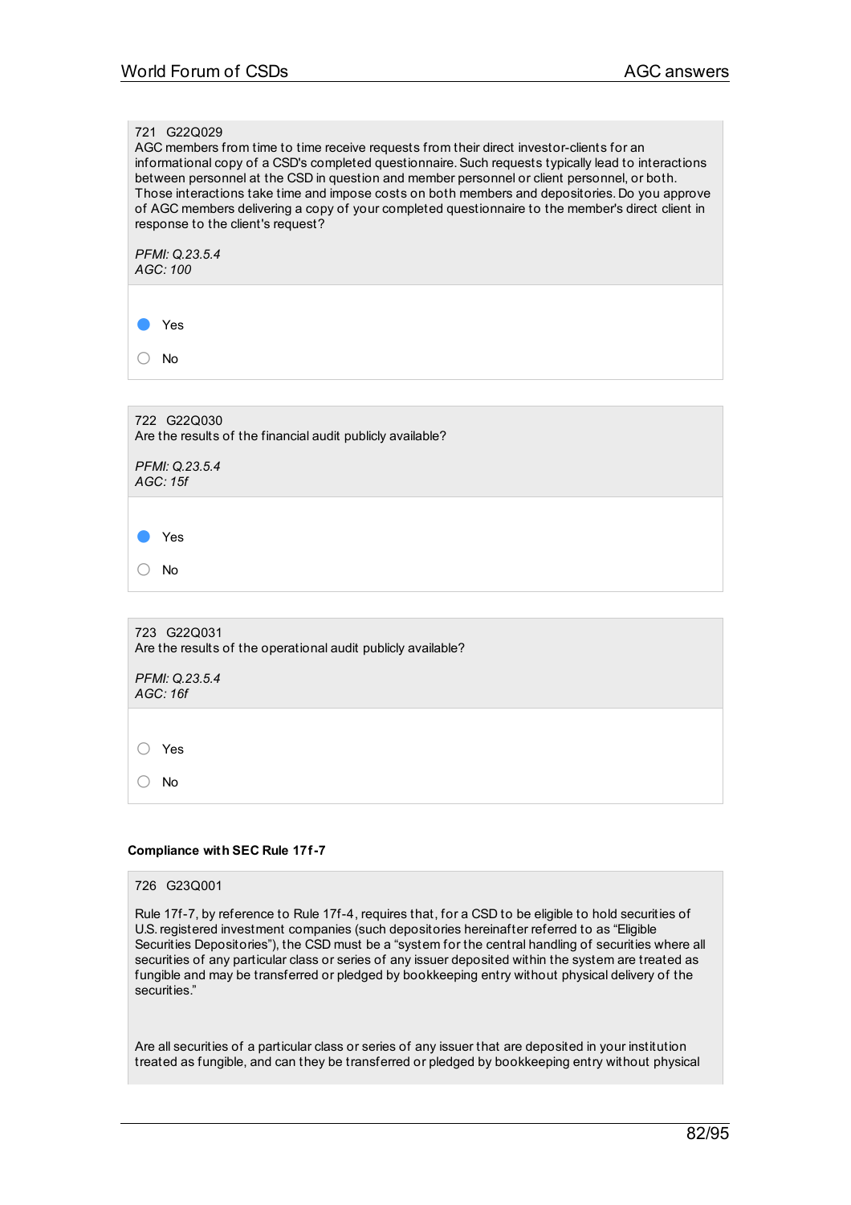721 G22Q029
AGC members from time to time receive requests from their direct investor-clients for an informational copy of a CSD's completed questionnaire. Such requests typically lead to interactions between personnel at the CSD in question and member personnel or client personnel, or both. Those interactions take time and impose costs on both members and depositories. Do you approve of AGC members delivering a copy of your completed questionnaire to the member's direct client in response to the client's request?

*PFMI: Q.23.5.4*
*AGC: 100*

- (●) Yes
- ( ) No

722 G22Q030
Are the results of the financial audit publicly available?

*PFMI: Q.23.5.4*
*AGC: 15f*

- (●) Yes
- ( ) No

723 G22Q031
Are the results of the operational audit publicly available?

*PFMI: Q.23.5.4*
*AGC: 16f*

- ( ) Yes
- ( ) No

**Compliance with SEC Rule 17f-7**

726 G23Q001

Rule 17f-7, by reference to Rule 17f-4, requires that, for a CSD to be eligible to hold securities of U.S. registered investment companies (such depositories hereinafter referred to as "Eligible Securities Depositories"), the CSD must be a "system for the central handling of securities where all securities of any particular class or series of any issuer deposited within the system are treated as fungible and may be transferred or pledged by bookkeeping entry without physical delivery of the securities."

Are all securities of a particular class or series of any issuer that are deposited in your institution treated as fungible, and can they be transferred or pledged by bookkeeping entry without physical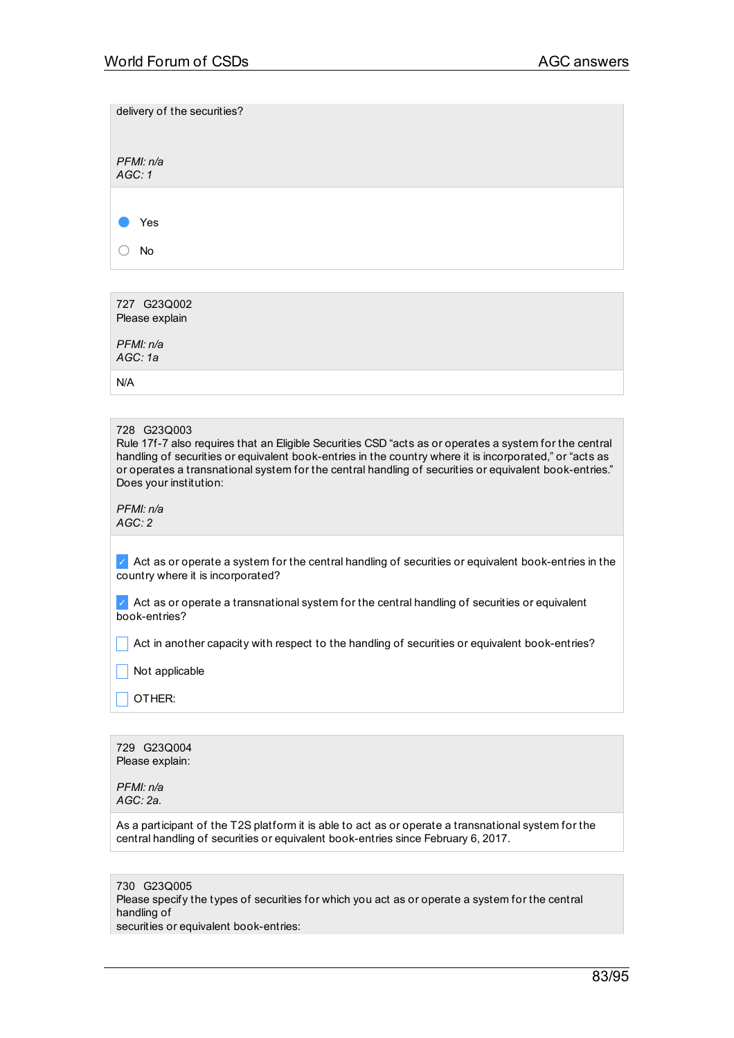delivery of the securities?

*PFMI: n/a*
*AGC: 1*

- [x] Yes
- [ ] No

727 G23Q002
Please explain

*PFMI: n/a*
*AGC: 1a*

N/A

728 G23Q003
Rule 17f-7 also requires that an Eligible Securities CSD "acts as or operates a system for the central handling of securities or equivalent book-entries in the country where it is incorporated," or "acts as or operates a transnational system for the central handling of securities or equivalent book-entries." Does your institution:

*PFMI: n/a*
*AGC: 2*

- [x] Act as or operate a system for the central handling of securities or equivalent book-entries in the country where it is incorporated?
- [x] Act as or operate a transnational system for the central handling of securities or equivalent book-entries?
- [ ] Act in another capacity with respect to the handling of securities or equivalent book-entries?
- [ ] Not applicable
- [ ] OTHER:

729 G23Q004
Please explain:

*PFMI: n/a*
*AGC: 2a.*

As a participant of the T2S platform it is able to act as or operate a transnational system for the central handling of securities or equivalent book-entries since February 6, 2017.

730 G23Q005
Please specify the types of securities for which you act as or operate a system for the central handling of
securities or equivalent book-entries: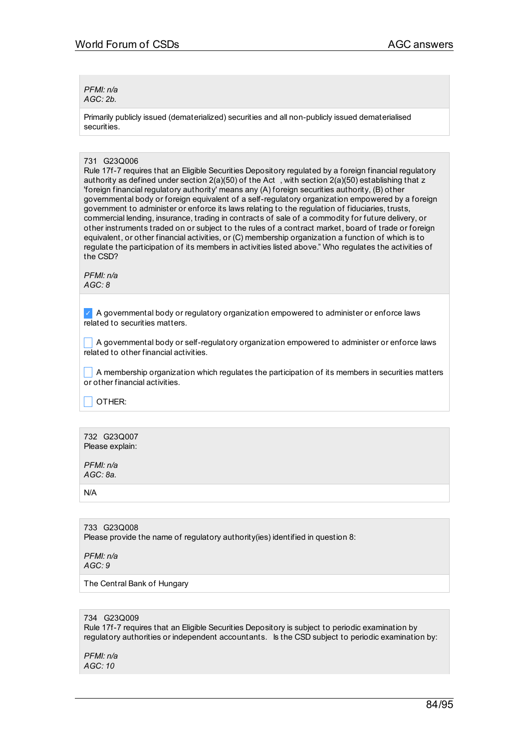*PFMI: n/a*
*AGC: 2b.*

Primarily publicly issued (dematerialized) securities and all non-publicly issued dematerialised securities.

731 G23Q006
Rule 17f-7 requires that an Eligible Securities Depository regulated by a foreign financial regulatory authority as defined under section 2(a)(50) of the Act , with section 2(a)(50) establishing that z 'foreign financial regulatory authority' means any (A) foreign securities authority, (B) other governmental body or foreign equivalent of a self-regulatory organization empowered by a foreign government to administer or enforce its laws relating to the regulation of fiduciaries, trusts, commercial lending, insurance, trading in contracts of sale of a commodity for future delivery, or other instruments traded on or subject to the rules of a contract market, board of trade or foreign equivalent, or other financial activities, or (C) membership organization a function of which is to regulate the participation of its members in activities listed above." Who regulates the activities of the CSD?

*PFMI: n/a*
*AGC: 8*

- [x] A governmental body or regulatory organization empowered to administer or enforce laws related to securities matters.
- [ ] A governmental body or self-regulatory organization empowered to administer or enforce laws related to other financial activities.
- [ ] A membership organization which regulates the participation of its members in securities matters or other financial activities.
- [ ] OTHER:

732 G23Q007
Please explain:

*PFMI: n/a*
*AGC: 8a.*

N/A

733 G23Q008
Please provide the name of regulatory authority(ies) identified in question 8:

*PFMI: n/a*
*AGC: 9*

The Central Bank of Hungary

734 G23Q009
Rule 17f-7 requires that an Eligible Securities Depository is subject to periodic examination by regulatory authorities or independent accountants. Is the CSD subject to periodic examination by:

*PFMI: n/a*
*AGC: 10*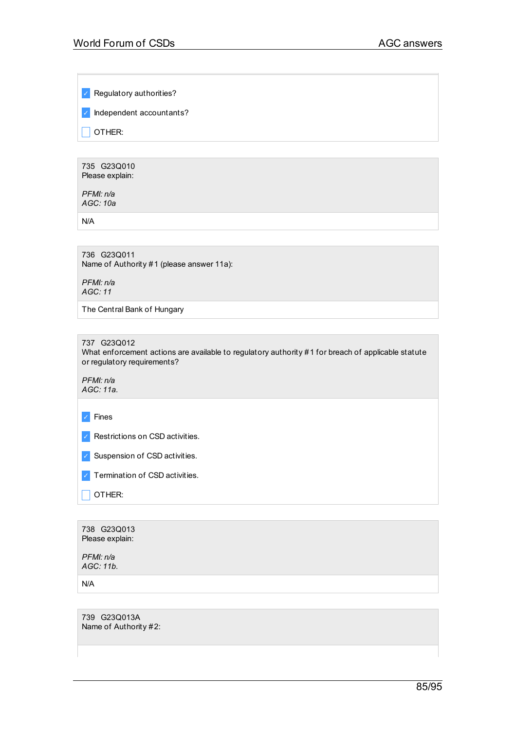- [x] Regulatory authorities?
- [x] Independent accountants?
- [ ] OTHER:

---

735 G23Q010
Please explain:

*PFMI: n/a*
*AGC: 10a*

N/A

---

736 G23Q011
Name of Authority #1 (please answer 11a):

*PFMI: n/a*
*AGC: 11*

The Central Bank of Hungary

---

737 G23Q012
What enforcement actions are available to regulatory authority #1 for breach of applicable statute or regulatory requirements?

*PFMI: n/a*
*AGC: 11a.*

- [x] Fines
- [x] Restrictions on CSD activities.
- [x] Suspension of CSD activities.
- [x] Termination of CSD activities.
- [ ] OTHER:

---

738 G23Q013
Please explain:

*PFMI: n/a*
*AGC: 11b.*

N/A

---

739 G23Q013A
Name of Authority #2: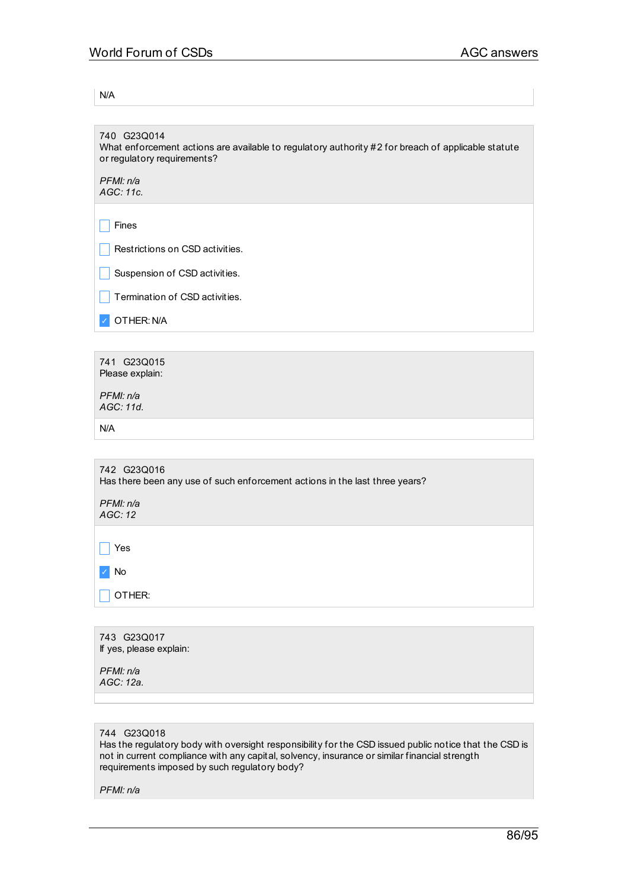N/A

740 G23Q014
What enforcement actions are available to regulatory authority #2 for breach of applicable statute or regulatory requirements?

*PFMI: n/a*
*AGC: 11c.*

- [ ] Fines
- [ ] Restrictions on CSD activities.
- [ ] Suspension of CSD activities.
- [ ] Termination of CSD activities.
- [x] OTHER: N/A

741 G23Q015
Please explain:

*PFMI: n/a*
*AGC: 11d.*

N/A

742 G23Q016
Has there been any use of such enforcement actions in the last three years?

*PFMI: n/a*
*AGC: 12*

- [ ] Yes
- [x] No
- [ ] OTHER:

743 G23Q017
If yes, please explain:

*PFMI: n/a*
*AGC: 12a.*

744 G23Q018
Has the regulatory body with oversight responsibility for the CSD issued public notice that the CSD is not in current compliance with any capital, solvency, insurance or similar financial strength requirements imposed by such regulatory body?

*PFMI: n/a*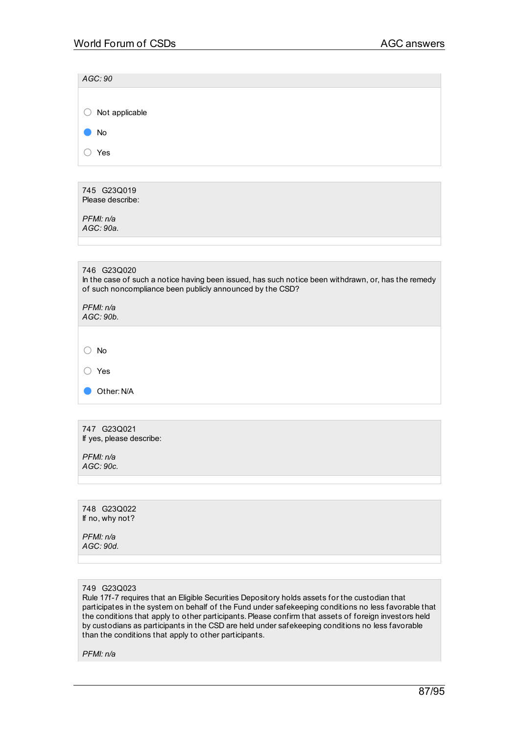*AGC: 90*

- ○ Not applicable
- ● No
- ○ Yes

745 G23Q019
Please describe:

*PFMI: n/a*
*AGC: 90a.*

746 G23Q020
In the case of such a notice having been issued, has such notice been withdrawn, or, has the remedy of such noncompliance been publicly announced by the CSD?

*PFMI: n/a*
*AGC: 90b.*

- ○ No
- ○ Yes
- ● Other: N/A

747 G23Q021
If yes, please describe:

*PFMI: n/a*
*AGC: 90c.*

748 G23Q022
If no, why not?

*PFMI: n/a*
*AGC: 90d.*

749 G23Q023
Rule 17f-7 requires that an Eligible Securities Depository holds assets for the custodian that participates in the system on behalf of the Fund under safekeeping conditions no less favorable that the conditions that apply to other participants. Please confirm that assets of foreign investors held by custodians as participants in the CSD are held under safekeeping conditions no less favorable than the conditions that apply to other participants.

*PFMI: n/a*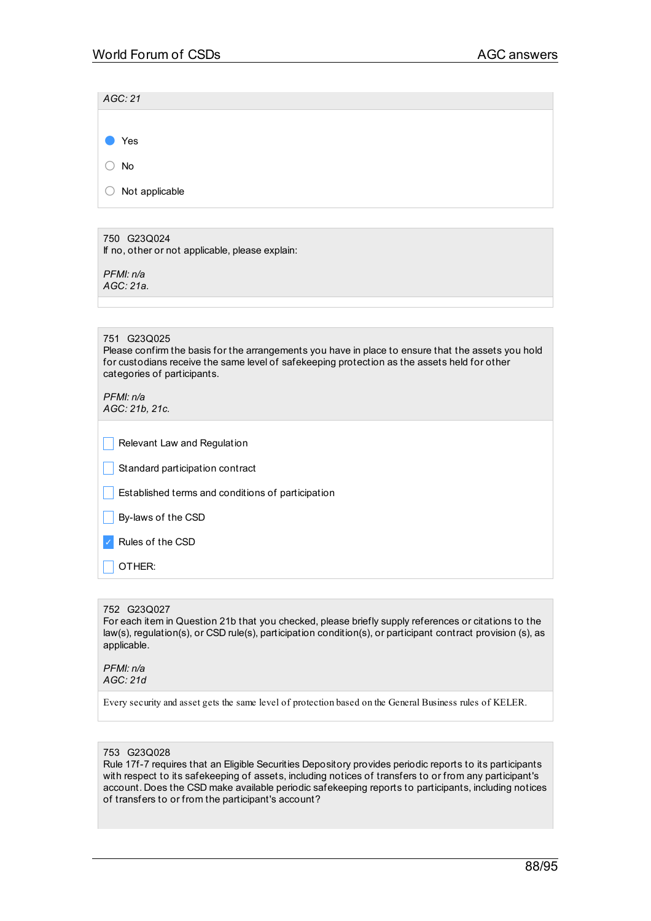*AGC: 21*

- [x] Yes
- [ ] No
- [ ] Not applicable

750 G23Q024
If no, other or not applicable, please explain:

*PFMI: n/a*
*AGC: 21a.*

751 G23Q025
Please confirm the basis for the arrangements you have in place to ensure that the assets you hold for custodians receive the same level of safekeeping protection as the assets held for other categories of participants.

*PFMI: n/a*
*AGC: 21b, 21c.*

- [ ] Relevant Law and Regulation
- [ ] Standard participation contract
- [ ] Established terms and conditions of participation
- [ ] By-laws of the CSD
- [x] Rules of the CSD
- [ ] OTHER:

752 G23Q027
For each item in Question 21b that you checked, please briefly supply references or citations to the law(s), regulation(s), or CSD rule(s), participation condition(s), or participant contract provision (s), as applicable.

*PFMI: n/a*
*AGC: 21d*

Every security and asset gets the same level of protection based on the General Business rules of KELER.

753 G23Q028
Rule 17f-7 requires that an Eligible Securities Depository provides periodic reports to its participants with respect to its safekeeping of assets, including notices of transfers to or from any participant's account. Does the CSD make available periodic safekeeping reports to participants, including notices of transfers to or from the participant's account?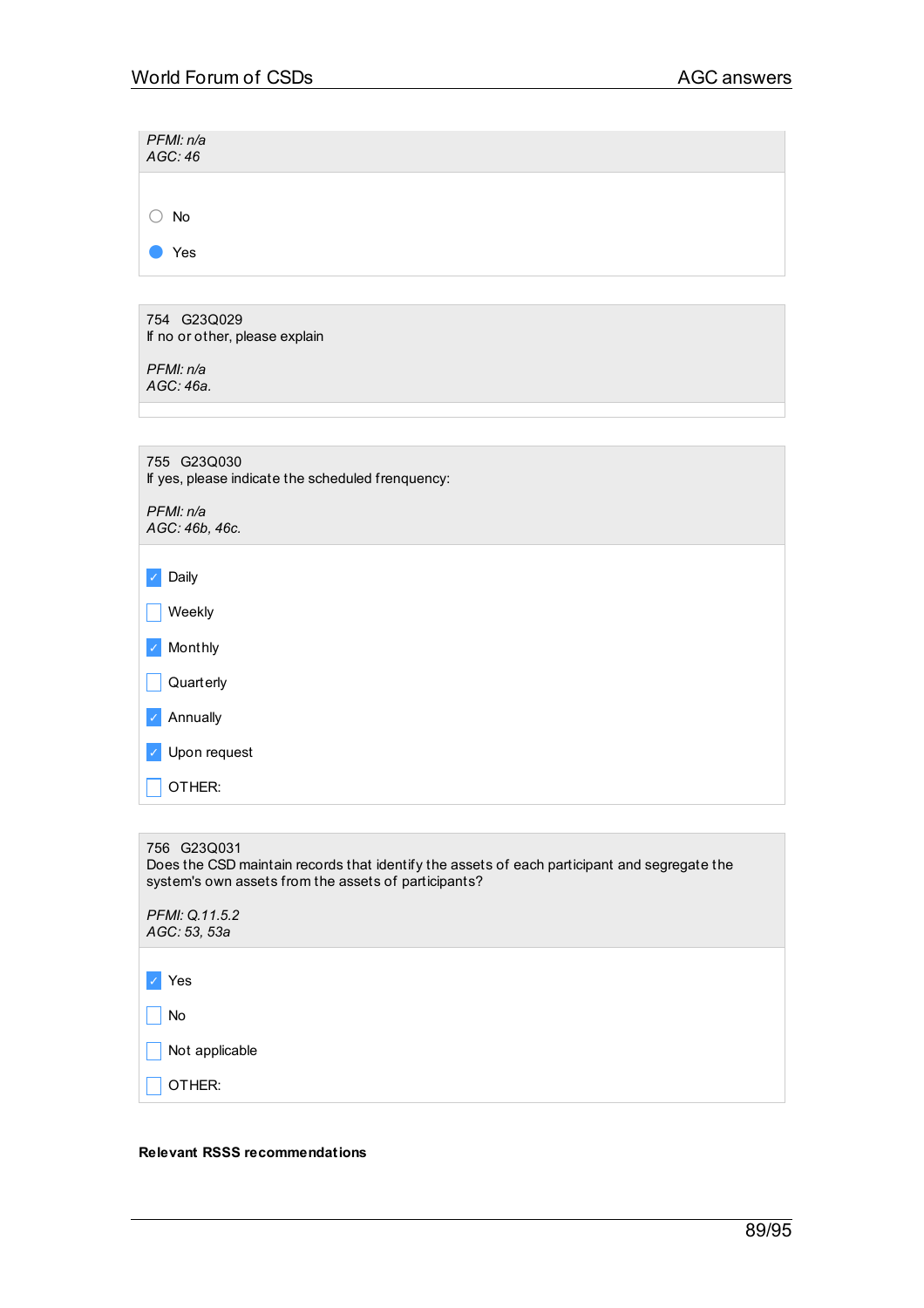*PFMI: n/a*
*AGC: 46*

- ○ No
- ● Yes

754 G23Q029
If no or other, please explain

*PFMI: n/a*
*AGC: 46a.*

755 G23Q030
If yes, please indicate the scheduled frenquency:

*PFMI: n/a*
*AGC: 46b, 46c.*

- [x] Daily
- [ ] Weekly
- [x] Monthly
- [ ] Quarterly
- [x] Annually
- [x] Upon request
- [ ] OTHER:

756 G23Q031
Does the CSD maintain records that identify the assets of each participant and segregate the system's own assets from the assets of participants?

*PFMI: Q.11.5.2*
*AGC: 53, 53a*

- [x] Yes
- [ ] No
- [ ] Not applicable
- [ ] OTHER:

**Relevant RSSS recommendations**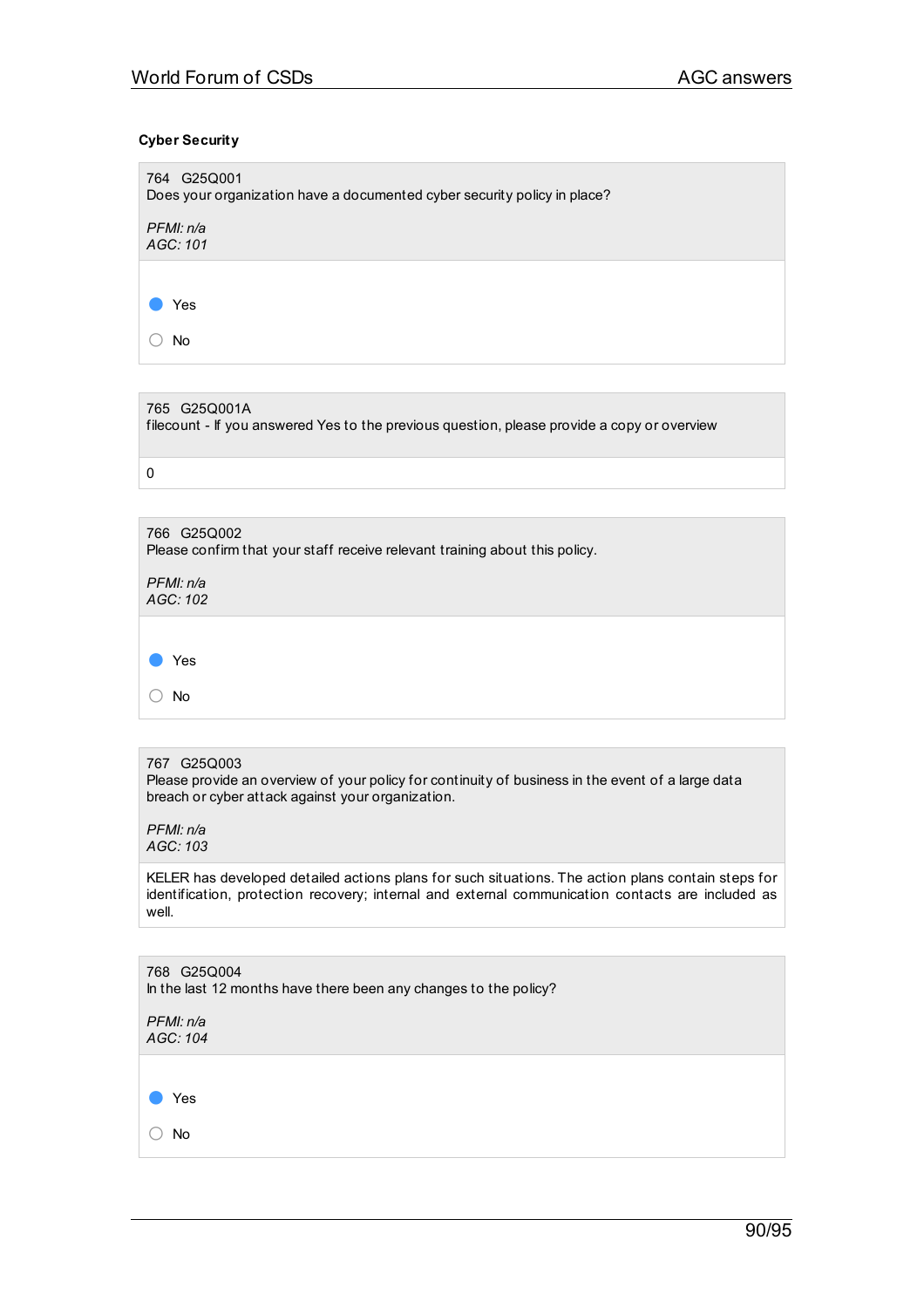**Cyber Security**

764 G25Q001
Does your organization have a documented cyber security policy in place?

*PFMI: n/a*
*AGC: 101*

- [x] Yes
- [ ] No

765 G25Q001A
filecount - If you answered Yes to the previous question, please provide a copy or overview

0

766 G25Q002
Please confirm that your staff receive relevant training about this policy.

*PFMI: n/a*
*AGC: 102*

- [x] Yes
- [ ] No

767 G25Q003
Please provide an overview of your policy for continuity of business in the event of a large data breach or cyber attack against your organization.

*PFMI: n/a*
*AGC: 103*

KELER has developed detailed actions plans for such situations. The action plans contain steps for identification, protection recovery; internal and external communication contacts are included as well.

768 G25Q004
In the last 12 months have there been any changes to the policy?

*PFMI: n/a*
*AGC: 104*

- [x] Yes
- [ ] No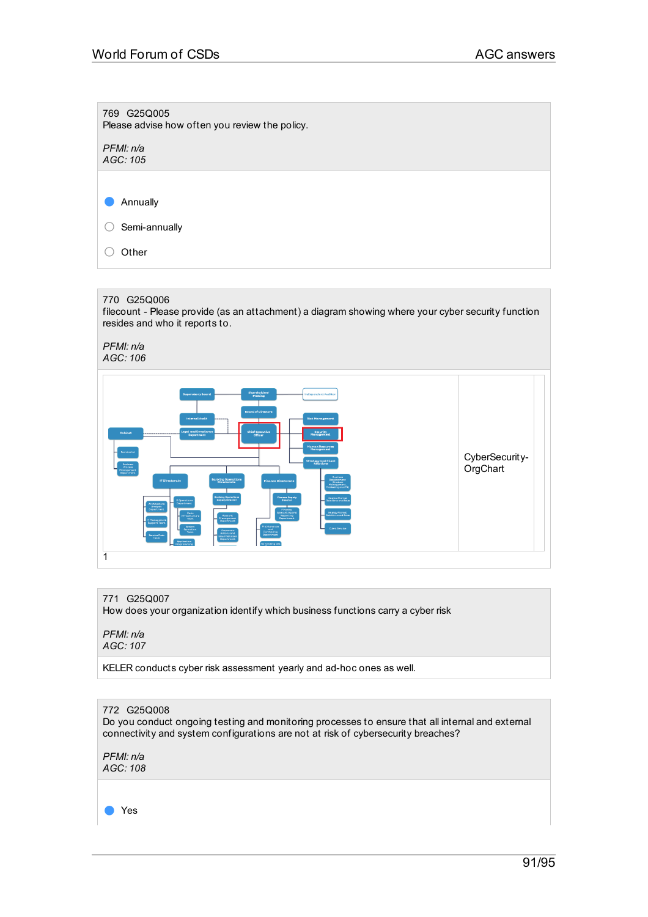769 G25Q005
Please advise how often you review the policy.

*PFMI: n/a*
*AGC: 105*

- [x] Annually
- [ ] Semi-annually
- [ ] Other

770 G25Q006
filecount - Please provide (as an attachment) a diagram showing where your cyber security function resides and who it reports to.

*PFMI: n/a*
*AGC: 106*

| | |
|---|---|
| | CyberSecurity-OrgChart |

1

771 G25Q007
How does your organization identify which business functions carry a cyber risk

*PFMI: n/a*
*AGC: 107*

KELER conducts cyber risk assessment yearly and ad-hoc ones as well.

772 G25Q008
Do you conduct ongoing testing and monitoring processes to ensure that all internal and external connectivity and system configurations are not at risk of cybersecurity breaches?

*PFMI: n/a*
*AGC: 108*

- [x] Yes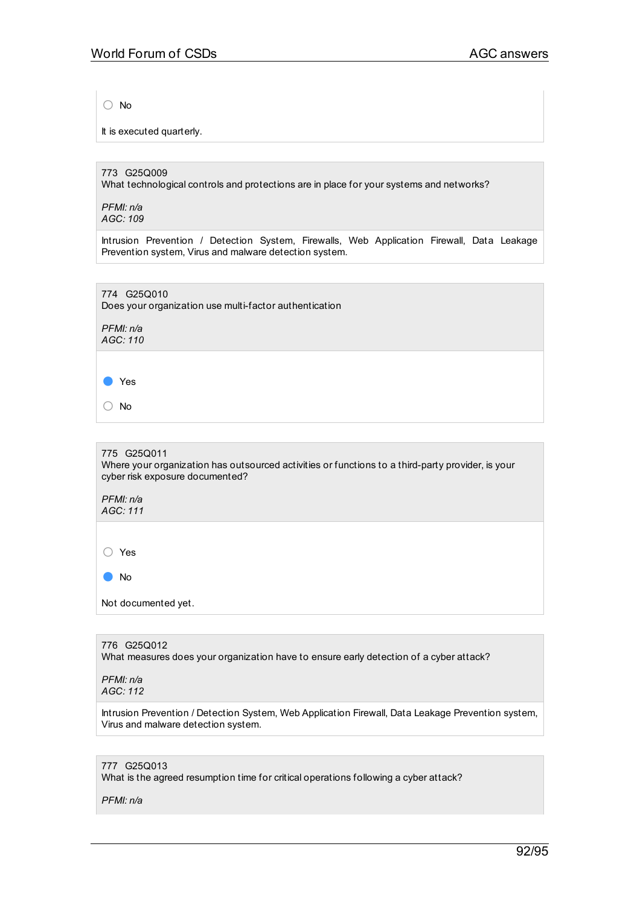- [ ] No

It is executed quarterly.

773 G25Q009
What technological controls and protections are in place for your systems and networks?

*PFMI: n/a*
*AGC: 109*

Intrusion Prevention / Detection System, Firewalls, Web Application Firewall, Data Leakage Prevention system, Virus and malware detection system.

774 G25Q010
Does your organization use multi-factor authentication

*PFMI: n/a*
*AGC: 110*

- [x] Yes
- [ ] No

775 G25Q011
Where your organization has outsourced activities or functions to a third-party provider, is your cyber risk exposure documented?

*PFMI: n/a*
*AGC: 111*

- [ ] Yes
- [x] No

Not documented yet.

776 G25Q012
What measures does your organization have to ensure early detection of a cyber attack?

*PFMI: n/a*
*AGC: 112*

Intrusion Prevention / Detection System, Web Application Firewall, Data Leakage Prevention system, Virus and malware detection system.

777 G25Q013
What is the agreed resumption time for critical operations following a cyber attack?

*PFMI: n/a*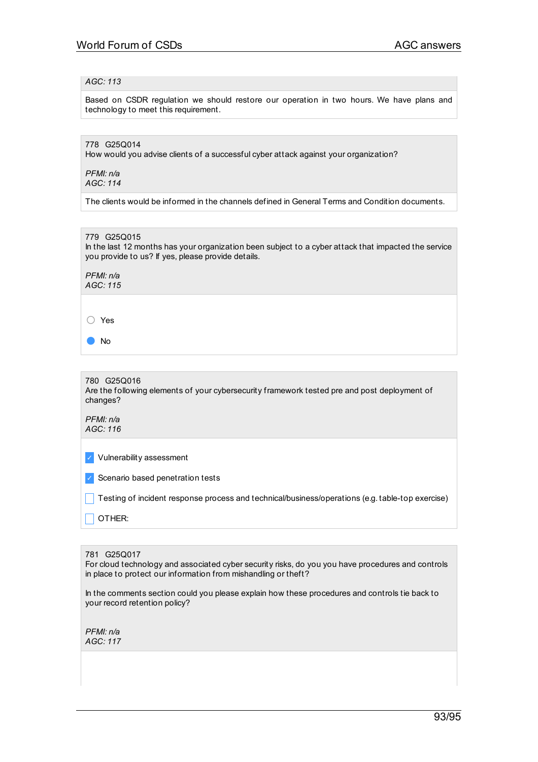*AGC: 113*

Based on CSDR regulation we should restore our operation in two hours. We have plans and technology to meet this requirement.

778 G25Q014
How would you advise clients of a successful cyber attack against your organization?

*PFMI: n/a*
*AGC: 114*

The clients would be informed in the channels defined in General Terms and Condition documents.

779 G25Q015
In the last 12 months has your organization been subject to a cyber attack that impacted the service you provide to us? If yes, please provide details.

*PFMI: n/a*
*AGC: 115*

- ○ Yes
- ● No

780 G25Q016
Are the following elements of your cybersecurity framework tested pre and post deployment of changes?

*PFMI: n/a*
*AGC: 116*

- [x] Vulnerability assessment
- [x] Scenario based penetration tests
- [ ] Testing of incident response process and technical/business/operations (e.g. table-top exercise)
- [ ] OTHER:

781 G25Q017
For cloud technology and associated cyber security risks, do you you have procedures and controls in place to protect our information from mishandling or theft?

In the comments section could you please explain how these procedures and controls tie back to your record retention policy?

*PFMI: n/a*
*AGC: 117*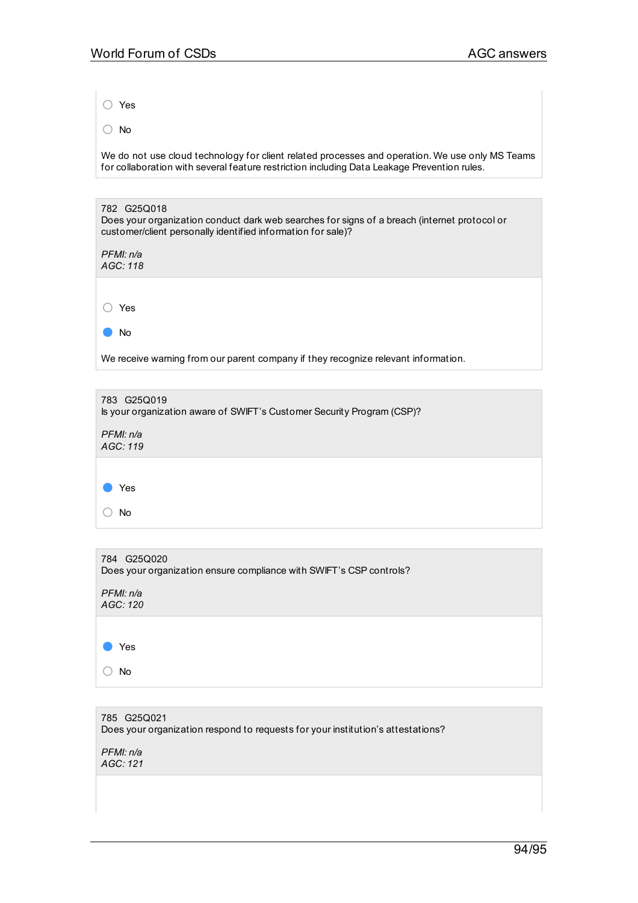- ○ Yes
- ○ No

We do not use cloud technology for client related processes and operation. We use only MS Teams for collaboration with several feature restriction including Data Leakage Prevention rules.

782 G25Q018
Does your organization conduct dark web searches for signs of a breach (internet protocol or customer/client personally identified information for sale)?

*PFMI: n/a*
*AGC: 118*

- ○ Yes
- ● No

We receive warning from our parent company if they recognize relevant information.

783 G25Q019
Is your organization aware of SWIFT's Customer Security Program (CSP)?

*PFMI: n/a*
*AGC: 119*

- ● Yes
- ○ No

784 G25Q020
Does your organization ensure compliance with SWIFT's CSP controls?

*PFMI: n/a*
*AGC: 120*

- ● Yes
- ○ No

785 G25Q021
Does your organization respond to requests for your institution's attestations?

*PFMI: n/a*
*AGC: 121*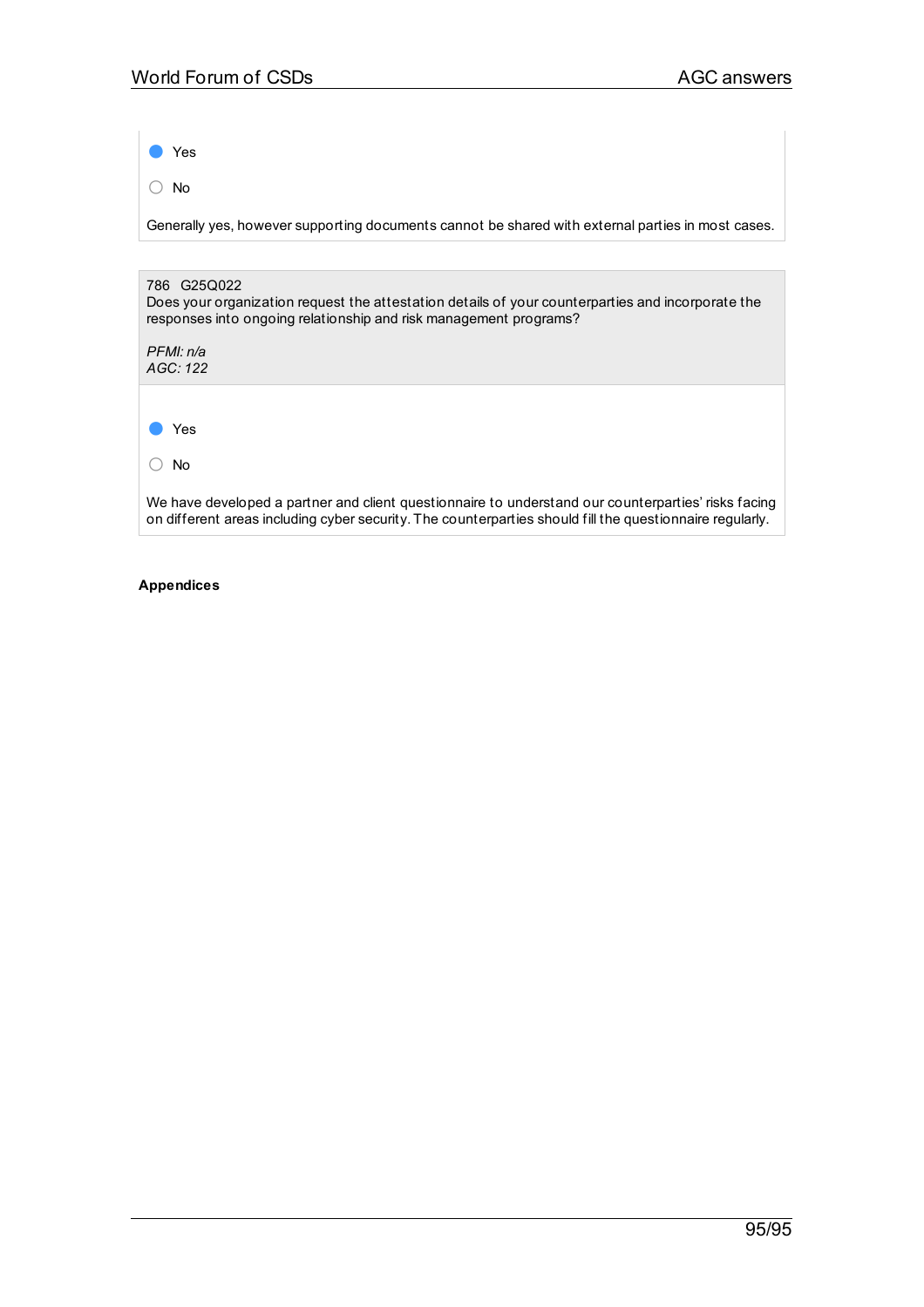- [x] Yes
- [ ] No

Generally yes, however supporting documents cannot be shared with external parties in most cases.

786 G25Q022
Does your organization request the attestation details of your counterparties and incorporate the responses into ongoing relationship and risk management programs?

*PFMI: n/a*
*AGC: 122*

- [x] Yes
- [ ] No

We have developed a partner and client questionnaire to understand our counterparties' risks facing on different areas including cyber security. The counterparties should fill the questionnaire regularly.

**Appendices**